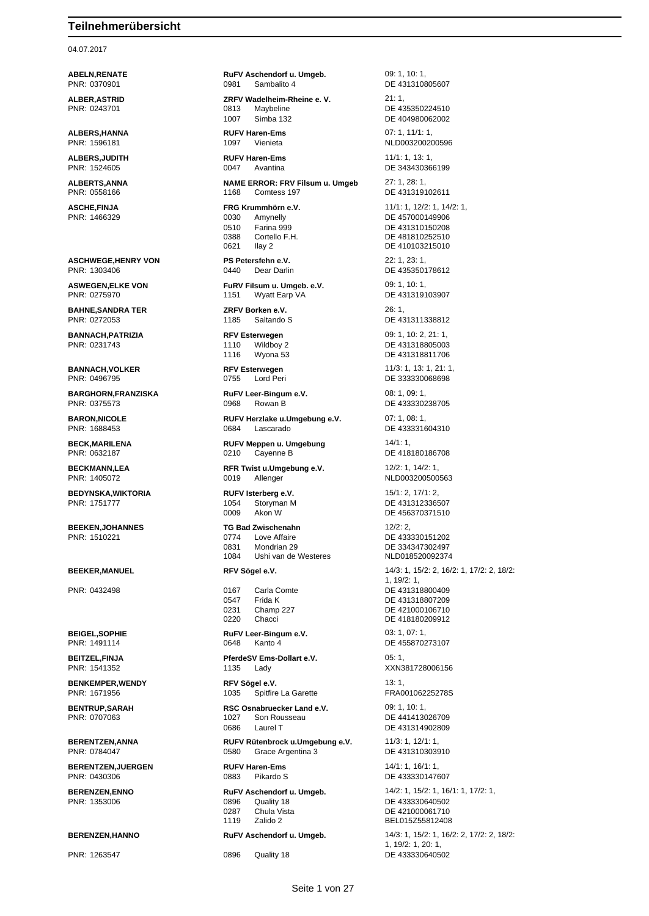# Teilnehmerübersicht

04.07.2017

| Teilnehmer | Verein / Pferd | Prüfungen / Lebensnummer |
|---|---|---|
| **ABELN,RENATE** | **RuFV Aschendorf u. Umgeb.** | 09: 1, 10: 1, |
| PNR: 0370901 | 0981 Sambalito 4 | DE 431310805607 |
| **ALBER,ASTRID** | **ZRFV Wadelheim-Rheine e. V.** | 21: 1, |
| PNR: 0243701 | 0813 Maybeline | DE 435350224510 |
| | 1007 Simba 132 | DE 404980062002 |
| **ALBERS,HANNA** | **RUFV Haren-Ems** | 07: 1, 11/1: 1, |
| PNR: 1596181 | 1097 Vienieta | NLD003200200596 |
| **ALBERS,JUDITH** | **RUFV Haren-Ems** | 11/1: 1, 13: 1, |
| PNR: 1524605 | 0047 Avantina | DE 343430366199 |
| **ALBERTS,ANNA** | **NAME ERROR: FRV Filsum u. Umgeb** | 27: 1, 28: 1, |
| PNR: 0558166 | 1168 Comtess 197 | DE 431319102611 |
| **ASCHE,FINJA** | **FRG Krummhörn e.V.** | 11/1: 1, 12/2: 1, 14/2: 1, |
| PNR: 1466329 | 0030 Amynelly | DE 457000149906 |
| | 0510 Farina 999 | DE 431310150208 |
| | 0388 Cortello F.H. | DE 481810252510 |
| | 0621 Ilay 2 | DE 410103215010 |
| **ASCHWEGE,HENRY VON** | **PS Petersfehn e.V.** | 22: 1, 23: 1, |
| PNR: 1303406 | 0440 Dear Darlin | DE 435350178612 |
| **ASWEGEN,ELKE VON** | **FuRV Filsum u. Umgeb. e.V.** | 09: 1, 10: 1, |
| PNR: 0275970 | 1151 Wyatt Earp VA | DE 431319103907 |
| **BAHNE,SANDRA TER** | **ZRFV Borken e.V.** | 26: 1, |
| PNR: 0272053 | 1185 Saltando S | DE 431311338812 |
| **BANNACH,PATRIZIA** | **RFV Esterwegen** | 09: 1, 10: 2, 21: 1, |
| PNR: 0231743 | 1110 Wildboy 2 | DE 431318805003 |
| | 1116 Wyona 53 | DE 431318811706 |
| **BANNACH,VOLKER** | **RFV Esterwegen** | 11/3: 1, 13: 1, 21: 1, |
| PNR: 0496795 | 0755 Lord Peri | DE 333330068698 |
| **BARGHORN,FRANZISKA** | **RuFV Leer-Bingum e.V.** | 08: 1, 09: 1, |
| PNR: 0375573 | 0968 Rowan B | DE 433330238705 |
| **BARON,NICOLE** | **RUFV Herzlake u.Umgebung e.V.** | 07: 1, 08: 1, |
| PNR: 1688453 | 0684 Lascarado | DE 433331604310 |
| **BECK,MARILENA** | **RUFV Meppen u. Umgebung** | 14/1: 1, |
| PNR: 0632187 | 0210 Cayenne B | DE 418180186708 |
| **BECKMANN,LEA** | **RFR Twist u.Umgebung e.V.** | 12/2: 1, 14/2: 1, |
| PNR: 1405072 | 0019 Allenger | NLD003200500563 |
| **BEDYNSKA,WIKTORIA** | **RUFV Isterberg e.V.** | 15/1: 2, 17/1: 2, |
| PNR: 1751777 | 1054 Storyman M | DE 431312336507 |
| | 0009 Akon W | DE 456370371510 |
| **BEEKEN,JOHANNES** | **TG Bad Zwischenahn** | 12/2: 2, |
| PNR: 1510221 | 0774 Love Affaire | DE 433330151202 |
| | 0831 Mondrian 29 | DE 334347302497 |
| | 1084 Ushi van de Westeres | NLD018520092374 |
| **BEEKER,MANUEL** | **RFV Sögel e.V.** | 14/3: 1, 15/2: 2, 16/2: 1, 17/2: 2, 18/2: 1, 19/2: 1, |
| PNR: 0432498 | 0167 Carla Comte | DE 431318800409 |
| | 0547 Frida K | DE 431318807209 |
| | 0231 Champ 227 | DE 421000106710 |
| | 0220 Chacci | DE 418180209912 |
| **BEIGEL,SOPHIE** | **RuFV Leer-Bingum e.V.** | 03: 1, 07: 1, |
| PNR: 1491114 | 0648 Kanto 4 | DE 455870273107 |
| **BEITZEL,FINJA** | **PferdeSV Ems-Dollart e.V.** | 05: 1, |
| PNR: 1541352 | 1135 Lady | XXN381728006156 |
| **BENKEMPER,WENDY** | **RFV Sögel e.V.** | 13: 1, |
| PNR: 1671956 | 1035 Spitfire La Garette | FRA00106225278S |
| **BENTRUP,SARAH** | **RSC Osnabruecker Land e.V.** | 09: 1, 10: 1, |
| PNR: 0707063 | 1027 Son Rousseau | DE 441413026709 |
| | 0686 Laurel T | DE 431314902809 |
| **BERENTZEN,ANNA** | **RUFV Rütenbrock u.Umgebung e.V.** | 11/3: 1, 12/1: 1, |
| PNR: 0784047 | 0580 Grace Argentina 3 | DE 431310303910 |
| **BERENTZEN,JUERGEN** | **RUFV Haren-Ems** | 14/1: 1, 16/1: 1, |
| PNR: 0430306 | 0883 Pikardo S | DE 433330147607 |
| **BERENZEN,ENNO** | **RuFV Aschendorf u. Umgeb.** | 14/2: 1, 15/2: 1, 16/1: 1, 17/2: 1, |
| PNR: 1353006 | 0896 Quality 18 | DE 433330640502 |
| | 0287 Chula Vista | DE 421000061710 |
| | 1119 Zalido 2 | BEL015Z55812408 |
| **BERENZEN,HANNO** | **RuFV Aschendorf u. Umgeb.** | 14/3: 1, 15/2: 1, 16/2: 2, 17/2: 2, 18/2: 1, 19/2: 1, 20: 1, |
| PNR: 1263547 | 0896 Quality 18 | DE 433330640502 |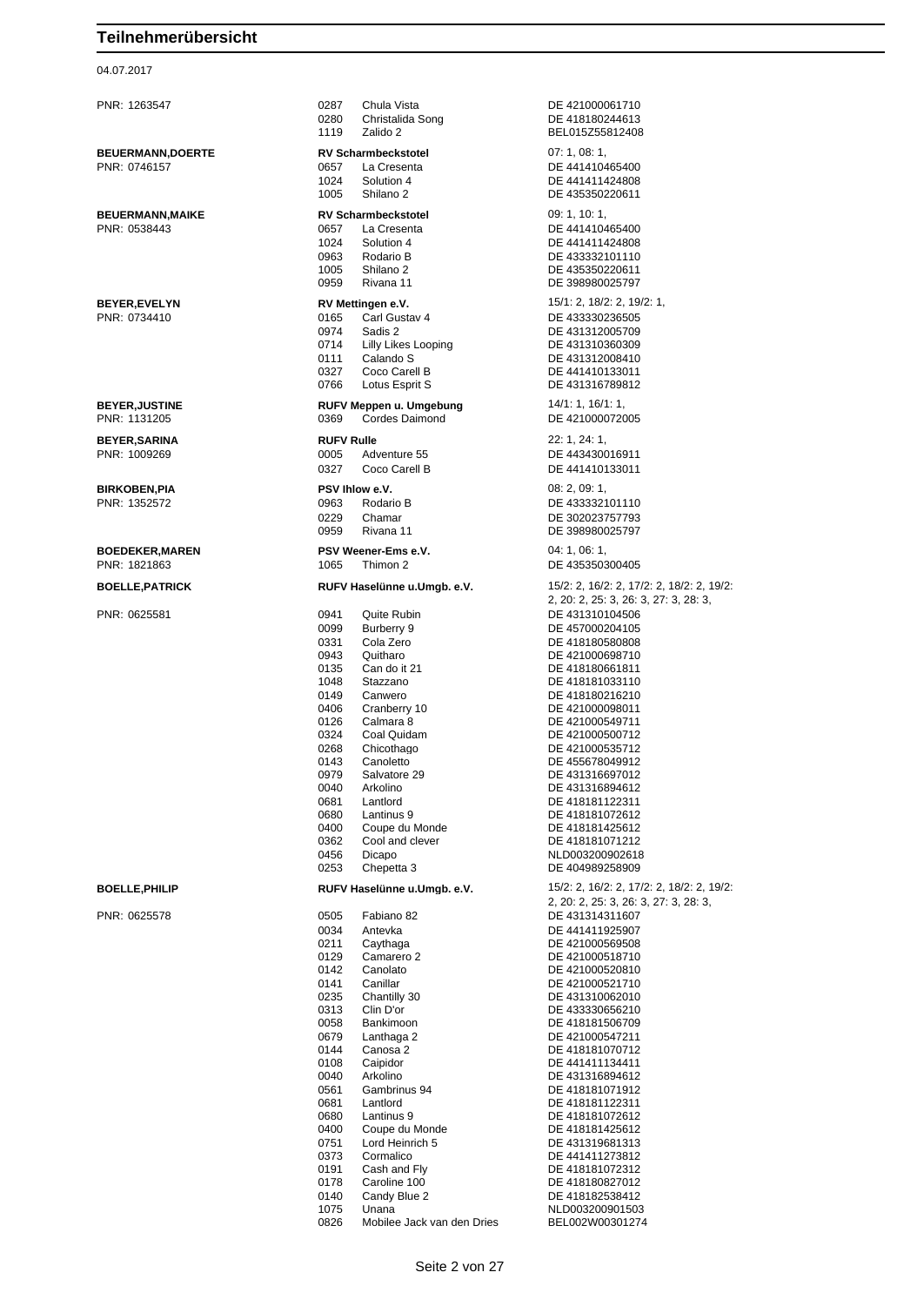# Teilnehmerübersicht

04.07.2017

| Teilnehmer | Verein / Nr. | Pferd | Info |
|---|---|---|---|
| PNR: 1263547 | 0287 | Chula Vista | DE 421000061710 |
| | 0280 | Christalida Song | DE 418180244613 |
| | 1119 | Zalido 2 | BEL015Z55812408 |
| **BEUERMANN,DOERTE** | **RV Scharmbeckstotel** | | 07: 1, 08: 1, |
| PNR: 0746157 | 0657 | La Cresenta | DE 441410465400 |
| | 1024 | Solution 4 | DE 441411424808 |
| | 1005 | Shilano 2 | DE 435350220611 |
| **BEUERMANN,MAIKE** | **RV Scharmbeckstotel** | | 09: 1, 10: 1, |
| PNR: 0538443 | 0657 | La Cresenta | DE 441410465400 |
| | 1024 | Solution 4 | DE 441411424808 |
| | 0963 | Rodario B | DE 433332101110 |
| | 1005 | Shilano 2 | DE 435350220611 |
| | 0959 | Rivana 11 | DE 398980025797 |
| **BEYER,EVELYN** | **RV Mettingen e.V.** | | 15/1: 2, 18/2: 2, 19/2: 1, |
| PNR: 0734410 | 0165 | Carl Gustav 4 | DE 433330236505 |
| | 0974 | Sadis 2 | DE 431312005709 |
| | 0714 | Lilly Likes Looping | DE 431310360309 |
| | 0111 | Calando S | DE 431312008410 |
| | 0327 | Coco Carell B | DE 441410133011 |
| | 0766 | Lotus Esprit S | DE 431316789812 |
| **BEYER,JUSTINE** | **RUFV Meppen u. Umgebung** | | 14/1: 1, 16/1: 1, |
| PNR: 1131205 | 0369 | Cordes Daimond | DE 421000072005 |
| **BEYER,SARINA** | **RUFV Rulle** | | 22: 1, 24: 1, |
| PNR: 1009269 | 0005 | Adventure 55 | DE 443430016911 |
| | 0327 | Coco Carell B | DE 441410133011 |
| **BIRKOBEN,PIA** | **PSV Ihlow e.V.** | | 08: 2, 09: 1, |
| PNR: 1352572 | 0963 | Rodario B | DE 433332101110 |
| | 0229 | Chamar | DE 302023757793 |
| | 0959 | Rivana 11 | DE 398980025797 |
| **BOEDEKER,MAREN** | **PSV Weener-Ems e.V.** | | 04: 1, 06: 1, |
| PNR: 1821863 | 1065 | Thimon 2 | DE 435350300405 |
| **BOELLE,PATRICK** | **RUFV Haselünne u.Umgb. e.V.** | | 15/2: 2, 16/2: 2, 17/2: 2, 18/2: 2, 19/2: 2, 20: 2, 25: 3, 26: 3, 27: 3, 28: 3, |
| PNR: 0625581 | 0941 | Quite Rubin | DE 431310104506 |
| | 0099 | Burberry 9 | DE 457000204105 |
| | 0331 | Cola Zero | DE 418180580808 |
| | 0943 | Quitharo | DE 421000698710 |
| | 0135 | Can do it 21 | DE 418180661811 |
| | 1048 | Stazzano | DE 418181033110 |
| | 0149 | Canwero | DE 418180216210 |
| | 0406 | Cranberry 10 | DE 421000098011 |
| | 0126 | Calmara 8 | DE 421000549711 |
| | 0324 | Coal Quidam | DE 421000500712 |
| | 0268 | Chicothago | DE 421000535712 |
| | 0143 | Canoletto | DE 455678049912 |
| | 0979 | Salvatore 29 | DE 431316697012 |
| | 0040 | Arkolino | DE 431316894612 |
| | 0681 | Lantlord | DE 418181122311 |
| | 0680 | Lantinus 9 | DE 418181072612 |
| | 0400 | Coupe du Monde | DE 418181425612 |
| | 0362 | Cool and clever | DE 418181071212 |
| | 0456 | Dicapo | NLD003200902618 |
| | 0253 | Chepetta 3 | DE 404989258909 |
| **BOELLE,PHILIP** | **RUFV Haselünne u.Umgb. e.V.** | | 15/2: 2, 16/2: 2, 17/2: 2, 18/2: 2, 19/2: 2, 20: 2, 25: 3, 26: 3, 27: 3, 28: 3, |
| PNR: 0625578 | 0505 | Fabiano 82 | DE 431314311607 |
| | 0034 | Antevka | DE 441411925907 |
| | 0211 | Caythaga | DE 421000569508 |
| | 0129 | Camarero 2 | DE 421000518710 |
| | 0142 | Canolato | DE 421000520810 |
| | 0141 | Canillar | DE 421000521710 |
| | 0235 | Chantilly 30 | DE 431310062010 |
| | 0313 | Clin D'or | DE 433330656210 |
| | 0058 | Bankimoon | DE 418181506709 |
| | 0679 | Lanthaga 2 | DE 421000547211 |
| | 0144 | Canosa 2 | DE 418181070712 |
| | 0108 | Caipidor | DE 441411134411 |
| | 0040 | Arkolino | DE 431316894612 |
| | 0561 | Gambrinus 94 | DE 418181071912 |
| | 0681 | Lantlord | DE 418181122311 |
| | 0680 | Lantinus 9 | DE 418181072612 |
| | 0400 | Coupe du Monde | DE 418181425612 |
| | 0751 | Lord Heinrich 5 | DE 431319681313 |
| | 0373 | Cormalico | DE 441411273812 |
| | 0191 | Cash and Fly | DE 418181072312 |
| | 0178 | Caroline 100 | DE 418180827012 |
| | 0140 | Candy Blue 2 | DE 418182538412 |
| | 1075 | Unana | NLD003200901503 |
| | 0826 | Mobilee Jack van den Dries | BEL002W00301274 |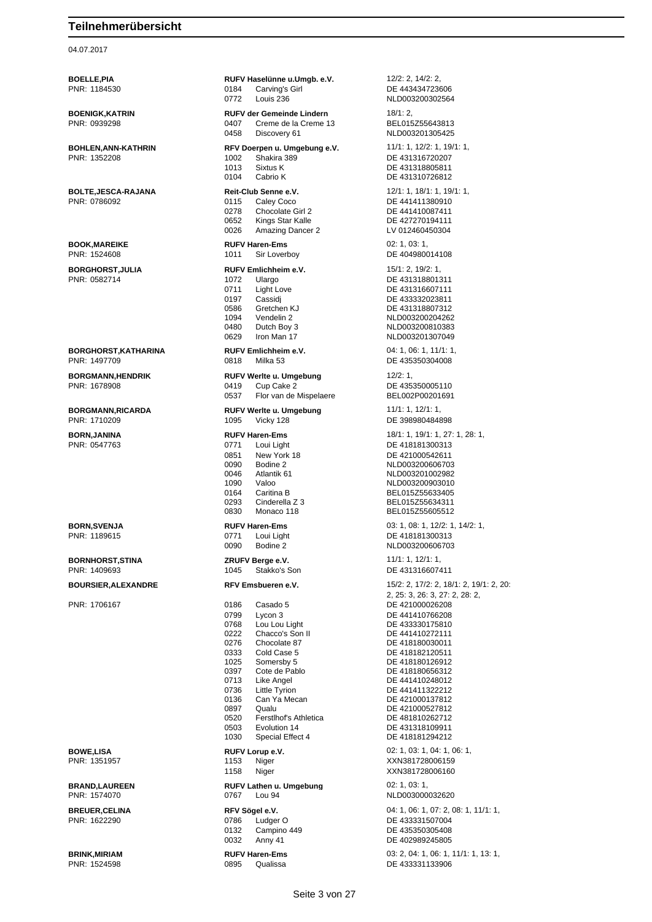# Teilnehmerübersicht

04.07.2017

| Teilnehmer | Verein / Nr. | Pferd | Prüfungen / Lebensnr. |
|---|---|---|---|
| **BOELLE,PIA** | **RUFV Haselünne u.Umgb. e.V.** | | 12/2: 2, 14/2: 2, |
| PNR: 1184530 | 0184 | Carving's Girl | DE 443434723606 |
| | 0772 | Louis 236 | NLD003200302564 |
| **BOENIGK,KATRIN** | **RUFV der Gemeinde Lindern** | | 18/1: 2, |
| PNR: 0939298 | 0407 | Creme de la Creme 13 | BEL015Z55643813 |
| | 0458 | Discovery 61 | NLD003201305425 |
| **BOHLEN,ANN-KATHRIN** | **RFV Doerpen u. Umgebung e.V.** | | 11/1: 1, 12/2: 1, 19/1: 1, |
| PNR: 1352208 | 1002 | Shakira 389 | DE 431316720207 |
| | 1013 | Sixtus K | DE 431318805811 |
| | 0104 | Cabrio K | DE 431310726812 |
| **BOLTE,JESCA-RAJANA** | **Reit-Club Senne e.V.** | | 12/1: 1, 18/1: 1, 19/1: 1, |
| PNR: 0786092 | 0115 | Caley Coco | DE 441411380910 |
| | 0278 | Chocolate Girl 2 | DE 441410087411 |
| | 0652 | Kings Star Kalle | DE 427270194111 |
| | 0026 | Amazing Dancer 2 | LV 012460450304 |
| **BOOK,MAREIKE** | **RUFV Haren-Ems** | | 02: 1, 03: 1, |
| PNR: 1524608 | 1011 | Sir Loverboy | DE 404980014108 |
| **BORGHORST,JULIA** | **RUFV Emlichheim e.V.** | | 15/1: 2, 19/2: 1, |
| PNR: 0582714 | 1072 | Ulargo | DE 431318801311 |
| | 0711 | Light Love | DE 431316607111 |
| | 0197 | Cassidj | DE 433332023811 |
| | 0586 | Gretchen KJ | DE 431318807312 |
| | 1094 | Vendelin 2 | NLD003200204262 |
| | 0480 | Dutch Boy 3 | NLD003200810383 |
| | 0629 | Iron Man 17 | NLD003201307049 |
| **BORGHORST,KATHARINA** | **RUFV Emlichheim e.V.** | | 04: 1, 06: 1, 11/1: 1, |
| PNR: 1497709 | 0818 | Milka 53 | DE 435350304008 |
| **BORGMANN,HENDRIK** | **RUFV Werlte u. Umgebung** | | 12/2: 1, |
| PNR: 1678908 | 0419 | Cup Cake 2 | DE 435350005110 |
| | 0537 | Flor van de Mispelaere | BEL002P00201691 |
| **BORGMANN,RICARDA** | **RUFV Werlte u. Umgebung** | | 11/1: 1, 12/1: 1, |
| PNR: 1710209 | 1095 | Vicky 128 | DE 398980484898 |
| **BORN,JANINA** | **RUFV Haren-Ems** | | 18/1: 1, 19/1: 1, 27: 1, 28: 1, |
| PNR: 0547763 | 0771 | Loui Light | DE 418181300313 |
| | 0851 | New York 18 | DE 421000542611 |
| | 0090 | Bodine 2 | NLD003200606703 |
| | 0046 | Atlantik 61 | NLD003201002982 |
| | 1090 | Valoo | NLD003200903010 |
| | 0164 | Caritina B | BEL015Z55633405 |
| | 0293 | Cinderella Z 3 | BEL015Z55634311 |
| | 0830 | Monaco 118 | BEL015Z55605512 |
| **BORN,SVENJA** | **RUFV Haren-Ems** | | 03: 1, 08: 1, 12/2: 1, 14/2: 1, |
| PNR: 1189615 | 0771 | Loui Light | DE 418181300313 |
| | 0090 | Bodine 2 | NLD003200606703 |
| **BORNHORST,STINA** | **ZRUFV Berge e.V.** | | 11/1: 1, 12/1: 1, |
| PNR: 1409693 | 1045 | Stakko's Son | DE 431316607411 |
| **BOURSIER,ALEXANDRE** | **RFV Emsbueren e.V.** | | 15/2: 2, 17/2: 2, 18/1: 2, 19/1: 2, 20: 2, 25: 3, 26: 3, 27: 2, 28: 2, |
| PNR: 1706167 | 0186 | Casado 5 | DE 421000026208 |
| | 0799 | Lycon 3 | DE 441410766208 |
| | 0768 | Lou Lou Light | DE 433330175810 |
| | 0222 | Chacco's Son II | DE 441410272111 |
| | 0276 | Chocolate 87 | DE 418180030011 |
| | 0333 | Cold Case 5 | DE 418182120511 |
| | 1025 | Somersby 5 | DE 418180126912 |
| | 0397 | Cote de Pablo | DE 418180656312 |
| | 0713 | Like Angel | DE 441410248012 |
| | 0736 | Little Tyrion | DE 441411322212 |
| | 0136 | Can Ya Mecan | DE 421000137812 |
| | 0897 | Qualu | DE 421000527812 |
| | 0520 | Ferstlhof's Athletica | DE 481810262712 |
| | 0503 | Evolution 14 | DE 431318109911 |
| | 1030 | Special Effect 4 | DE 418181294212 |
| **BOWE,LISA** | **RUFV Lorup e.V.** | | 02: 1, 03: 1, 04: 1, 06: 1, |
| PNR: 1351957 | 1153 | Niger | XXN381728006159 |
| | 1158 | Niger | XXN381728006160 |
| **BRAND,LAUREEN** | **RUFV Lathen u. Umgebung** | | 02: 1, 03: 1, |
| PNR: 1574070 | 0767 | Lou 94 | NLD003000032620 |
| **BREUER,CELINA** | **RFV Sögel e.V.** | | 04: 1, 06: 1, 07: 2, 08: 1, 11/1: 1, |
| PNR: 1622290 | 0786 | Ludger O | DE 433331507004 |
| | 0132 | Campino 449 | DE 435350305408 |
| | 0032 | Anny 41 | DE 402989245805 |
| **BRINK,MIRIAM** | **RUFV Haren-Ems** | | 03: 2, 04: 1, 06: 1, 11/1: 1, 13: 1, |
| PNR: 1524598 | 0895 | Qualissa | DE 433331133906 |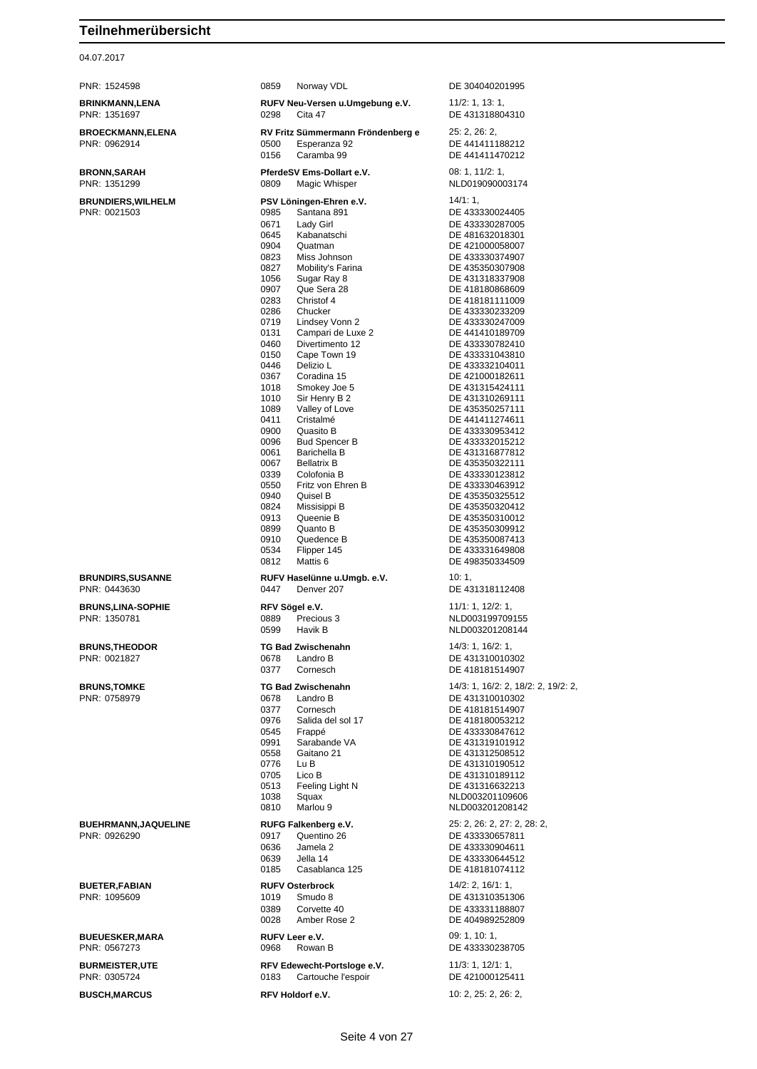# Teilnehmerübersicht

04.07.2017

| Teilnehmer | Verein / Pferd | | Prüfungen / Lebensnr. |
|---|---|---|---|
| PNR: 1524598 | 0859 | Norway VDL | DE 304040201995 |
| **BRINKMANN,LENA** | **RUFV Neu-Versen u.Umgebung e.V.** | | 11/2: 1, 13: 1, |
| PNR: 1351697 | 0298 | Cita 47 | DE 431318804310 |
| **BROECKMANN,ELENA** | **RV Fritz Sümmermann Fröndenberg e** | | 25: 2, 26: 2, |
| PNR: 0962914 | 0500 | Esperanza 92 | DE 441411188212 |
| | 0156 | Caramba 99 | DE 441411470212 |
| **BRONN,SARAH** | **PferdeSV Ems-Dollart e.V.** | | 08: 1, 11/2: 1, |
| PNR: 1351299 | 0809 | Magic Whisper | NLD019090003174 |
| **BRUNDIERS,WILHELM** | **PSV Löningen-Ehren e.V.** | | 14/1: 1, |
| PNR: 0021503 | 0985 | Santana 891 | DE 433330024405 |
| | 0671 | Lady Girl | DE 433330287005 |
| | 0645 | Kabanatschi | DE 481632018301 |
| | 0904 | Quatman | DE 421000058007 |
| | 0823 | Miss Johnson | DE 433330374907 |
| | 0827 | Mobility's Farina | DE 435350307908 |
| | 1056 | Sugar Ray 8 | DE 431318337908 |
| | 0907 | Que Sera 28 | DE 418180868609 |
| | 0283 | Christof 4 | DE 418181111009 |
| | 0286 | Chucker | DE 433330233209 |
| | 0719 | Lindsey Vonn 2 | DE 433330247009 |
| | 0131 | Campari de Luxe 2 | DE 441410189709 |
| | 0460 | Divertimento 12 | DE 433330782410 |
| | 0150 | Cape Town 19 | DE 433331043810 |
| | 0446 | Delizio L | DE 433332104011 |
| | 0367 | Coradina 15 | DE 421000182611 |
| | 1018 | Smokey Joe 5 | DE 431315424111 |
| | 1010 | Sir Henry B 2 | DE 431310269111 |
| | 1089 | Valley of Love | DE 435350257111 |
| | 0411 | Cristalmé | DE 441411274611 |
| | 0900 | Quasito B | DE 433330953412 |
| | 0096 | Bud Spencer B | DE 433332015212 |
| | 0061 | Barichella B | DE 431316877812 |
| | 0067 | Bellatrix B | DE 435350322111 |
| | 0339 | Colofonia B | DE 433330123812 |
| | 0550 | Fritz von Ehren B | DE 433330463912 |
| | 0940 | Quisel B | DE 435350325512 |
| | 0824 | Missisippi B | DE 435350320412 |
| | 0913 | Queenie B | DE 435350310012 |
| | 0899 | Quanto B | DE 435350309912 |
| | 0910 | Quedence B | DE 435350087413 |
| | 0534 | Flipper 145 | DE 433331649808 |
| | 0812 | Mattis 6 | DE 498350334509 |
| **BRUNDIRS,SUSANNE** | **RUFV Haselünne u.Umgb. e.V.** | | 10: 1, |
| PNR: 0443630 | 0447 | Denver 207 | DE 431318112408 |
| **BRUNS,LINA-SOPHIE** | **RFV Sögel e.V.** | | 11/1: 1, 12/2: 1, |
| PNR: 1350781 | 0889 | Precious 3 | NLD003199709155 |
| | 0599 | Havik B | NLD003201208144 |
| **BRUNS,THEODOR** | **TG Bad Zwischenahn** | | 14/3: 1, 16/2: 1, |
| PNR: 0021827 | 0678 | Landro B | DE 431310010302 |
| | 0377 | Cornesch | DE 418181514907 |
| **BRUNS,TOMKE** | **TG Bad Zwischenahn** | | 14/3: 1, 16/2: 2, 18/2: 2, 19/2: 2, |
| PNR: 0758979 | 0678 | Landro B | DE 431310010302 |
| | 0377 | Cornesch | DE 418181514907 |
| | 0976 | Salida del sol 17 | DE 418180053212 |
| | 0545 | Frappé | DE 433330847612 |
| | 0991 | Sarabande VA | DE 431319101912 |
| | 0558 | Gaitano 21 | DE 431312508512 |
| | 0776 | Lu B | DE 431310190512 |
| | 0705 | Lico B | DE 431310189112 |
| | 0513 | Feeling Light N | DE 431316632213 |
| | 1038 | Squax | NLD003201109606 |
| | 0810 | Marlou 9 | NLD003201208142 |
| **BUEHRMANN,JAQUELINE** | **RUFG Falkenberg e.V.** | | 25: 2, 26: 2, 27: 2, 28: 2, |
| PNR: 0926290 | 0917 | Quentino 26 | DE 433330657811 |
| | 0636 | Jamela 2 | DE 433330904611 |
| | 0639 | Jella 14 | DE 433330644512 |
| | 0185 | Casablanca 125 | DE 418181074112 |
| **BUETER,FABIAN** | **RUFV Osterbrock** | | 14/2: 2, 16/1: 1, |
| PNR: 1095609 | 1019 | Smudo 8 | DE 431310351306 |
| | 0389 | Corvette 40 | DE 433331188807 |
| | 0028 | Amber Rose 2 | DE 404989252809 |
| **BUEUESKER,MARA** | **RUFV Leer e.V.** | | 09: 1, 10: 1, |
| PNR: 0567273 | 0968 | Rowan B | DE 433330238705 |
| **BURMEISTER,UTE** | **RFV Edewecht-Portsloge e.V.** | | 11/3: 1, 12/1: 1, |
| PNR: 0305724 | 0183 | Cartouche l'espoir | DE 421000125411 |
| **BUSCH,MARCUS** | **RFV Holdorf e.V.** | | 10: 2, 25: 2, 26: 2, |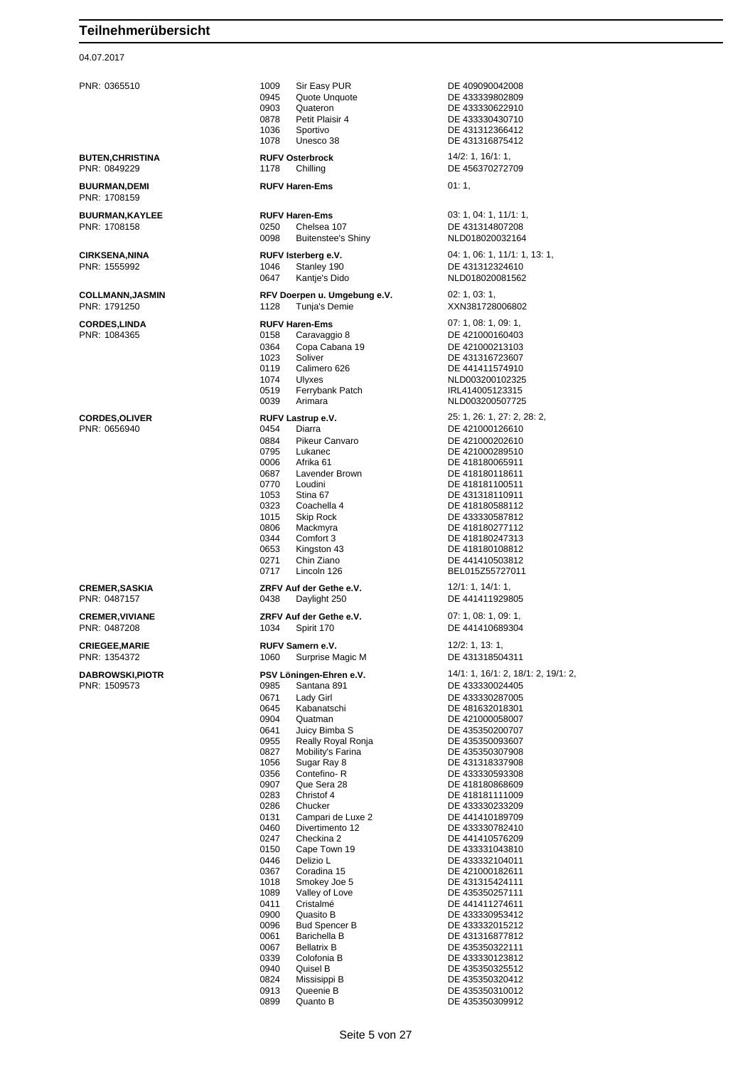# Teilnehmerübersicht

04.07.2017

| Teilnehmer | Nr. | Verein / Pferd | Prüfungen / Lebensnr. |
|---|---|---|---|
| PNR: 0365510 | 1009 | Sir Easy PUR | DE 409090042008 |
| | 0945 | Quote Unquote | DE 433339802809 |
| | 0903 | Quateron | DE 433330622910 |
| | 0878 | Petit Plaisir 4 | DE 433330430710 |
| | 1036 | Sportivo | DE 431312366412 |
| | 1078 | Unesco 38 | DE 431316875412 |
| **BUTEN,CHRISTINA** | | **RUFV Osterbrock** | 14/2: 1, 16/1: 1, |
| PNR: 0849229 | 1178 | Chilling | DE 456370272709 |
| **BUURMAN,DEMI** | | **RUFV Haren-Ems** | 01: 1, |
| PNR: 1708159 | | | |
| **BUURMAN,KAYLEE** | | **RUFV Haren-Ems** | 03: 1, 04: 1, 11/1: 1, |
| PNR: 1708158 | 0250 | Chelsea 107 | DE 431314807208 |
| | 0098 | Buitenstee's Shiny | NLD018020032164 |
| **CIRKSENA,NINA** | | **RUFV Isterberg e.V.** | 04: 1, 06: 1, 11/1: 1, 13: 1, |
| PNR: 1555992 | 1046 | Stanley 190 | DE 431312324610 |
| | 0647 | Kantje's Dido | NLD018020081562 |
| **COLLMANN,JASMIN** | | **RFV Doerpen u. Umgebung e.V.** | 02: 1, 03: 1, |
| PNR: 1791250 | 1128 | Tunja's Demie | XXN381728006802 |
| **CORDES,LINDA** | | **RUFV Haren-Ems** | 07: 1, 08: 1, 09: 1, |
| PNR: 1084365 | 0158 | Caravaggio 8 | DE 421000160403 |
| | 0364 | Copa Cabana 19 | DE 421000213103 |
| | 1023 | Soliver | DE 431316723607 |
| | 0119 | Calimero 626 | DE 441411574910 |
| | 1074 | Ulyxes | NLD003200102325 |
| | 0519 | Ferrybank Patch | IRL414005123315 |
| | 0039 | Arimara | NLD003200507725 |
| **CORDES,OLIVER** | | **RUFV Lastrup e.V.** | 25: 1, 26: 1, 27: 2, 28: 2, |
| PNR: 0656940 | 0454 | Diarra | DE 421000126610 |
| | 0884 | Pikeur Canvaro | DE 421000202610 |
| | 0795 | Lukanec | DE 421000289510 |
| | 0006 | Afrika 61 | DE 418180065911 |
| | 0687 | Lavender Brown | DE 418180118611 |
| | 0770 | Loudini | DE 418181100511 |
| | 1053 | Stina 67 | DE 431318110911 |
| | 0323 | Coachella 4 | DE 418180588112 |
| | 1015 | Skip Rock | DE 433330587812 |
| | 0806 | Mackmyra | DE 418180277112 |
| | 0344 | Comfort 3 | DE 418180247313 |
| | 0653 | Kingston 43 | DE 418180108812 |
| | 0271 | Chin Ziano | DE 441410503812 |
| | 0717 | Lincoln 126 | BEL015Z55727011 |
| **CREMER,SASKIA** | | **ZRFV Auf der Gethe e.V.** | 12/1: 1, 14/1: 1, |
| PNR: 0487157 | 0438 | Daylight 250 | DE 441411929805 |
| **CREMER,VIVIANE** | | **ZRFV Auf der Gethe e.V.** | 07: 1, 08: 1, 09: 1, |
| PNR: 0487208 | 1034 | Spirit 170 | DE 441410689304 |
| **CRIEGEE,MARIE** | | **RUFV Samern e.V.** | 12/2: 1, 13: 1, |
| PNR: 1354372 | 1060 | Surprise Magic M | DE 431318504311 |
| **DABROWSKI,PIOTR** | | **PSV Löningen-Ehren e.V.** | 14/1: 1, 16/1: 2, 18/1: 2, 19/1: 2, |
| PNR: 1509573 | 0985 | Santana 891 | DE 433330024405 |
| | 0671 | Lady Girl | DE 433330287005 |
| | 0645 | Kabanatschi | DE 481632018301 |
| | 0904 | Quatman | DE 421000058007 |
| | 0641 | Juicy Bimba S | DE 435350200707 |
| | 0955 | Really Royal Ronja | DE 435350093607 |
| | 0827 | Mobility's Farina | DE 435350307908 |
| | 1056 | Sugar Ray 8 | DE 431318337908 |
| | 0356 | Contefino- R | DE 433330593308 |
| | 0907 | Que Sera 28 | DE 418180868609 |
| | 0283 | Christof 4 | DE 418181111009 |
| | 0286 | Chucker | DE 433330233209 |
| | 0131 | Campari de Luxe 2 | DE 441410189709 |
| | 0460 | Divertimento 12 | DE 433330782410 |
| | 0247 | Checkina 2 | DE 441410576209 |
| | 0150 | Cape Town 19 | DE 433331043810 |
| | 0446 | Delizio L | DE 433332104011 |
| | 0367 | Coradina 15 | DE 421000182611 |
| | 1018 | Smokey Joe 5 | DE 431315424111 |
| | 1089 | Valley of Love | DE 435350257111 |
| | 0411 | Cristalmé | DE 441411274611 |
| | 0900 | Quasito B | DE 433330953412 |
| | 0096 | Bud Spencer B | DE 433332015212 |
| | 0061 | Barichella B | DE 431316877812 |
| | 0067 | Bellatrix B | DE 435350322111 |
| | 0339 | Colofonia B | DE 433330123812 |
| | 0940 | Quisel B | DE 435350325512 |
| | 0824 | Missisippi B | DE 435350320412 |
| | 0913 | Queenie B | DE 435350310012 |
| | 0899 | Quanto B | DE 435350309912 |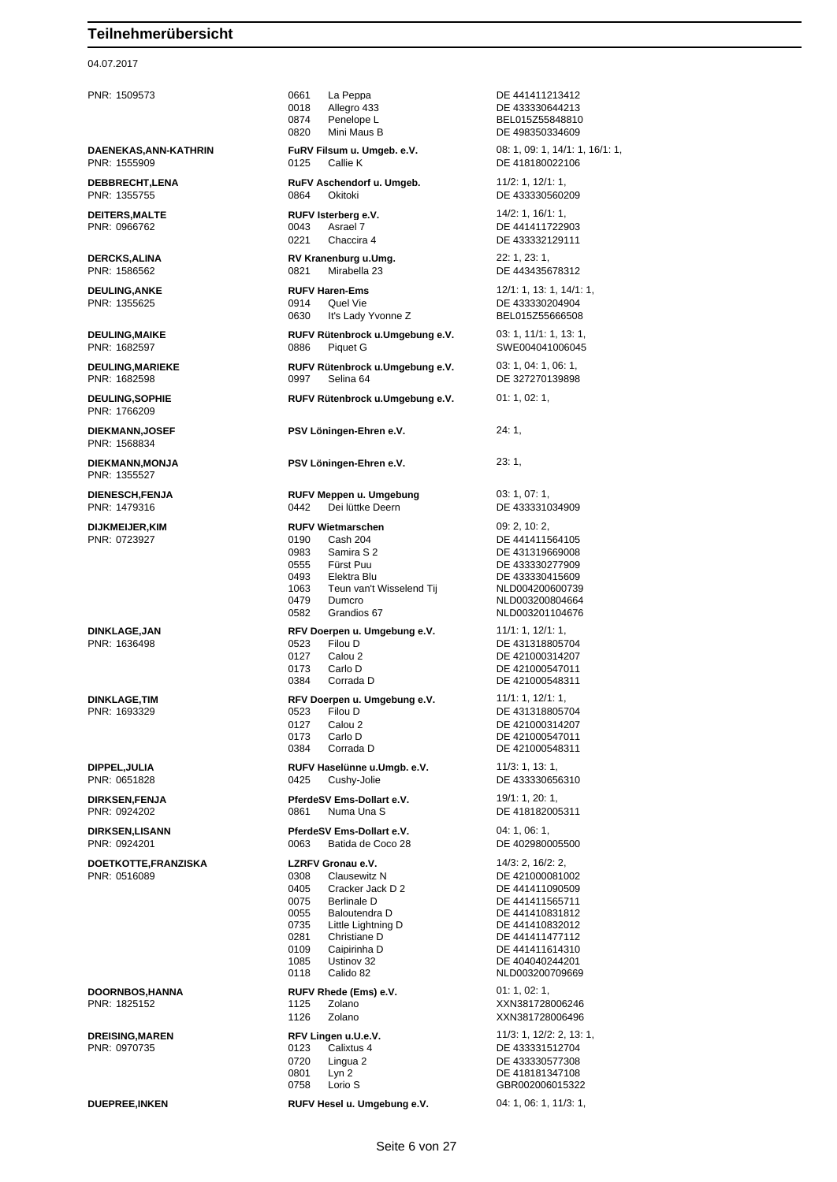# Teilnehmerübersicht

04.07.2017

| Teilnehmer | Verein / Pferd | Prüfungen / Lebensnummer |
|---|---|---|
| PNR: 1509573 | 0661 La Peppa | DE 441411213412 |
| | 0018 Allegro 433 | DE 433330644213 |
| | 0874 Penelope L | BEL015Z55848810 |
| | 0820 Mini Maus B | DE 498350334609 |
| **DAENEKAS,ANN-KATHRIN** | **FuRV Filsum u. Umgeb. e.V.** | 08: 1, 09: 1, 14/1: 1, 16/1: 1, |
| PNR: 1555909 | 0125 Callie K | DE 418180022106 |
| **DEBBRECHT,LENA** | **RuFV Aschendorf u. Umgeb.** | 11/2: 1, 12/1: 1, |
| PNR: 1355755 | 0864 Okitoki | DE 433330560209 |
| **DEITERS,MALTE** | **RUFV Isterberg e.V.** | 14/2: 1, 16/1: 1, |
| PNR: 0966762 | 0043 Asrael 7 | DE 441411722903 |
| | 0221 Chaccira 4 | DE 433332129111 |
| **DERCKS,ALINA** | **RV Kranenburg u.Umg.** | 22: 1, 23: 1, |
| PNR: 1586562 | 0821 Mirabella 23 | DE 443435678312 |
| **DEULING,ANKE** | **RUFV Haren-Ems** | 12/1: 1, 13: 1, 14/1: 1, |
| PNR: 1355625 | 0914 Quel Vie | DE 433330204904 |
| | 0630 It's Lady Yvonne Z | BEL015Z55666508 |
| **DEULING,MAIKE** | **RUFV Rütenbrock u.Umgebung e.V.** | 03: 1, 11/1: 1, 13: 1, |
| PNR: 1682597 | 0886 Piquet G | SWE004041006045 |
| **DEULING,MARIEKE** | **RUFV Rütenbrock u.Umgebung e.V.** | 03: 1, 04: 1, 06: 1, |
| PNR: 1682598 | 0997 Selina 64 | DE 327270139898 |
| **DEULING,SOPHIE** | **RUFV Rütenbrock u.Umgebung e.V.** | 01: 1, 02: 1, |
| PNR: 1766209 | | |
| **DIEKMANN,JOSEF** | **PSV Löningen-Ehren e.V.** | 24: 1, |
| PNR: 1568834 | | |
| **DIEKMANN,MONJA** | **PSV Löningen-Ehren e.V.** | 23: 1, |
| PNR: 1355527 | | |
| **DIENESCH,FENJA** | **RUFV Meppen u. Umgebung** | 03: 1, 07: 1, |
| PNR: 1479316 | 0442 Dei lüttke Deern | DE 433331034909 |
| **DIJKMEIJER,KIM** | **RUFV Wietmarschen** | 09: 2, 10: 2, |
| PNR: 0723927 | 0190 Cash 204 | DE 441411564105 |
| | 0983 Samira S 2 | DE 431319669008 |
| | 0555 Fürst Puu | DE 433330277909 |
| | 0493 Elektra Blu | DE 433330415609 |
| | 1063 Teun van't Wisselend Tij | NLD004200600739 |
| | 0479 Dumcro | NLD003200804664 |
| | 0582 Grandios 67 | NLD003201104676 |
| **DINKLAGE,JAN** | **RFV Doerpen u. Umgebung e.V.** | 11/1: 1, 12/1: 1, |
| PNR: 1636498 | 0523 Filou D | DE 431318805704 |
| | 0127 Calou 2 | DE 421000314207 |
| | 0173 Carlo D | DE 421000547011 |
| | 0384 Corrada D | DE 421000548311 |
| **DINKLAGE,TIM** | **RFV Doerpen u. Umgebung e.V.** | 11/1: 1, 12/1: 1, |
| PNR: 1693329 | 0523 Filou D | DE 431318805704 |
| | 0127 Calou 2 | DE 421000314207 |
| | 0173 Carlo D | DE 421000547011 |
| | 0384 Corrada D | DE 421000548311 |
| **DIPPEL,JULIA** | **RUFV Haselünne u.Umgb. e.V.** | 11/3: 1, 13: 1, |
| PNR: 0651828 | 0425 Cushy-Jolie | DE 433330656310 |
| **DIRKSEN,FENJA** | **PferdeSV Ems-Dollart e.V.** | 19/1: 1, 20: 1, |
| PNR: 0924202 | 0861 Numa Una S | DE 418182005311 |
| **DIRKSEN,LISANN** | **PferdeSV Ems-Dollart e.V.** | 04: 1, 06: 1, |
| PNR: 0924201 | 0063 Batida de Coco 28 | DE 402980005500 |
| **DOETKOTTE,FRANZISKA** | **LZRFV Gronau e.V.** | 14/3: 2, 16/2: 2, |
| PNR: 0516089 | 0308 Clausewitz N | DE 421000081002 |
| | 0405 Cracker Jack D 2 | DE 441411090509 |
| | 0075 Berlinale D | DE 441411565711 |
| | 0055 Baloutendra D | DE 441410831812 |
| | 0735 Little Lightning D | DE 441410832012 |
| | 0281 Christiane D | DE 441411477112 |
| | 0109 Caipirinha D | DE 441411614310 |
| | 1085 Ustinov 32 | DE 404040244201 |
| | 0118 Calido 82 | NLD003200709669 |
| **DOORNBOS,HANNA** | **RUFV Rhede (Ems) e.V.** | 01: 1, 02: 1, |
| PNR: 1825152 | 1125 Zolano | XXN381728006246 |
| | 1126 Zolano | XXN381728006496 |
| **DREISING,MAREN** | **RFV Lingen u.U.e.V.** | 11/3: 1, 12/2: 2, 13: 1, |
| PNR: 0970735 | 0123 Calixtus 4 | DE 433331512704 |
| | 0720 Lingua 2 | DE 433330577308 |
| | 0801 Lyn 2 | DE 418181347108 |
| | 0758 Lorio S | GBR002006015322 |
| **DUEPREE,INKEN** | **RUFV Hesel u. Umgebung e.V.** | 04: 1, 06: 1, 11/3: 1, |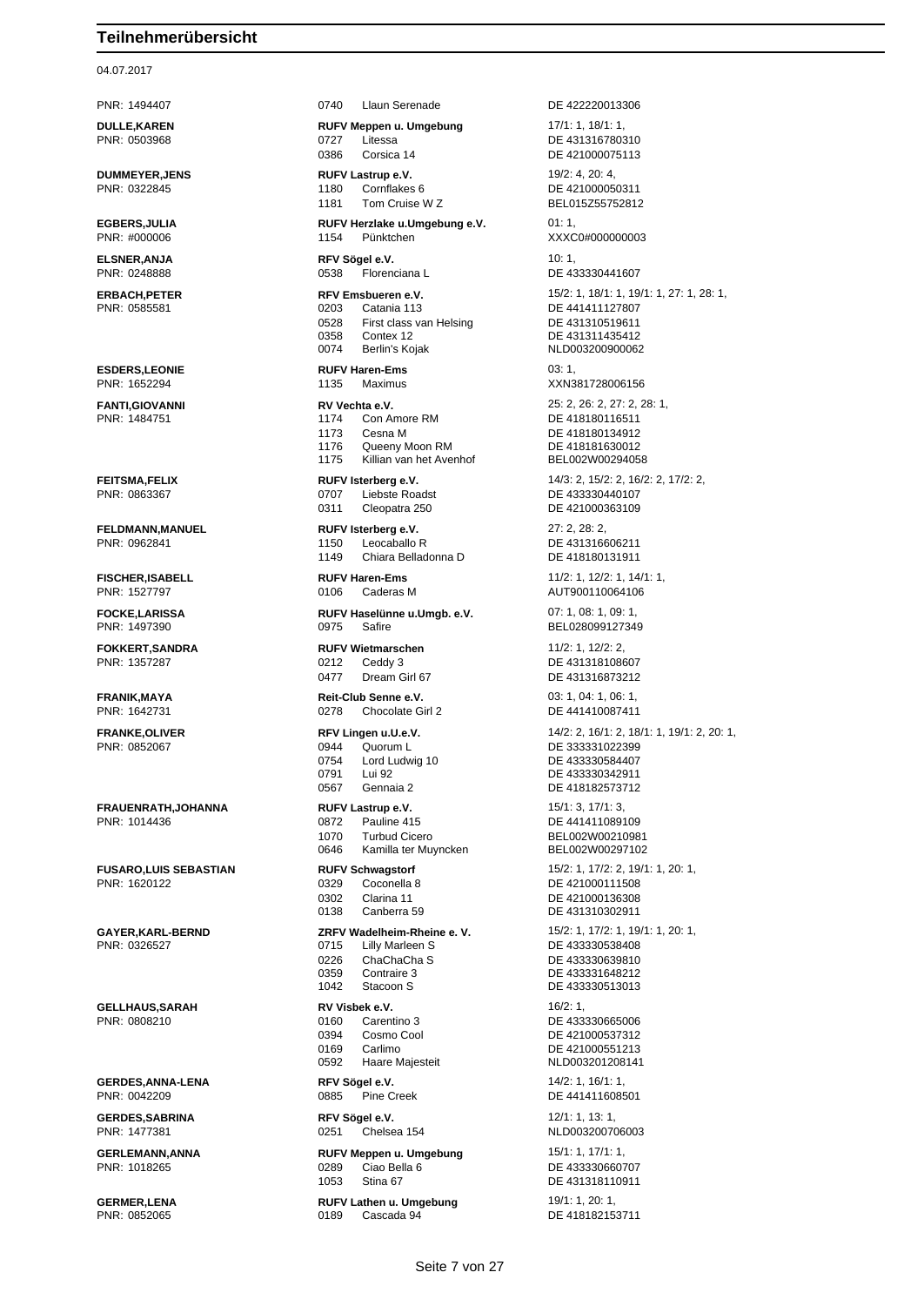# Teilnehmerübersicht

04.07.2017

| Teilnehmer | Verein / Pferd | Prüfungen / Lebensnr. |
|---|---|---|
| PNR: 1494407 | 0740 Llaun Serenade | DE 422220013306 |
| **DULLE,KAREN** | **RUFV Meppen u. Umgebung** | 17/1: 1, 18/1: 1, |
| PNR: 0503968 | 0727 Litessa | DE 431316780310 |
| | 0386 Corsica 14 | DE 421000075113 |
| **DUMMEYER,JENS** | **RUFV Lastrup e.V.** | 19/2: 4, 20: 4, |
| PNR: 0322845 | 1180 Cornflakes 6 | DE 421000050311 |
| | 1181 Tom Cruise W Z | BEL015Z55752812 |
| **EGBERS,JULIA** | **RUFV Herzlake u.Umgebung e.V.** | 01: 1, |
| PNR: #000006 | 1154 Pünktchen | XXXC0#000000003 |
| **ELSNER,ANJA** | **RFV Sögel e.V.** | 10: 1, |
| PNR: 0248888 | 0538 Florenciana L | DE 433330441607 |
| **ERBACH,PETER** | **RFV Emsbueren e.V.** | 15/2: 1, 18/1: 1, 19/1: 1, 27: 1, 28: 1, |
| PNR: 0585581 | 0203 Catania 113 | DE 441411127807 |
| | 0528 First class van Helsing | DE 431310519611 |
| | 0358 Contex 12 | DE 431311435412 |
| | 0074 Berlin's Kojak | NLD003200900062 |
| **ESDERS,LEONIE** | **RUFV Haren-Ems** | 03: 1, |
| PNR: 1652294 | 1135 Maximus | XXN381728006156 |
| **FANTI,GIOVANNI** | **RV Vechta e.V.** | 25: 2, 26: 2, 27: 2, 28: 1, |
| PNR: 1484751 | 1174 Con Amore RM | DE 418180116511 |
| | 1173 Cesna M | DE 418180134912 |
| | 1176 Queeny Moon RM | DE 418181630012 |
| | 1175 Killian van het Avenhof | BEL002W00294058 |
| **FEITSMA,FELIX** | **RUFV Isterberg e.V.** | 14/3: 2, 15/2: 2, 16/2: 2, 17/2: 2, |
| PNR: 0863367 | 0707 Liebste Roadst | DE 433330440107 |
| | 0311 Cleopatra 250 | DE 421000363109 |
| **FELDMANN,MANUEL** | **RUFV Isterberg e.V.** | 27: 2, 28: 2, |
| PNR: 0962841 | 1150 Leocaballo R | DE 431316606211 |
| | 1149 Chiara Belladonna D | DE 418180131911 |
| **FISCHER,ISABELL** | **RUFV Haren-Ems** | 11/2: 1, 12/2: 1, 14/1: 1, |
| PNR: 1527797 | 0106 Caderas M | AUT900110064106 |
| **FOCKE,LARISSA** | **RUFV Haselünne u.Umgb. e.V.** | 07: 1, 08: 1, 09: 1, |
| PNR: 1497390 | 0975 Safire | BEL028099127349 |
| **FOKKERT,SANDRA** | **RUFV Wietmarschen** | 11/2: 1, 12/2: 2, |
| PNR: 1357287 | 0212 Ceddy 3 | DE 431318108607 |
| | 0477 Dream Girl 67 | DE 431316873212 |
| **FRANIK,MAYA** | **Reit-Club Senne e.V.** | 03: 1, 04: 1, 06: 1, |
| PNR: 1642731 | 0278 Chocolate Girl 2 | DE 441410087411 |
| **FRANKE,OLIVER** | **RFV Lingen u.U.e.V.** | 14/2: 2, 16/1: 2, 18/1: 1, 19/1: 2, 20: 1, |
| PNR: 0852067 | 0944 Quorum L | DE 333331022399 |
| | 0754 Lord Ludwig 10 | DE 433330584407 |
| | 0791 Lui 92 | DE 433330342911 |
| | 0567 Gennaia 2 | DE 418182573712 |
| **FRAUENRATH,JOHANNA** | **RUFV Lastrup e.V.** | 15/1: 3, 17/1: 3, |
| PNR: 1014436 | 0872 Pauline 415 | DE 441411089109 |
| | 1070 Turbud Cicero | BEL002W00210981 |
| | 0646 Kamilla ter Muyncken | BEL002W00297102 |
| **FUSARO,LUIS SEBASTIAN** | **RUFV Schwagstorf** | 15/2: 1, 17/2: 2, 19/1: 1, 20: 1, |
| PNR: 1620122 | 0329 Coconella 8 | DE 421000111508 |
| | 0302 Clarina 11 | DE 421000136308 |
| | 0138 Canberra 59 | DE 431310302911 |
| **GAYER,KARL-BERND** | **ZRFV Wadelheim-Rheine e. V.** | 15/2: 1, 17/2: 1, 19/1: 1, 20: 1, |
| PNR: 0326527 | 0715 Lilly Marleen S | DE 433330538408 |
| | 0226 ChaChaCha S | DE 433330639810 |
| | 0359 Contraire 3 | DE 433331648212 |
| | 1042 Stacoon S | DE 433330513013 |
| **GELLHAUS,SARAH** | **RV Visbek e.V.** | 16/2: 1, |
| PNR: 0808210 | 0160 Carentino 3 | DE 433330665006 |
| | 0394 Cosmo Cool | DE 421000537312 |
| | 0169 Carlimo | DE 421000551213 |
| | 0592 Haare Majesteit | NLD003201208141 |
| **GERDES,ANNA-LENA** | **RFV Sögel e.V.** | 14/2: 1, 16/1: 1, |
| PNR: 0042209 | 0885 Pine Creek | DE 441411608501 |
| **GERDES,SABRINA** | **RFV Sögel e.V.** | 12/1: 1, 13: 1, |
| PNR: 1477381 | 0251 Chelsea 154 | NLD003200706003 |
| **GERLEMANN,ANNA** | **RUFV Meppen u. Umgebung** | 15/1: 1, 17/1: 1, |
| PNR: 1018265 | 0289 Ciao Bella 6 | DE 433330660707 |
| | 1053 Stina 67 | DE 431318110911 |
| **GERMER,LENA** | **RUFV Lathen u. Umgebung** | 19/1: 1, 20: 1, |
| PNR: 0852065 | 0189 Cascada 94 | DE 418182153711 |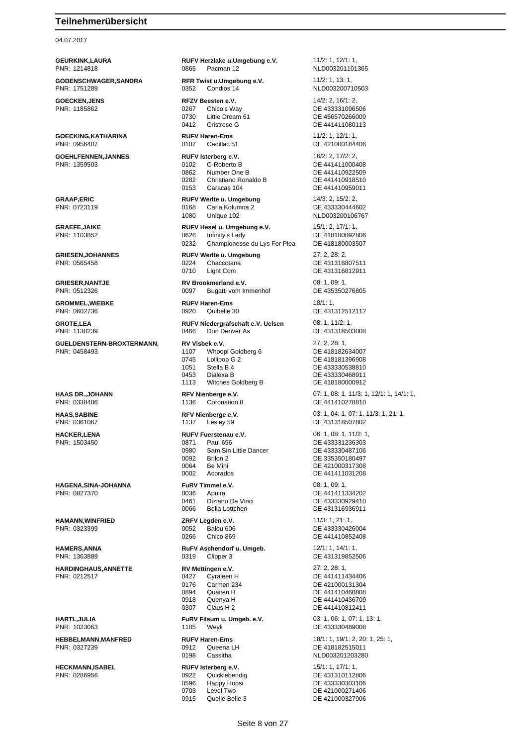# Teilnehmerübersicht

04.07.2017

| Teilnehmer | Verein / Pferd | Prüfungen / Lebensnummer |
|---|---|---|
| **GEURKINK,LAURA** | **RUFV Herzlake u.Umgebung e.V.** | 11/2: 1, 12/1: 1, |
| PNR: 1214818 | 0865 Pacman 12 | NLD003201101365 |
| **GODENSCHWAGER,SANDRA** | **RFR Twist u.Umgebung e.V.** | 11/2: 1, 13: 1, |
| PNR: 1751289 | 0352 Condios 14 | NLD003200710503 |
| **GOECKEN,JENS** | **RFZV Beesten e.V.** | 14/2: 2, 16/1: 2, |
| PNR: 1185862 | 0267 Chico's Way | DE 433331096506 |
| | 0730 Little Dream 61 | DE 456570266009 |
| | 0412 Cristrose G | DE 441411080113 |
| **GOECKING,KATHARINA** | **RUFV Haren-Ems** | 11/2: 1, 12/1: 1, |
| PNR: 0956407 | 0107 Cadillac 51 | DE 421000184406 |
| **GOEHLFENNEN,JANNES** | **RUFV Isterberg e.V.** | 16/2: 2, 17/2: 2, |
| PNR: 1359503 | 0102 C-Roberto B | DE 441411000408 |
| | 0862 Number One B | DE 441410922509 |
| | 0282 Christiano Ronaldo B | DE 441410918510 |
| | 0153 Caracas 104 | DE 441410959011 |
| **GRAAP,ERIC** | **RUFV Werlte u. Umgebung** | 14/3: 2, 15/2: 2, |
| PNR: 0723119 | 0168 Carla Kolumna 2 | DE 433330444602 |
| | 1080 Unique 102 | NLD003200106767 |
| **GRAEFE,JAIKE** | **RUFV Hesel u. Umgebung e.V.** | 15/1: 2, 17/1: 1, |
| PNR: 1103852 | 0626 Infinity's Lady | DE 418180092806 |
| | 0232 Championesse du Lys For Plea | DE 418180003507 |
| **GRIESEN,JOHANNES** | **RUFV Werlte u. Umgebung** | 27: 2, 28: 2, |
| PNR: 0565458 | 0224 Chaccotana | DE 431318807511 |
| | 0710 Light Com | DE 431316812911 |
| **GRIESER,NANTJE** | **RV Brookmerland e.V.** | 08: 1, 09: 1, |
| PNR: 0512326 | 0097 Bugatti vom Immenhof | DE 435350276805 |
| **GROMMEL,WIEBKE** | **RUFV Haren-Ems** | 18/1: 1, |
| PNR: 0602736 | 0920 Quibelle 30 | DE 431312512112 |
| **GROTE,LEA** | **RUFV Niedergrafschaft e.V. Uelsen** | 08: 1, 11/2: 1, |
| PNR: 1130239 | 0466 Don Denver As | DE 431318503008 |
| **GUELDENSTERN-BROXTERMANN,** | **RV Visbek e.V.** | 27: 2, 28: 1, |
| PNR: 0458493 | 1107 Whoopi Goldberg 6 | DE 418182634007 |
| | 0745 Lollipop G 2 | DE 418181396908 |
| | 1051 Stella B 4 | DE 433330538810 |
| | 0453 Dialexa B | DE 433330468911 |
| | 1113 Witches Goldberg B | DE 418180000912 |
| **HAAS DR.,JOHANN** | **RFV Nienberge e.V.** | 07: 1, 08: 1, 11/3: 1, 12/1: 1, 14/1: 1, |
| PNR: 0338406 | 1136 Coronation 8 | DE 441410278810 |
| **HAAS,SABINE** | **RFV Nienberge e.V.** | 03: 1, 04: 1, 07: 1, 11/3: 1, 21: 1, |
| PNR: 0361067 | 1137 Lesley 59 | DE 431318507802 |
| **HACKER,LENA** | **RUFV Fuerstenau e.V.** | 06: 1, 08: 1, 11/2: 1, |
| PNR: 1503450 | 0871 Paul 696 | DE 433331236303 |
| | 0980 Sam Sin Little Dancer | DE 433330487106 |
| | 0092 Brilon 2 | DE 335350180497 |
| | 0064 Be Mini | DE 421000317308 |
| | 0002 Acorados | DE 441411031208 |
| **HAGENA,SINA-JOHANNA** | **FuRV Timmel e.V.** | 08: 1, 09: 1, |
| PNR: 0827370 | 0036 Apuira | DE 441411334202 |
| | 0461 Diziano Da Vinci | DE 433330929410 |
| | 0066 Bella Lottchen | DE 431316936911 |
| **HAMANN,WINFRIED** | **ZRFV Legden e.V.** | 11/3: 1, 21: 1, |
| PNR: 0323399 | 0052 Balou 606 | DE 433330426004 |
| | 0266 Chico 869 | DE 441410852408 |
| **HAMERS,ANNA** | **RuFV Aschendorf u. Umgeb.** | 12/1: 1, 14/1: 1, |
| PNR: 1363889 | 0319 Clipper 3 | DE 431319852506 |
| **HARDINGHAUS,ANNETTE** | **RV Mettingen e.V.** | 27: 2, 28: 1, |
| PNR: 0212517 | 0427 Cyraleen H | DE 441411434406 |
| | 0176 Carmen 234 | DE 421000131304 |
| | 0894 Quaiten H | DE 441410460808 |
| | 0918 Quenya H | DE 441410436709 |
| | 0307 Claus H 2 | DE 441410812411 |
| **HARTL,JULIA** | **FuRV Filsum u. Umgeb. e.V.** | 03: 1, 06: 1, 07: 1, 13: 1, |
| PNR: 1023063 | 1105 Weyli | DE 433330489008 |
| **HEBBELMANN,MANFRED** | **RUFV Haren-Ems** | 18/1: 1, 19/1: 2, 20: 1, 25: 1, |
| PNR: 0327239 | 0912 Queena LH | DE 418182515011 |
| | 0198 Cassitha | NLD003201203280 |
| **HECKMANN,ISABEL** | **RUFV Isterberg e.V.** | 15/1: 1, 17/1: 1, |
| PNR: 0286956 | 0922 Quicklebendig | DE 431310112806 |
| | 0596 Happy Hopsi | DE 433330303106 |
| | 0703 Level Two | DE 421000271406 |
| | 0915 Quelle Belle 3 | DE 421000327906 |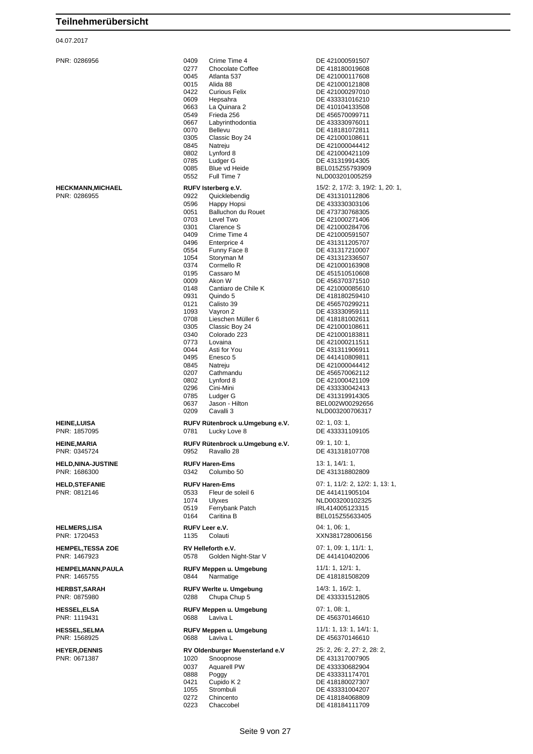# Teilnehmerübersicht

04.07.2017

| Teilnehmer | Verein / Nr. | Pferd | Prüfungen / Lebensnummer |
|---|---|---|---|
| PNR: 0286956 | 0409 | Crime Time 4 | DE 421000591507 |
| | 0277 | Chocolate Coffee | DE 418180019608 |
| | 0045 | Atlanta 537 | DE 421000117608 |
| | 0015 | Alida 88 | DE 421000121808 |
| | 0422 | Curious Felix | DE 421000297010 |
| | 0609 | Hepsahra | DE 433331016210 |
| | 0663 | La Quinara 2 | DE 410104133508 |
| | 0549 | Frieda 256 | DE 456570099711 |
| | 0667 | Labyrinthodontia | DE 433330976011 |
| | 0070 | Bellevu | DE 418181072811 |
| | 0305 | Classic Boy 24 | DE 421000108611 |
| | 0845 | Natreju | DE 421000044412 |
| | 0802 | Lynford 8 | DE 421000421109 |
| | 0785 | Ludger G | DE 431319914305 |
| | 0085 | Blue vd Heide | BEL015Z55793909 |
| | 0552 | Full Time 7 | NLD003201005259 |
| **HECKMANN,MICHAEL** | **RUFV Isterberg e.V.** | | 15/2: 2, 17/2: 3, 19/2: 1, 20: 1, |
| PNR: 0286955 | 0922 | Quicklebendig | DE 431310112806 |
| | 0596 | Happy Hopsi | DE 433330303106 |
| | 0051 | Balluchon du Rouet | DE 473730768305 |
| | 0703 | Level Two | DE 421000271406 |
| | 0301 | Clarence S | DE 421000284706 |
| | 0409 | Crime Time 4 | DE 421000591507 |
| | 0496 | Enterprice 4 | DE 431311205707 |
| | 0554 | Funny Face 8 | DE 431317210007 |
| | 1054 | Storyman M | DE 431312336507 |
| | 0374 | Cormello R | DE 421000163908 |
| | 0195 | Cassaro M | DE 451510510608 |
| | 0009 | Akon W | DE 456370371510 |
| | 0148 | Cantiaro de Chile K | DE 421000085610 |
| | 0931 | Quindo 5 | DE 418180259410 |
| | 0121 | Calisto 39 | DE 456570299211 |
| | 1093 | Vayron 2 | DE 433330959111 |
| | 0708 | Lieschen Müller 6 | DE 418181002611 |
| | 0305 | Classic Boy 24 | DE 421000108611 |
| | 0340 | Colorado 223 | DE 421000183811 |
| | 0773 | Lovaina | DE 421000211511 |
| | 0044 | Asti for You | DE 431311906911 |
| | 0495 | Enesco 5 | DE 441410809811 |
| | 0845 | Natreju | DE 421000044412 |
| | 0207 | Cathmandu | DE 456570062112 |
| | 0802 | Lynford 8 | DE 421000421109 |
| | 0296 | Cini-Mini | DE 433330042413 |
| | 0785 | Ludger G | DE 431319914305 |
| | 0637 | Jason - Hilton | BEL002W00292656 |
| | 0209 | Cavalli 3 | NLD003200706317 |
| **HEINE,LUISA** | **RUFV Rütenbrock u.Umgebung e.V.** | | 02: 1, 03: 1, |
| PNR: 1857095 | 0781 | Lucky Love 8 | DE 433331109105 |
| **HEINE,MARIA** | **RUFV Rütenbrock u.Umgebung e.V.** | | 09: 1, 10: 1, |
| PNR: 0345724 | 0952 | Ravallo 28 | DE 431318107708 |
| **HELD,NINA-JUSTINE** | **RUFV Haren-Ems** | | 13: 1, 14/1: 1, |
| PNR: 1686300 | 0342 | Columbo 50 | DE 431318802809 |
| **HELD,STEFANIE** | **RUFV Haren-Ems** | | 07: 1, 11/2: 2, 12/2: 1, 13: 1, |
| PNR: 0812146 | 0533 | Fleur de soleil 6 | DE 441411905104 |
| | 1074 | Ulyxes | NLD003200102325 |
| | 0519 | Ferrybank Patch | IRL414005123315 |
| | 0164 | Caritina B | BEL015Z55633405 |
| **HELMERS,LISA** | **RUFV Leer e.V.** | | 04: 1, 06: 1, |
| PNR: 1720453 | 1135 | Colauti | XXN381728006156 |
| **HEMPEL,TESSA ZOE** | **RV Helleforth e.V.** | | 07: 1, 09: 1, 11/1: 1, |
| PNR: 1467923 | 0578 | Golden Night-Star V | DE 441410402006 |
| **HEMPELMANN,PAULA** | **RUFV Meppen u. Umgebung** | | 11/1: 1, 12/1: 1, |
| PNR: 1465755 | 0844 | Narmatige | DE 418181508209 |
| **HERBST,SARAH** | **RUFV Werlte u. Umgebung** | | 14/3: 1, 16/2: 1, |
| PNR: 0875980 | 0288 | Chupa Chup 5 | DE 433331512805 |
| **HESSEL,ELSA** | **RUFV Meppen u. Umgebung** | | 07: 1, 08: 1, |
| PNR: 1119431 | 0688 | Laviva L | DE 456370146610 |
| **HESSEL,SELMA** | **RUFV Meppen u. Umgebung** | | 11/1: 1, 13: 1, 14/1: 1, |
| PNR: 1568925 | 0688 | Laviva L | DE 456370146610 |
| **HEYER,DENNIS** | **RV Oldenburger Muensterland e.V** | | 25: 2, 26: 2, 27: 2, 28: 2, |
| PNR: 0671387 | 1020 | Snoopnose | DE 431317007905 |
| | 0037 | Aquarell PW | DE 433330682904 |
| | 0888 | Poggy | DE 433331174701 |
| | 0421 | Cupido K 2 | DE 418180027307 |
| | 1055 | Strombuli | DE 433331004207 |
| | 0272 | Chincento | DE 418184068809 |
| | 0223 | Chaccobel | DE 418184111709 |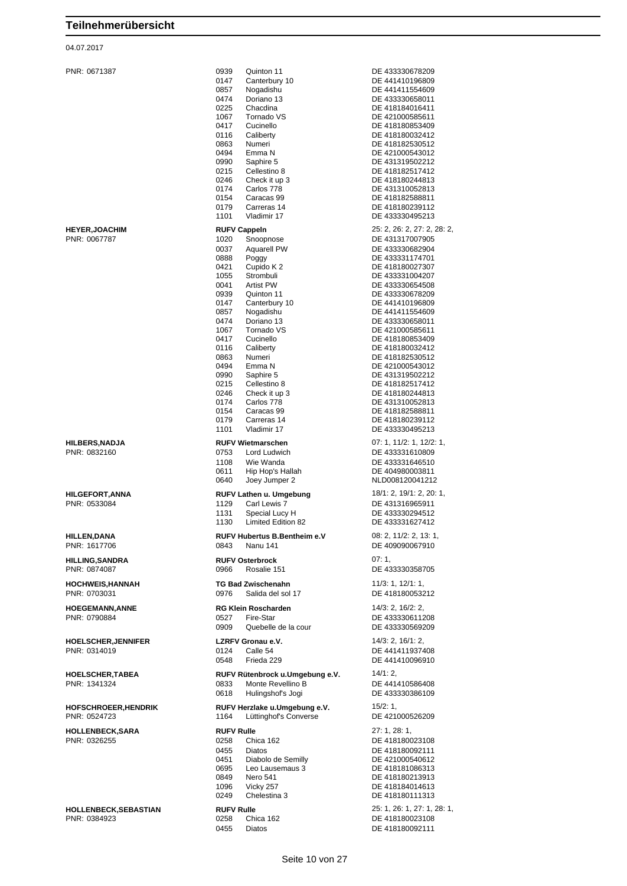# Teilnehmerübersicht

04.07.2017

| Teilnehmer | Nr. | Pferd / Verein | Lebensnummer / Prüfungen |
|---|---|---|---|
| PNR: 0671387 | 0939 | Quinton 11 | DE 433330678209 |
| | 0147 | Canterbury 10 | DE 441410196809 |
| | 0857 | Nogadishu | DE 441411554609 |
| | 0474 | Doriano 13 | DE 433330658011 |
| | 0225 | Chacdina | DE 418184016411 |
| | 1067 | Tornado VS | DE 421000585611 |
| | 0417 | Cucinello | DE 418180853409 |
| | 0116 | Caliberty | DE 418180032412 |
| | 0863 | Numeri | DE 418182530512 |
| | 0494 | Emma N | DE 421000543012 |
| | 0990 | Saphire 5 | DE 431319502212 |
| | 0215 | Cellestino 8 | DE 418182517412 |
| | 0246 | Check it up 3 | DE 418180244813 |
| | 0174 | Carlos 778 | DE 431310052813 |
| | 0154 | Caracas 99 | DE 418182588811 |
| | 0179 | Carreras 14 | DE 418180239112 |
| | 1101 | Vladimir 17 | DE 433330495213 |
| **HEYER,JOACHIM** | | **RUFV Cappeln** | 25: 2, 26: 2, 27: 2, 28: 2, |
| PNR: 0067787 | 1020 | Snoopnose | DE 431317007905 |
| | 0037 | Aquarell PW | DE 433330682904 |
| | 0888 | Poggy | DE 433331174701 |
| | 0421 | Cupido K 2 | DE 418180027307 |
| | 1055 | Strombuli | DE 433331004207 |
| | 0041 | Artist PW | DE 433330654508 |
| | 0939 | Quinton 11 | DE 433330678209 |
| | 0147 | Canterbury 10 | DE 441410196809 |
| | 0857 | Nogadishu | DE 441411554609 |
| | 0474 | Doriano 13 | DE 433330658011 |
| | 1067 | Tornado VS | DE 421000585611 |
| | 0417 | Cucinello | DE 418180853409 |
| | 0116 | Caliberty | DE 418180032412 |
| | 0863 | Numeri | DE 418182530512 |
| | 0494 | Emma N | DE 421000543012 |
| | 0990 | Saphire 5 | DE 431319502212 |
| | 0215 | Cellestino 8 | DE 418182517412 |
| | 0246 | Check it up 3 | DE 418180244813 |
| | 0174 | Carlos 778 | DE 431310052813 |
| | 0154 | Caracas 99 | DE 418182588811 |
| | 0179 | Carreras 14 | DE 418180239112 |
| | 1101 | Vladimir 17 | DE 433330495213 |
| **HILBERS,NADJA** | | **RUFV Wietmarschen** | 07: 1, 11/2: 1, 12/2: 1, |
| PNR: 0832160 | 0753 | Lord Ludwich | DE 433331610809 |
| | 1108 | Wie Wanda | DE 433331646510 |
| | 0611 | Hip Hop's Hallah | DE 404980003811 |
| | 0640 | Joey Jumper 2 | NLD008120041212 |
| **HILGEFORT,ANNA** | | **RUFV Lathen u. Umgebung** | 18/1: 2, 19/1: 2, 20: 1, |
| PNR: 0533084 | 1129 | Carl Lewis 7 | DE 431316965911 |
| | 1131 | Special Lucy H | DE 433330294512 |
| | 1130 | Limited Edition 82 | DE 433331627412 |
| **HILLEN,DANA** | | **RUFV Hubertus B.Bentheim e.V** | 08: 2, 11/2: 2, 13: 1, |
| PNR: 1617706 | 0843 | Nanu 141 | DE 409090067910 |
| **HILLING,SANDRA** | | **RUFV Osterbrock** | 07: 1, |
| PNR: 0874087 | 0966 | Rosalie 151 | DE 433330358705 |
| **HOCHWEIS,HANNAH** | | **TG Bad Zwischenahn** | 11/3: 1, 12/1: 1, |
| PNR: 0703031 | 0976 | Salida del sol 17 | DE 418180053212 |
| **HOEGEMANN,ANNE** | | **RG Klein Roscharden** | 14/3: 2, 16/2: 2, |
| PNR: 0790884 | 0527 | Fire-Star | DE 433330611208 |
| | 0909 | Quebelle de la cour | DE 433330569209 |
| **HOELSCHER,JENNIFER** | | **LZRFV Gronau e.V.** | 14/3: 2, 16/1: 2, |
| PNR: 0314019 | 0124 | Calle 54 | DE 441411937408 |
| | 0548 | Frieda 229 | DE 441410096910 |
| **HOELSCHER,TABEA** | | **RUFV Rütenbrock u.Umgebung e.V.** | 14/1: 2, |
| PNR: 1341324 | 0833 | Monte Revellino B | DE 441410586408 |
| | 0618 | Hulingshof's Jogi | DE 433330386109 |
| **HOFSCHROEER,HENDRIK** | | **RUFV Herzlake u.Umgebung e.V.** | 15/2: 1, |
| PNR: 0524723 | 1164 | Lüttinghof's Converse | DE 421000526209 |
| **HOLLENBECK,SARA** | | **RUFV Rulle** | 27: 1, 28: 1, |
| PNR: 0326255 | 0258 | Chica 162 | DE 418180023108 |
| | 0455 | Diatos | DE 418180092111 |
| | 0451 | Diabolo de Semilly | DE 421000540612 |
| | 0695 | Leo Lausemaus 3 | DE 418181086313 |
| | 0849 | Nero 541 | DE 418180213913 |
| | 1096 | Vicky 257 | DE 418184014613 |
| | 0249 | Chelestina 3 | DE 418180111313 |
| **HOLLENBECK,SEBASTIAN** | | **RUFV Rulle** | 25: 1, 26: 1, 27: 1, 28: 1, |
| PNR: 0384923 | 0258 | Chica 162 | DE 418180023108 |
| | 0455 | Diatos | DE 418180092111 |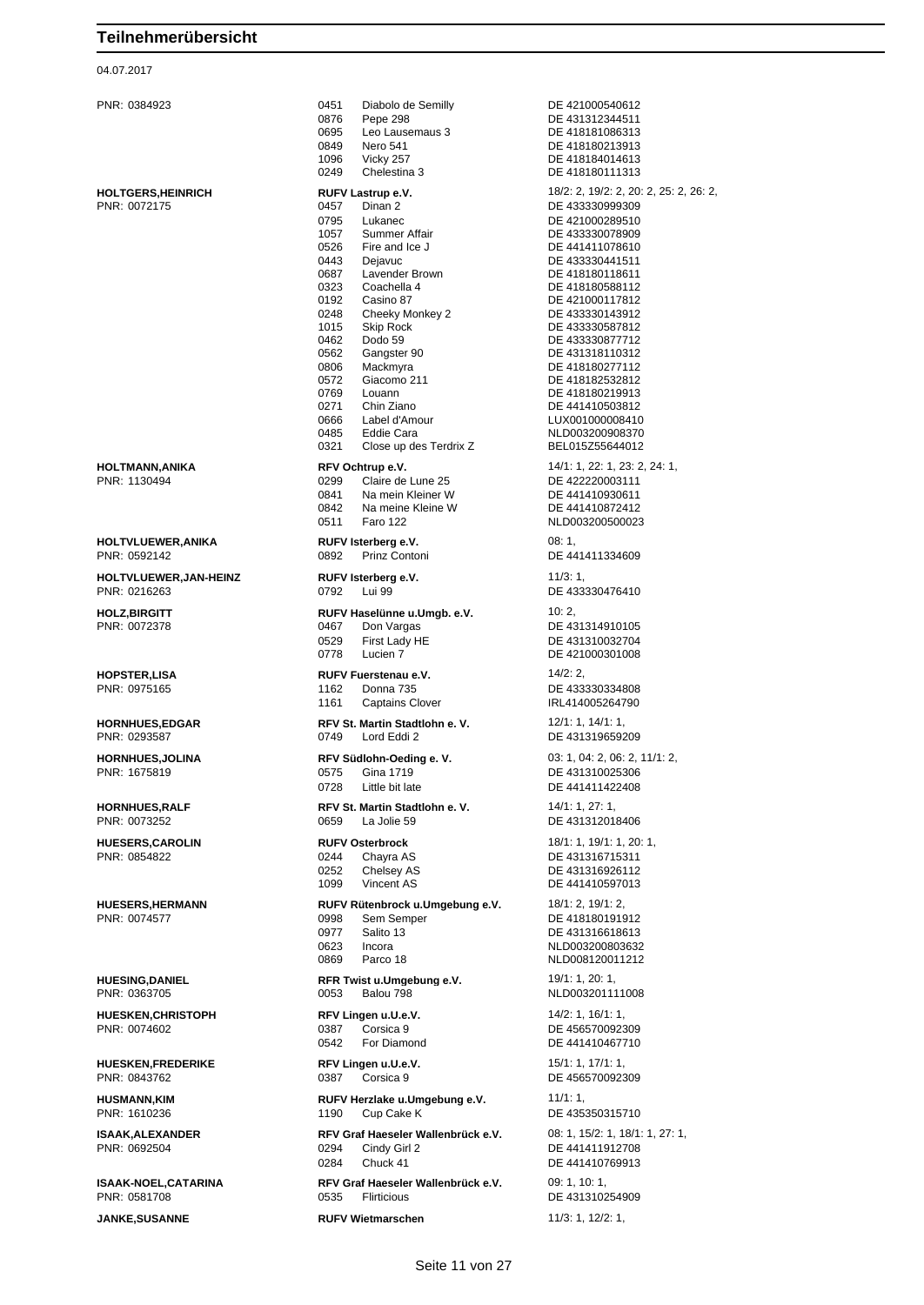# Teilnehmerübersicht

04.07.2017

| Teilnehmer | Nr. | Verein / Pferd | Prüfungen / Lebensnummer |
|---|---|---|---|
| PNR: 0384923 | 0451 | Diabolo de Semilly | DE 421000540612 |
| | 0876 | Pepe 298 | DE 431312344511 |
| | 0695 | Leo Lausemaus 3 | DE 418181086313 |
| | 0849 | Nero 541 | DE 418180213913 |
| | 1096 | Vicky 257 | DE 418184014613 |
| | 0249 | Chelestina 3 | DE 418180111313 |
| **HOLTGERS,HEINRICH** | | **RUFV Lastrup e.V.** | 18/2: 2, 19/2: 2, 20: 2, 25: 2, 26: 2, |
| PNR: 0072175 | 0457 | Dinan 2 | DE 433330999309 |
| | 0795 | Lukanec | DE 421000289510 |
| | 1057 | Summer Affair | DE 433330078909 |
| | 0526 | Fire and Ice J | DE 441411078610 |
| | 0443 | Dejavuc | DE 433330441511 |
| | 0687 | Lavender Brown | DE 418180118611 |
| | 0323 | Coachella 4 | DE 418180588112 |
| | 0192 | Casino 87 | DE 421000117812 |
| | 0248 | Cheeky Monkey 2 | DE 433330143912 |
| | 1015 | Skip Rock | DE 433330587812 |
| | 0462 | Dodo 59 | DE 433330877712 |
| | 0562 | Gangster 90 | DE 431318110312 |
| | 0806 | Mackmyra | DE 418180277112 |
| | 0572 | Giacomo 211 | DE 418182532812 |
| | 0769 | Louann | DE 418180219913 |
| | 0271 | Chin Ziano | DE 441410503812 |
| | 0666 | Label d'Amour | LUX001000008410 |
| | 0485 | Eddie Cara | NLD003200908370 |
| | 0321 | Close up des Terdrix Z | BEL015Z55644012 |
| **HOLTMANN,ANIKA** | | **RFV Ochtrup e.V.** | 14/1: 1, 22: 1, 23: 2, 24: 1, |
| PNR: 1130494 | 0299 | Claire de Lune 25 | DE 422220003111 |
| | 0841 | Na mein Kleiner W | DE 441410930611 |
| | 0842 | Na meine Kleine W | DE 441410872412 |
| | 0511 | Faro 122 | NLD003200500023 |
| **HOLTVLUEWER,ANIKA** | | **RUFV Isterberg e.V.** | 08: 1, |
| PNR: 0592142 | 0892 | Prinz Contoni | DE 441411334609 |
| **HOLTVLUEWER,JAN-HEINZ** | | **RUFV Isterberg e.V.** | 11/3: 1, |
| PNR: 0216263 | 0792 | Lui 99 | DE 433330476410 |
| **HOLZ,BIRGITT** | | **RUFV Haselünne u.Umgb. e.V.** | 10: 2, |
| PNR: 0072378 | 0467 | Don Vargas | DE 431314910105 |
| | 0529 | First Lady HE | DE 431310032704 |
| | 0778 | Lucien 7 | DE 421000301008 |
| **HOPSTER,LISA** | | **RUFV Fuerstenau e.V.** | 14/2: 2, |
| PNR: 0975165 | 1162 | Donna 735 | DE 433330334808 |
| | 1161 | Captains Clover | IRL414005264790 |
| **HORNHUES,EDGAR** | | **RFV St. Martin Stadtlohn e. V.** | 12/1: 1, 14/1: 1, |
| PNR: 0293587 | 0749 | Lord Eddi 2 | DE 431319659209 |
| **HORNHUES,JOLINA** | | **RFV Südlohn-Oeding e. V.** | 03: 1, 04: 2, 06: 2, 11/1: 2, |
| PNR: 1675819 | 0575 | Gina 1719 | DE 431310025306 |
| | 0728 | Little bit late | DE 441411422408 |
| **HORNHUES,RALF** | | **RFV St. Martin Stadtlohn e. V.** | 14/1: 1, 27: 1, |
| PNR: 0073252 | 0659 | La Jolie 59 | DE 431312018406 |
| **HUESERS,CAROLIN** | | **RUFV Osterbrock** | 18/1: 1, 19/1: 1, 20: 1, |
| PNR: 0854822 | 0244 | Chayra AS | DE 431316715311 |
| | 0252 | Chelsey AS | DE 431316926112 |
| | 1099 | Vincent AS | DE 441410597013 |
| **HUESERS,HERMANN** | | **RUFV Rütenbrock u.Umgebung e.V.** | 18/1: 2, 19/1: 2, |
| PNR: 0074577 | 0998 | Sem Semper | DE 418180191912 |
| | 0977 | Salito 13 | DE 431316618613 |
| | 0623 | Incora | NLD003200803632 |
| | 0869 | Parco 18 | NLD008120011212 |
| **HUESING,DANIEL** | | **RFR Twist u.Umgebung e.V.** | 19/1: 1, 20: 1, |
| PNR: 0363705 | 0053 | Balou 798 | NLD003201111008 |
| **HUESKEN,CHRISTOPH** | | **RFV Lingen u.U.e.V.** | 14/2: 1, 16/1: 1, |
| PNR: 0074602 | 0387 | Corsica 9 | DE 456570092309 |
| | 0542 | For Diamond | DE 441410467710 |
| **HUESKEN,FREDERIKE** | | **RFV Lingen u.U.e.V.** | 15/1: 1, 17/1: 1, |
| PNR: 0843762 | 0387 | Corsica 9 | DE 456570092309 |
| **HUSMANN,KIM** | | **RUFV Herzlake u.Umgebung e.V.** | 11/1: 1, |
| PNR: 1610236 | 1190 | Cup Cake K | DE 435350315710 |
| **ISAAK,ALEXANDER** | | **RFV Graf Haeseler Wallenbrück e.V.** | 08: 1, 15/2: 1, 18/1: 1, 27: 1, |
| PNR: 0692504 | 0294 | Cindy Girl 2 | DE 441411912708 |
| | 0284 | Chuck 41 | DE 441410769913 |
| **ISAAK-NOEL,CATARINA** | | **RFV Graf Haeseler Wallenbrück e.V.** | 09: 1, 10: 1, |
| PNR: 0581708 | 0535 | Flirticious | DE 431310254909 |
| **JANKE,SUSANNE** | | **RUFV Wietmarschen** | 11/3: 1, 12/2: 1, |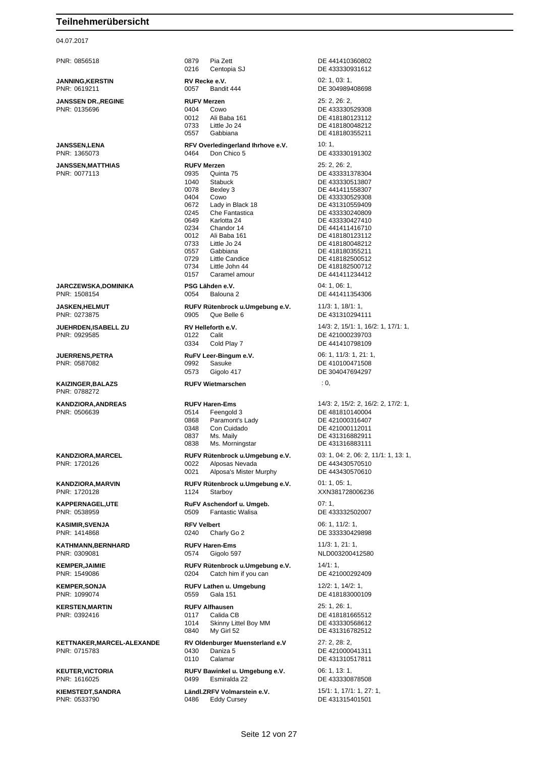# Teilnehmerübersicht

04.07.2017

| Teilnehmer | Verein / Pferd | Lebensnummer / Prüfungen |
|---|---|---|
| PNR: 0856518 | 0879 Pia Zett | DE 441410360802 |
| | 0216 Centopia SJ | DE 433330931612 |
| **JANNING,KERSTIN** | **RV Recke e.V.** | 02: 1, 03: 1, |
| PNR: 0619211 | 0057 Bandit 444 | DE 304989408698 |
| **JANSSEN DR.,REGINE** | **RUFV Merzen** | 25: 2, 26: 2, |
| PNR: 0135696 | 0404 Cowo | DE 433330529308 |
| | 0012 Ali Baba 161 | DE 418180123112 |
| | 0733 Little Jo 24 | DE 418180048212 |
| | 0557 Gabbiana | DE 418180355211 |
| **JANSSEN,LENA** | **RFV Overledingerland Ihrhove e.V.** | 10: 1, |
| PNR: 1365073 | 0464 Don Chico 5 | DE 433330191302 |
| **JANSSEN,MATTHIAS** | **RUFV Merzen** | 25: 2, 26: 2, |
| PNR: 0077113 | 0935 Quinta 75 | DE 433331378304 |
| | 1040 Stabuck | DE 433330513807 |
| | 0078 Bexley 3 | DE 441411558307 |
| | 0404 Cowo | DE 433330529308 |
| | 0672 Lady in Black 18 | DE 431310559409 |
| | 0245 Che Fantastica | DE 433330240809 |
| | 0649 Karlotta 24 | DE 433330427410 |
| | 0234 Chandor 14 | DE 441411416710 |
| | 0012 Ali Baba 161 | DE 418180123112 |
| | 0733 Little Jo 24 | DE 418180048212 |
| | 0557 Gabbiana | DE 418180355211 |
| | 0729 Little Candice | DE 418182500512 |
| | 0734 Little John 44 | DE 418182500712 |
| | 0157 Caramel amour | DE 441411234412 |
| **JARCZEWSKA,DOMINIKA** | **PSG Lähden e.V.** | 04: 1, 06: 1, |
| PNR: 1508154 | 0054 Balouna 2 | DE 441411354306 |
| **JASKEN,HELMUT** | **RUFV Rütenbrock u.Umgebung e.V.** | 11/3: 1, 18/1: 1, |
| PNR: 0273875 | 0905 Que Belle 6 | DE 431310294111 |
| **JUEHRDEN,ISABELL ZU** | **RV Helleforth e.V.** | 14/3: 2, 15/1: 1, 16/2: 1, 17/1: 1, |
| PNR: 0929585 | 0122 Calit | DE 421000239703 |
| | 0334 Cold Play 7 | DE 441410798109 |
| **JUERRENS,PETRA** | **RuFV Leer-Bingum e.V.** | 06: 1, 11/3: 1, 21: 1, |
| PNR: 0587082 | 0992 Sasuke | DE 410100471508 |
| | 0573 Gigolo 417 | DE 304047694297 |
| **KAIZINGER,BALAZS** | **RUFV Wietmarschen** | : 0, |
| PNR: 0788272 | | |
| **KANDZIORA,ANDREAS** | **RUFV Haren-Ems** | 14/3: 2, 15/2: 2, 16/2: 2, 17/2: 1, |
| PNR: 0506639 | 0514 Feengold 3 | DE 481810140004 |
| | 0868 Paramont's Lady | DE 421000316407 |
| | 0348 Con Cuidado | DE 421000112011 |
| | 0837 Ms. Maily | DE 431316882911 |
| | 0838 Ms. Morningstar | DE 431316883111 |
| **KANDZIORA,MARCEL** | **RUFV Rütenbrock u.Umgebung e.V.** | 03: 1, 04: 2, 06: 2, 11/1: 1, 13: 1, |
| PNR: 1720126 | 0022 Alposas Nevada | DE 443430570510 |
| | 0021 Alposa's Mister Murphy | DE 443430570610 |
| **KANDZIORA,MARVIN** | **RUFV Rütenbrock u.Umgebung e.V.** | 01: 1, 05: 1, |
| PNR: 1720128 | 1124 Starboy | XXN381728006236 |
| **KAPPERNAGEL,UTE** | **RuFV Aschendorf u. Umgeb.** | 07: 1, |
| PNR: 0538959 | 0509 Fantastic Walisa | DE 433332502007 |
| **KASIMIR,SVENJA** | **RFV Velbert** | 06: 1, 11/2: 1, |
| PNR: 1414868 | 0240 Charly Go 2 | DE 333330429898 |
| **KATHMANN,BERNHARD** | **RUFV Haren-Ems** | 11/3: 1, 21: 1, |
| PNR: 0309081 | 0574 Gigolo 597 | NLD003200412580 |
| **KEMPER,JAIMIE** | **RUFV Rütenbrock u.Umgebung e.V.** | 14/1: 1, |
| PNR: 1549086 | 0204 Catch him if you can | DE 421000292409 |
| **KEMPER,SONJA** | **RUFV Lathen u. Umgebung** | 12/2: 1, 14/2: 1, |
| PNR: 1099074 | 0559 Gala 151 | DE 418183000109 |
| **KERSTEN,MARTIN** | **RUFV Alfhausen** | 25: 1, 26: 1, |
| PNR: 0392416 | 0117 Calida CB | DE 418181665512 |
| | 1014 Skinny Littel Boy MM | DE 433330568612 |
| | 0840 My Girl 52 | DE 431316782512 |
| **KETTNAKER,MARCEL-ALEXANDE** | **RV Oldenburger Muensterland e.V** | 27: 2, 28: 2, |
| PNR: 0715783 | 0430 Daniza 5 | DE 421000041311 |
| | 0110 Calamar | DE 431310517811 |
| **KEUTER,VICTORIA** | **RUFV Bawinkel u. Umgebung e.V.** | 06: 1, 13: 1, |
| PNR: 1616025 | 0499 Esmiralda 22 | DE 433330878508 |
| **KIEMSTEDT,SANDRA** | **Ländl.ZRFV Volmarstein e.V.** | 15/1: 1, 17/1: 1, 27: 1, |
| PNR: 0533790 | 0486 Eddy Cursey | DE 431315401501 |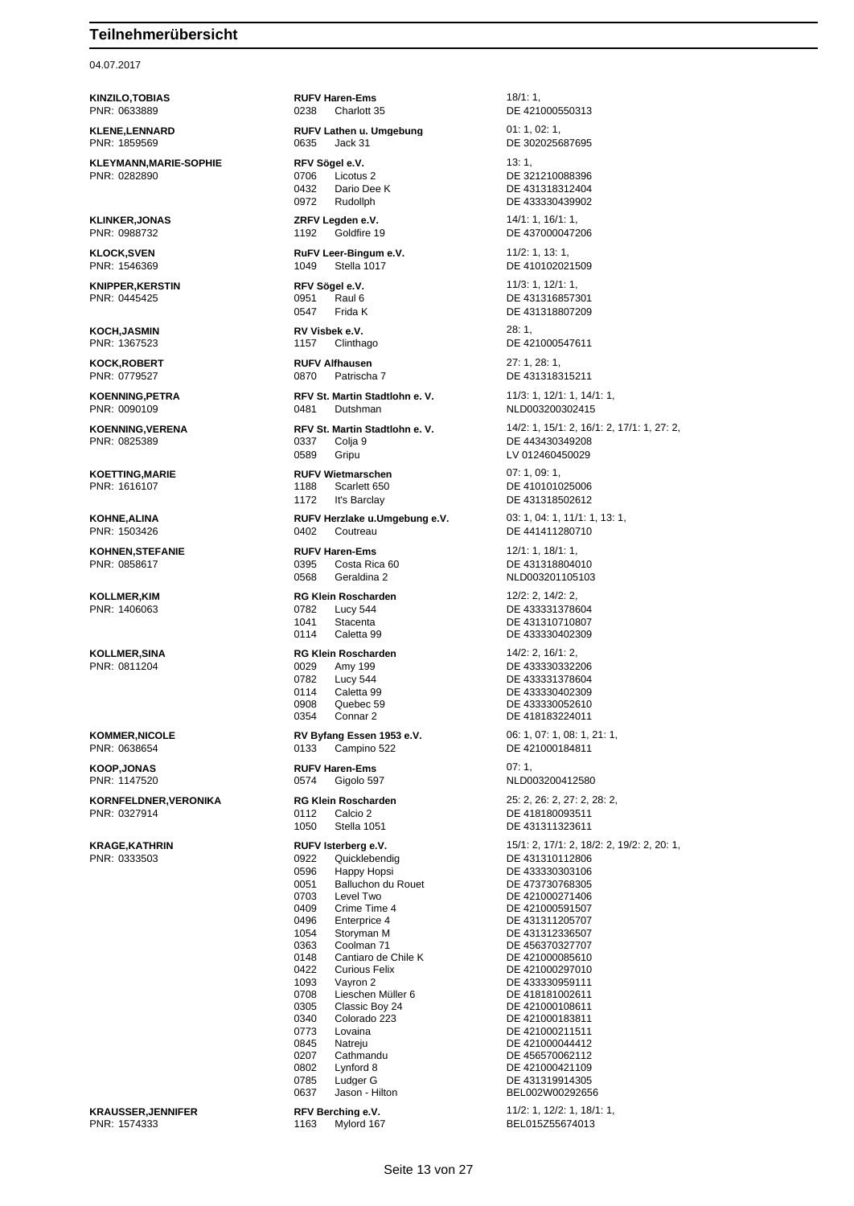# Teilnehmerübersicht

04.07.2017

| Teilnehmer | Verein / Pferd | Prüfungen / Lebensnummer |
|---|---|---|
| **KINZILO,TOBIAS** | **RUFV Haren-Ems** | 18/1: 1, |
| PNR: 0633889 | 0238 Charlott 35 | DE 421000550313 |
| **KLENE,LENNARD** | **RUFV Lathen u. Umgebung** | 01: 1, 02: 1, |
| PNR: 1859569 | 0635 Jack 31 | DE 302025687695 |
| **KLEYMANN,MARIE-SOPHIE** | **RFV Sögel e.V.** | 13: 1, |
| PNR: 0282890 | 0706 Licotus 2 | DE 321210088396 |
| | 0432 Dario Dee K | DE 431318312404 |
| | 0972 Rudollph | DE 433330439902 |
| **KLINKER,JONAS** | **ZRFV Legden e.V.** | 14/1: 1, 16/1: 1, |
| PNR: 0988732 | 1192 Goldfire 19 | DE 437000047206 |
| **KLOCK,SVEN** | **RuFV Leer-Bingum e.V.** | 11/2: 1, 13: 1, |
| PNR: 1546369 | 1049 Stella 1017 | DE 410102021509 |
| **KNIPPER,KERSTIN** | **RFV Sögel e.V.** | 11/3: 1, 12/1: 1, |
| PNR: 0445425 | 0951 Raul 6 | DE 431316857301 |
| | 0547 Frida K | DE 431318807209 |
| **KOCH,JASMIN** | **RV Visbek e.V.** | 28: 1, |
| PNR: 1367523 | 1157 Clinthago | DE 421000547611 |
| **KOCK,ROBERT** | **RUFV Alfhausen** | 27: 1, 28: 1, |
| PNR: 0779527 | 0870 Patrischa 7 | DE 431318315211 |
| **KOENNING,PETRA** | **RFV St. Martin Stadtlohn e. V.** | 11/3: 1, 12/1: 1, 14/1: 1, |
| PNR: 0090109 | 0481 Dutshman | NLD003200302415 |
| **KOENNING,VERENA** | **RFV St. Martin Stadtlohn e. V.** | 14/2: 1, 15/1: 2, 16/1: 2, 17/1: 1, 27: 2, |
| PNR: 0825389 | 0337 Colja 9 | DE 443430349208 |
| | 0589 Gripu | LV 012460450029 |
| **KOETTING,MARIE** | **RUFV Wietmarschen** | 07: 1, 09: 1, |
| PNR: 1616107 | 1188 Scarlett 650 | DE 410101025006 |
| | 1172 It's Barclay | DE 431318502612 |
| **KOHNE,ALINA** | **RUFV Herzlake u.Umgebung e.V.** | 03: 1, 04: 1, 11/1: 1, 13: 1, |
| PNR: 1503426 | 0402 Coutreau | DE 441411280710 |
| **KOHNEN,STEFANIE** | **RUFV Haren-Ems** | 12/1: 1, 18/1: 1, |
| PNR: 0858617 | 0395 Costa Rica 60 | DE 431318804010 |
| | 0568 Geraldina 2 | NLD003201105103 |
| **KOLLMER,KIM** | **RG Klein Roscharden** | 12/2: 2, 14/2: 2, |
| PNR: 1406063 | 0782 Lucy 544 | DE 433331378604 |
| | 1041 Stacenta | DE 431310710807 |
| | 0114 Caletta 99 | DE 433330402309 |
| **KOLLMER,SINA** | **RG Klein Roscharden** | 14/2: 2, 16/1: 2, |
| PNR: 0811204 | 0029 Amy 199 | DE 433330332206 |
| | 0782 Lucy 544 | DE 433331378604 |
| | 0114 Caletta 99 | DE 433330402309 |
| | 0908 Quebec 59 | DE 433330052610 |
| | 0354 Connar 2 | DE 418183224011 |
| **KOMMER,NICOLE** | **RV Byfang Essen 1953 e.V.** | 06: 1, 07: 1, 08: 1, 21: 1, |
| PNR: 0638654 | 0133 Campino 522 | DE 421000184811 |
| **KOOP,JONAS** | **RUFV Haren-Ems** | 07: 1, |
| PNR: 1147520 | 0574 Gigolo 597 | NLD003200412580 |
| **KORNFELDNER,VERONIKA** | **RG Klein Roscharden** | 25: 2, 26: 2, 27: 2, 28: 2, |
| PNR: 0327914 | 0112 Calcio 2 | DE 418180093511 |
| | 1050 Stella 1051 | DE 431311323611 |
| **KRAGE,KATHRIN** | **RUFV Isterberg e.V.** | 15/1: 2, 17/1: 2, 18/2: 2, 19/2: 2, 20: 1, |
| PNR: 0333503 | 0922 Quicklebendig | DE 431310112806 |
| | 0596 Happy Hopsi | DE 433330303106 |
| | 0051 Balluchon du Rouet | DE 473730768305 |
| | 0703 Level Two | DE 421000271406 |
| | 0409 Crime Time 4 | DE 421000591507 |
| | 0496 Enterprice 4 | DE 431311205707 |
| | 1054 Storyman M | DE 431312336507 |
| | 0363 Coolman 71 | DE 456370327707 |
| | 0148 Cantiaro de Chile K | DE 421000085610 |
| | 0422 Curious Felix | DE 421000297010 |
| | 1093 Vayron 2 | DE 433330959111 |
| | 0708 Lieschen Müller 6 | DE 418181002611 |
| | 0305 Classic Boy 24 | DE 421000108611 |
| | 0340 Colorado 223 | DE 421000183811 |
| | 0773 Lovaina | DE 421000211511 |
| | 0845 Natreju | DE 421000044412 |
| | 0207 Cathmandu | DE 456570062112 |
| | 0802 Lynford 8 | DE 421000421109 |
| | 0785 Ludger G | DE 431319914305 |
| | 0637 Jason - Hilton | BEL002W00292656 |
| **KRAUSSER,JENNIFER** | **RFV Berching e.V.** | 11/2: 1, 12/2: 1, 18/1: 1, |
| PNR: 1574333 | 1163 Mylord 167 | BEL015Z55674013 |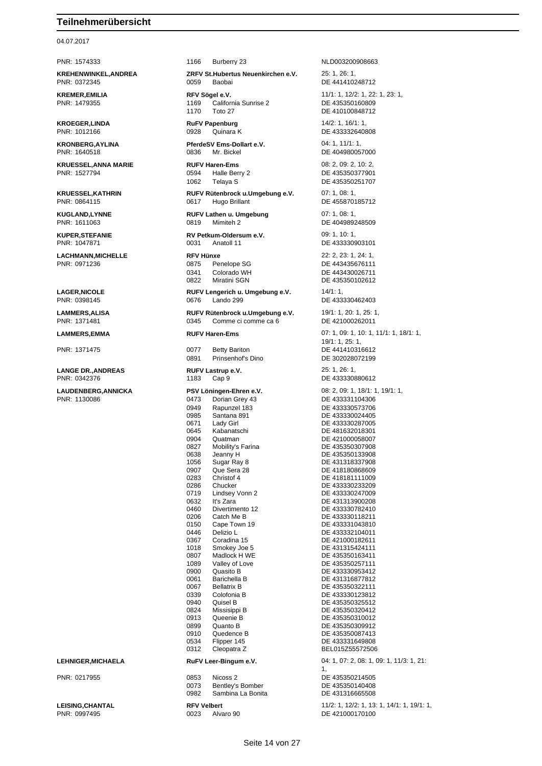# Teilnehmerübersicht

04.07.2017

| Teilnehmer | Verein / Pferd | | Prüfungen / Lebensnummer |
|---|---|---|---|
| PNR: 1574333 | 1166 | Burberry 23 | NLD003200908663 |
| **KREHENWINKEL,ANDREA** | **ZRFV St.Hubertus Neuenkirchen e.V.** | | 25: 1, 26: 1, |
| PNR: 0372345 | 0059 | Baobai | DE 441410248712 |
| **KREMER,EMILIA** | **RFV Sögel e.V.** | | 11/1: 1, 12/2: 1, 22: 1, 23: 1, |
| PNR: 1479355 | 1169 | California Sunrise 2 | DE 435350160809 |
| | 1170 | Toto 27 | DE 410100848712 |
| **KROEGER,LINDA** | **RuFV Papenburg** | | 14/2: 1, 16/1: 1, |
| PNR: 1012166 | 0928 | Quinara K | DE 433332640808 |
| **KRONBERG,AYLINA** | **PferdeSV Ems-Dollart e.V.** | | 04: 1, 11/1: 1, |
| PNR: 1640518 | 0836 | Mr. Bickel | DE 404980057000 |
| **KRUESSEL,ANNA MARIE** | **RUFV Haren-Ems** | | 08: 2, 09: 2, 10: 2, |
| PNR: 1527794 | 0594 | Halle Berry 2 | DE 435350377901 |
| | 1062 | Telaya S | DE 435350251707 |
| **KRUESSEL,KATHRIN** | **RUFV Rütenbrock u.Umgebung e.V.** | | 07: 1, 08: 1, |
| PNR: 0864115 | 0617 | Hugo Brillant | DE 455870185712 |
| **KUGLAND,LYNNE** | **RUFV Lathen u. Umgebung** | | 07: 1, 08: 1, |
| PNR: 1611063 | 0819 | Mimiteh 2 | DE 404989248509 |
| **KUPER,STEFANIE** | **RV Petkum-Oldersum e.V.** | | 09: 1, 10: 1, |
| PNR: 1047871 | 0031 | Anatoll 11 | DE 433330903101 |
| **LACHMANN,MICHELLE** | **RFV Hünxe** | | 22: 2, 23: 1, 24: 1, |
| PNR: 0971236 | 0875 | Penelope SG | DE 443435676111 |
| | 0341 | Colorado WH | DE 443430026711 |
| | 0822 | Miratini SGN | DE 435350102612 |
| **LAGER,NICOLE** | **RUFV Lengerich u. Umgebung e.V.** | | 14/1: 1, |
| PNR: 0398145 | 0676 | Lando 299 | DE 433330462403 |
| **LAMMERS,ALISA** | **RUFV Rütenbrock u.Umgebung e.V.** | | 19/1: 1, 20: 1, 25: 1, |
| PNR: 1371481 | 0345 | Comme ci comme ca 6 | DE 421000262011 |
| **LAMMERS,EMMA** | **RUFV Haren-Ems** | | 07: 1, 09: 1, 10: 1, 11/1: 1, 18/1: 1, 19/1: 1, 25: 1, |
| PNR: 1371475 | 0077 | Betty Bariton | DE 441410316612 |
| | 0891 | Prinsenhof's Dino | DE 302028072199 |
| **LANGE DR.,ANDREAS** | **RUFV Lastrup e.V.** | | 25: 1, 26: 1, |
| PNR: 0342376 | 1183 | Cap 9 | DE 433330880612 |
| **LAUDENBERG,ANNICKA** | **PSV Löningen-Ehren e.V.** | | 08: 2, 09: 1, 18/1: 1, 19/1: 1, |
| PNR: 1130086 | 0473 | Dorian Grey 43 | DE 433331104306 |
| | 0949 | Rapunzel 183 | DE 433330573706 |
| | 0985 | Santana 891 | DE 433330024405 |
| | 0671 | Lady Girl | DE 433330287005 |
| | 0645 | Kabanatschi | DE 481632018301 |
| | 0904 | Quatman | DE 421000058007 |
| | 0827 | Mobility's Farina | DE 435350307908 |
| | 0638 | Jeanny H | DE 435350133908 |
| | 1056 | Sugar Ray 8 | DE 431318337908 |
| | 0907 | Que Sera 28 | DE 418180868609 |
| | 0283 | Christof 4 | DE 418181111009 |
| | 0286 | Chucker | DE 433330233209 |
| | 0719 | Lindsey Vonn 2 | DE 433330247009 |
| | 0632 | It's Zara | DE 431313900208 |
| | 0460 | Divertimento 12 | DE 433330782410 |
| | 0206 | Catch Me B | DE 433330118211 |
| | 0150 | Cape Town 19 | DE 433331043810 |
| | 0446 | Delizio L | DE 433332104011 |
| | 0367 | Coradina 15 | DE 421000182611 |
| | 1018 | Smokey Joe 5 | DE 431315424111 |
| | 0807 | Madlock H WE | DE 435350163411 |
| | 1089 | Valley of Love | DE 435350257111 |
| | 0900 | Quasito B | DE 433330953412 |
| | 0061 | Barichella B | DE 431316877812 |
| | 0067 | Bellatrix B | DE 435350322111 |
| | 0339 | Colofonia B | DE 433330123812 |
| | 0940 | Quisel B | DE 435350325512 |
| | 0824 | Missisippi B | DE 435350320412 |
| | 0913 | Queenie B | DE 435350310012 |
| | 0899 | Quanto B | DE 435350309912 |
| | 0910 | Quedence B | DE 435350087413 |
| | 0534 | Flipper 145 | DE 433331649808 |
| | 0312 | Cleopatra Z | BEL015Z55572506 |
| **LEHNIGER,MICHAELA** | **RuFV Leer-Bingum e.V.** | | 04: 1, 07: 2, 08: 1, 09: 1, 11/3: 1, 21: 1, |
| PNR: 0217955 | 0853 | Nicoss 2 | DE 435350214505 |
| | 0073 | Bentley's Bomber | DE 435350140408 |
| | 0982 | Sambina La Bonita | DE 431316665508 |
| **LEISING,CHANTAL** | **RFV Velbert** | | 11/2: 1, 12/2: 1, 13: 1, 14/1: 1, 19/1: 1, |
| PNR: 0997495 | 0023 | Alvaro 90 | DE 421000170100 |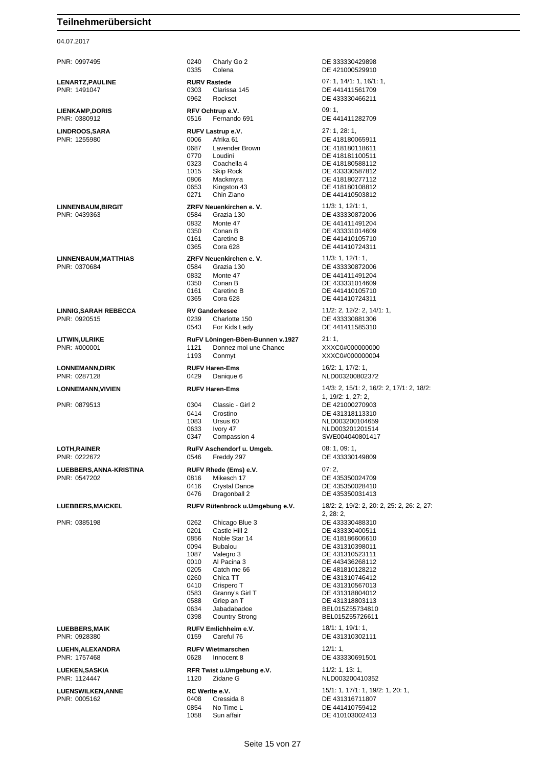# Teilnehmerübersicht

04.07.2017

| Teilnehmer | Verein / Pferd | | Prüfungen / Lebensnummer |
|---|---|---|---|
| PNR: 0997495 | 0240 | Charly Go 2 | DE 333330429898 |
| | 0335 | Colena | DE 421000529910 |
| **LENARTZ,PAULINE** | **RURV Rastede** | | 07: 1, 14/1: 1, 16/1: 1, |
| PNR: 1491047 | 0303 | Clarissa 145 | DE 441411561709 |
| | 0962 | Rockset | DE 433330466211 |
| **LIENKAMP,DORIS** | **RFV Ochtrup e.V.** | | 09: 1, |
| PNR: 0380912 | 0516 | Fernando 691 | DE 441411282709 |
| **LINDROOS,SARA** | **RUFV Lastrup e.V.** | | 27: 1, 28: 1, |
| PNR: 1255980 | 0006 | Afrika 61 | DE 418180065911 |
| | 0687 | Lavender Brown | DE 418180118611 |
| | 0770 | Loudini | DE 418181100511 |
| | 0323 | Coachella 4 | DE 418180588112 |
| | 1015 | Skip Rock | DE 433330587812 |
| | 0806 | Mackmyra | DE 418180277112 |
| | 0653 | Kingston 43 | DE 418180108812 |
| | 0271 | Chin Ziano | DE 441410503812 |
| **LINNENBAUM,BIRGIT** | **ZRFV Neuenkirchen e. V.** | | 11/3: 1, 12/1: 1, |
| PNR: 0439363 | 0584 | Grazia 130 | DE 433330872006 |
| | 0832 | Monte 47 | DE 441411491204 |
| | 0350 | Conan B | DE 433331014609 |
| | 0161 | Caretino B | DE 441410105710 |
| | 0365 | Cora 628 | DE 441410724311 |
| **LINNENBAUM,MATTHIAS** | **ZRFV Neuenkirchen e. V.** | | 11/3: 1, 12/1: 1, |
| PNR: 0370684 | 0584 | Grazia 130 | DE 433330872006 |
| | 0832 | Monte 47 | DE 441411491204 |
| | 0350 | Conan B | DE 433331014609 |
| | 0161 | Caretino B | DE 441410105710 |
| | 0365 | Cora 628 | DE 441410724311 |
| **LINNIG,SARAH REBECCA** | **RV Ganderkesee** | | 11/2: 2, 12/2: 2, 14/1: 1, |
| PNR: 0920515 | 0239 | Charlotte 150 | DE 433330881306 |
| | 0543 | For Kids Lady | DE 441411585310 |
| **LITWIN,ULRIKE** | **RuFV Löningen-Böen-Bunnen v.1927** | | 21: 1, |
| PNR: #000001 | 1121 | Donnez moi une Chance | XXXC0#000000000 |
| | 1193 | Conmyt | XXXC0#000000004 |
| **LONNEMANN,DIRK** | **RUFV Haren-Ems** | | 16/2: 1, 17/2: 1, |
| PNR: 0287128 | 0429 | Danique 6 | NLD003200802372 |
| **LONNEMANN,VIVIEN** | **RUFV Haren-Ems** | | 14/3: 2, 15/1: 2, 16/2: 2, 17/1: 2, 18/2: 1, 19/2: 1, 27: 2, |
| PNR: 0879513 | 0304 | Classic - Girl 2 | DE 421000270903 |
| | 0414 | Crostino | DE 431318113310 |
| | 1083 | Ursus 60 | NLD003200104659 |
| | 0633 | Ivory 47 | NLD003201201514 |
| | 0347 | Compassion 4 | SWE004040801417 |
| **LOTH,RAINER** | **RuFV Aschendorf u. Umgeb.** | | 08: 1, 09: 1, |
| PNR: 0222672 | 0546 | Freddy 297 | DE 433330149809 |
| **LUEBBERS,ANNA-KRISTINA** | **RUFV Rhede (Ems) e.V.** | | 07: 2, |
| PNR: 0547202 | 0816 | Mikesch 17 | DE 435350024709 |
| | 0416 | Crystal Dance | DE 435350028410 |
| | 0476 | Dragonball 2 | DE 435350031413 |
| **LUEBBERS,MAICKEL** | **RUFV Rütenbrock u.Umgebung e.V.** | | 18/2: 2, 19/2: 2, 20: 2, 25: 2, 26: 2, 27: 2, 28: 2, |
| PNR: 0385198 | 0262 | Chicago Blue 3 | DE 433330488310 |
| | 0201 | Castle Hill 2 | DE 433330400511 |
| | 0856 | Noble Star 14 | DE 418186606610 |
| | 0094 | Bubalou | DE 431310398011 |
| | 1087 | Valegro 3 | DE 431310523111 |
| | 0010 | Al Pacina 3 | DE 443436268112 |
| | 0205 | Catch me 66 | DE 481810128212 |
| | 0260 | Chica TT | DE 431310746412 |
| | 0410 | Crispero T | DE 431310567013 |
| | 0583 | Granny's Girl T | DE 431318804012 |
| | 0588 | Griep an T | DE 431318803113 |
| | 0634 | Jabadabadoe | BEL015Z55734810 |
| | 0398 | Country Strong | BEL015Z55726611 |
| **LUEBBERS,MAIK** | **RUFV Emlichheim e.V.** | | 18/1: 1, 19/1: 1, |
| PNR: 0928380 | 0159 | Careful 76 | DE 431310302111 |
| **LUEHN,ALEXANDRA** | **RUFV Wietmarschen** | | 12/1: 1, |
| PNR: 1757468 | 0628 | Innocent 8 | DE 433330691501 |
| **LUEKEN,SASKIA** | **RFR Twist u.Umgebung e.V.** | | 11/2: 1, 13: 1, |
| PNR: 1124447 | 1120 | Zidane G | NLD003200410352 |
| **LUENSWILKEN,ANNE** | **RC Werlte e.V.** | | 15/1: 1, 17/1: 1, 19/2: 1, 20: 1, |
| PNR: 0005162 | 0408 | Cressida 8 | DE 431316711807 |
| | 0854 | No Time L | DE 441410759412 |
| | 1058 | Sun affair | DE 410103002413 |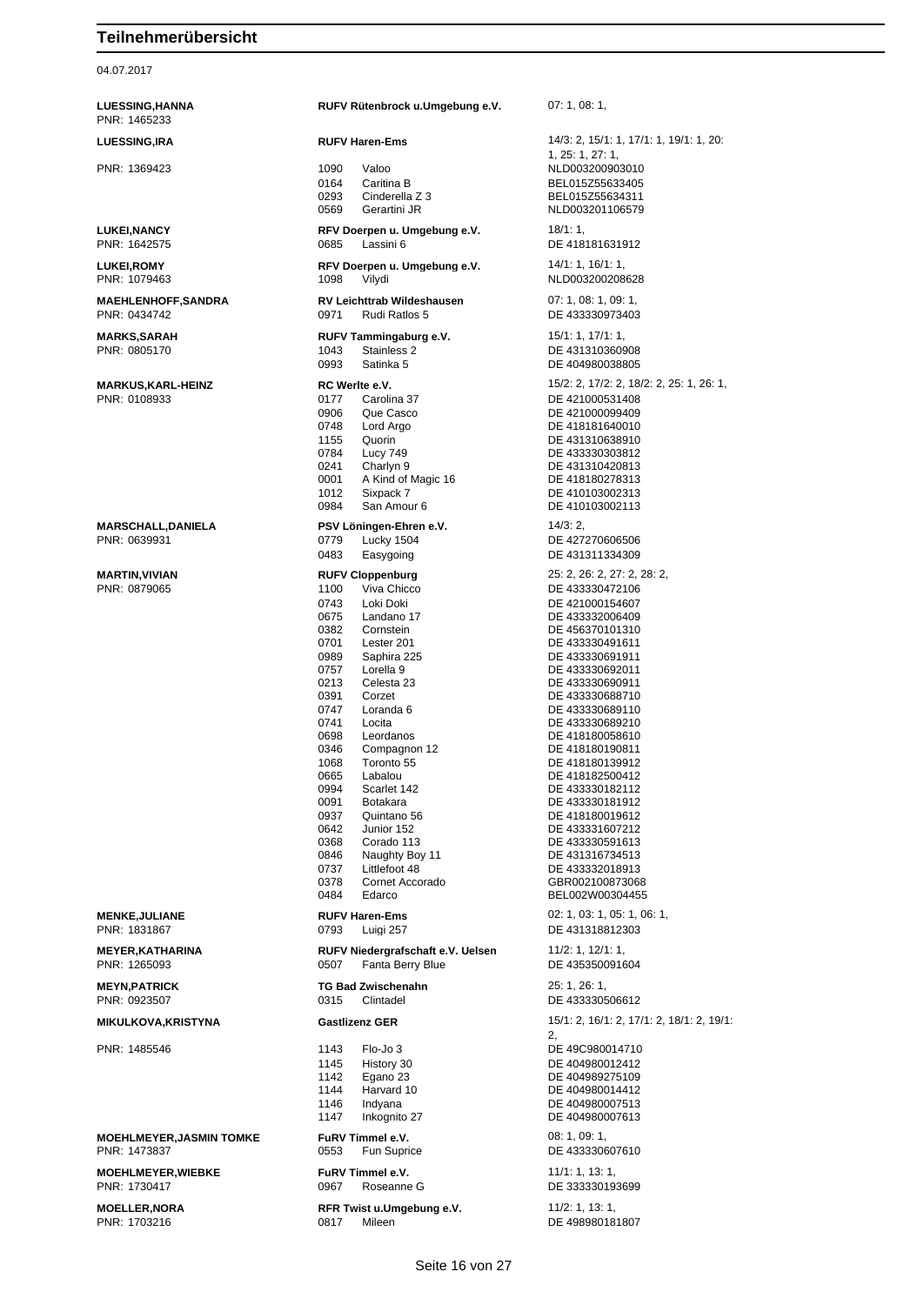# Teilnehmerübersicht

04.07.2017

| Teilnehmer | Verein / Pferd | Prüfungen / Lebensnummer |
|---|---|---|
| **LUESSING,HANNA** | **RUFV Rütenbrock u.Umgebung e.V.** | 07: 1, 08: 1, |
| PNR: 1465233 | | |
| **LUESSING,IRA** | **RUFV Haren-Ems** | 14/3: 2, 15/1: 1, 17/1: 1, 19/1: 1, 20: 1, 25: 1, 27: 1, |
| PNR: 1369423 | 1090 Valoo | NLD003200903010 |
| | 0164 Caritina B | BEL015Z55633405 |
| | 0293 Cinderella Z 3 | BEL015Z55634311 |
| | 0569 Gerartini JR | NLD003201106579 |
| **LUKEI,NANCY** | **RFV Doerpen u. Umgebung e.V.** | 18/1: 1, |
| PNR: 1642575 | 0685 Lassini 6 | DE 418181631912 |
| **LUKEI,ROMY** | **RFV Doerpen u. Umgebung e.V.** | 14/1: 1, 16/1: 1, |
| PNR: 1079463 | 1098 Vilydi | NLD003200208628 |
| **MAEHLENHOFF,SANDRA** | **RV Leichttrab Wildeshausen** | 07: 1, 08: 1, 09: 1, |
| PNR: 0434742 | 0971 Rudi Ratlos 5 | DE 433330973403 |
| **MARKS,SARAH** | **RUFV Tammingaburg e.V.** | 15/1: 1, 17/1: 1, |
| PNR: 0805170 | 1043 Stainless 2 | DE 431310360908 |
| | 0993 Satinka 5 | DE 404980038805 |
| **MARKUS,KARL-HEINZ** | **RC Werlte e.V.** | 15/2: 2, 17/2: 2, 18/2: 2, 25: 1, 26: 1, |
| PNR: 0108933 | 0177 Carolina 37 | DE 421000531408 |
| | 0906 Que Casco | DE 421000099409 |
| | 0748 Lord Argo | DE 418181640010 |
| | 1155 Quorin | DE 431310638910 |
| | 0784 Lucy 749 | DE 433330303812 |
| | 0241 Charlyn 9 | DE 431310420813 |
| | 0001 A Kind of Magic 16 | DE 418180278313 |
| | 1012 Sixpack 7 | DE 410103002313 |
| | 0984 San Amour 6 | DE 410103002113 |
| **MARSCHALL,DANIELA** | **PSV Löningen-Ehren e.V.** | 14/3: 2, |
| PNR: 0639931 | 0779 Lucky 1504 | DE 427270606506 |
| | 0483 Easygoing | DE 431311334309 |
| **MARTIN,VIVIAN** | **RUFV Cloppenburg** | 25: 2, 26: 2, 27: 2, 28: 2, |
| PNR: 0879065 | 1100 Viva Chicco | DE 433330472106 |
| | 0743 Loki Doki | DE 421000154607 |
| | 0675 Landano 17 | DE 433332006409 |
| | 0382 Cornstein | DE 456370101310 |
| | 0701 Lester 201 | DE 433330491611 |
| | 0989 Saphira 225 | DE 433330691911 |
| | 0757 Lorella 9 | DE 433330692011 |
| | 0213 Celesta 23 | DE 433330690911 |
| | 0391 Corzet | DE 433330688710 |
| | 0747 Loranda 6 | DE 433330689110 |
| | 0741 Locita | DE 433330689210 |
| | 0698 Leordanos | DE 418180058610 |
| | 0346 Compagnon 12 | DE 418180190811 |
| | 1068 Toronto 55 | DE 418180139912 |
| | 0665 Labalou | DE 418182500412 |
| | 0994 Scarlet 142 | DE 433330182112 |
| | 0091 Botakara | DE 433330181912 |
| | 0937 Quintano 56 | DE 418180019612 |
| | 0642 Junior 152 | DE 433331607212 |
| | 0368 Corado 113 | DE 433330591613 |
| | 0846 Naughty Boy 11 | DE 431316734513 |
| | 0737 Littlefoot 48 | DE 433332018913 |
| | 0378 Cornet Accorado | GBR002100873068 |
| | 0484 Edarco | BEL002W00304455 |
| **MENKE,JULIANE** | **RUFV Haren-Ems** | 02: 1, 03: 1, 05: 1, 06: 1, |
| PNR: 1831867 | 0793 Luigi 257 | DE 431318812303 |
| **MEYER,KATHARINA** | **RUFV Niedergrafschaft e.V. Uelsen** | 11/2: 1, 12/1: 1, |
| PNR: 1265093 | 0507 Fanta Berry Blue | DE 435350091604 |
| **MEYN,PATRICK** | **TG Bad Zwischenahn** | 25: 1, 26: 1, |
| PNR: 0923507 | 0315 Clintadel | DE 433330506612 |
| **MIKULKOVA,KRISTYNA** | **Gastlizenz GER** | 15/1: 2, 16/1: 2, 17/1: 2, 18/1: 2, 19/1: 2, |
| PNR: 1485546 | 1143 Flo-Jo 3 | DE 49C980014710 |
| | 1145 History 30 | DE 404980012412 |
| | 1142 Egano 23 | DE 404989275109 |
| | 1144 Harvard 10 | DE 404980014412 |
| | 1146 Indyana | DE 404980007513 |
| | 1147 Inkognito 27 | DE 404980007613 |
| **MOEHLMEYER,JASMIN TOMKE** | **FuRV Timmel e.V.** | 08: 1, 09: 1, |
| PNR: 1473837 | 0553 Fun Suprice | DE 433330607610 |
| **MOEHLMEYER,WIEBKE** | **FuRV Timmel e.V.** | 11/1: 1, 13: 1, |
| PNR: 1730417 | 0967 Roseanne G | DE 333330193699 |
| **MOELLER,NORA** | **RFR Twist u.Umgebung e.V.** | 11/2: 1, 13: 1, |
| PNR: 1703216 | 0817 Mileen | DE 498980181807 |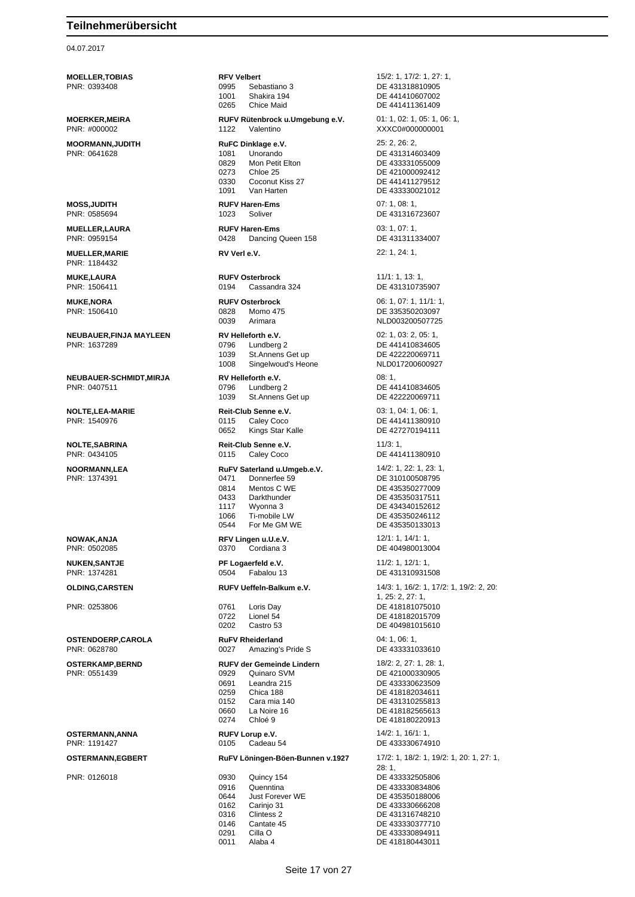## Teilnehmerübersicht

04.07.2017

| Teilnehmer | Verein / Pferd | Prüfungen / Lebensnummer |
|---|---|---|
| **MOELLER,TOBIAS** | **RFV Velbert** | 15/2: 1, 17/2: 1, 27: 1, |
| PNR: 0393408 | 0995 Sebastiano 3 | DE 431318810905 |
| | 1001 Shakira 194 | DE 441410607002 |
| | 0265 Chice Maid | DE 441411361409 |
| **MOERKER,MEIRA** | **RUFV Rütenbrock u.Umgebung e.V.** | 01: 1, 02: 1, 05: 1, 06: 1, |
| PNR: #000002 | 1122 Valentino | XXXC0#000000001 |
| **MOORMANN,JUDITH** | **RuFC Dinklage e.V.** | 25: 2, 26: 2, |
| PNR: 0641628 | 1081 Unorando | DE 431314603409 |
| | 0829 Mon Petit Elton | DE 433331055009 |
| | 0273 Chloe 25 | DE 421000092412 |
| | 0330 Coconut Kiss 27 | DE 441411279512 |
| | 1091 Van Harten | DE 433330021012 |
| **MOSS,JUDITH** | **RUFV Haren-Ems** | 07: 1, 08: 1, |
| PNR: 0585694 | 1023 Soliver | DE 431316723607 |
| **MUELLER,LAURA** | **RUFV Haren-Ems** | 03: 1, 07: 1, |
| PNR: 0959154 | 0428 Dancing Queen 158 | DE 431311334007 |
| **MUELLER,MARIE** | **RV Verl e.V.** | 22: 1, 24: 1, |
| PNR: 1184432 | | |
| **MUKE,LAURA** | **RUFV Osterbrock** | 11/1: 1, 13: 1, |
| PNR: 1506411 | 0194 Cassandra 324 | DE 431310735907 |
| **MUKE,NORA** | **RUFV Osterbrock** | 06: 1, 07: 1, 11/1: 1, |
| PNR: 1506410 | 0828 Momo 475 | DE 335350203097 |
| | 0039 Arimara | NLD003200507725 |
| **NEUBAUER,FINJA MAYLEEN** | **RV Helleforth e.V.** | 02: 1, 03: 2, 05: 1, |
| PNR: 1637289 | 0796 Lundberg 2 | DE 441410834605 |
| | 1039 St.Annens Get up | DE 422220069711 |
| | 1008 Singelwoud's Heone | NLD017200600927 |
| **NEUBAUER-SCHMIDT,MIRJA** | **RV Helleforth e.V.** | 08: 1, |
| PNR: 0407511 | 0796 Lundberg 2 | DE 441410834605 |
| | 1039 St.Annens Get up | DE 422220069711 |
| **NOLTE,LEA-MARIE** | **Reit-Club Senne e.V.** | 03: 1, 04: 1, 06: 1, |
| PNR: 1540976 | 0115 Caley Coco | DE 441411380910 |
| | 0652 Kings Star Kalle | DE 427270194111 |
| **NOLTE,SABRINA** | **Reit-Club Senne e.V.** | 11/3: 1, |
| PNR: 0434105 | 0115 Caley Coco | DE 441411380910 |
| **NOORMANN,LEA** | **RuFV Saterland u.Umgeb.e.V.** | 14/2: 1, 22: 1, 23: 1, |
| PNR: 1374391 | 0471 Donnerfee 59 | DE 310100508795 |
| | 0814 Mentos C WE | DE 435350277009 |
| | 0433 Darkthunder | DE 435350317511 |
| | 1117 Wyonna 3 | DE 434340152612 |
| | 1066 Ti-mobile LW | DE 435350246112 |
| | 0544 For Me GM WE | DE 435350133013 |
| **NOWAK,ANJA** | **RFV Lingen u.U.e.V.** | 12/1: 1, 14/1: 1, |
| PNR: 0502085 | 0370 Cordiana 3 | DE 404980013004 |
| **NUKEN,SANTJE** | **PF Logaerfeld e.V.** | 11/2: 1, 12/1: 1, |
| PNR: 1374281 | 0504 Fabalou 13 | DE 431310931508 |
| **OLDING,CARSTEN** | **RUFV Ueffeln-Balkum e.V.** | 14/3: 1, 16/2: 1, 17/2: 1, 19/2: 2, 20: 1, 25: 2, 27: 1, |
| PNR: 0253806 | 0761 Loris Day | DE 418181075010 |
| | 0722 Lionel 54 | DE 418182015709 |
| | 0202 Castro 53 | DE 404981015610 |
| **OSTENDOERP,CAROLA** | **RuFV Rheiderland** | 04: 1, 06: 1, |
| PNR: 0628780 | 0027 Amazing's Pride S | DE 433331033610 |
| **OSTERKAMP,BERND** | **RUFV der Gemeinde Lindern** | 18/2: 2, 27: 1, 28: 1, |
| PNR: 0551439 | 0929 Quinaro SVM | DE 421000330905 |
| | 0691 Leandra 215 | DE 433330623509 |
| | 0259 Chica 188 | DE 418182034611 |
| | 0152 Cara mia 140 | DE 431310255813 |
| | 0660 La Noire 16 | DE 418182565613 |
| | 0274 Chloé 9 | DE 418180220913 |
| **OSTERMANN,ANNA** | **RUFV Lorup e.V.** | 14/2: 1, 16/1: 1, |
| PNR: 1191427 | 0105 Cadeau 54 | DE 433330674910 |
| **OSTERMANN,EGBERT** | **RuFV Löningen-Böen-Bunnen v.1927** | 17/2: 1, 18/2: 1, 19/2: 1, 20: 1, 27: 1, 28: 1, |
| PNR: 0126018 | 0930 Quincy 154 | DE 433332505806 |
| | 0916 Quenntina | DE 433330834806 |
| | 0644 Just Forever WE | DE 435350188006 |
| | 0162 Carinjo 31 | DE 433330666208 |
| | 0316 Clintess 2 | DE 431316748210 |
| | 0146 Cantate 45 | DE 433330377710 |
| | 0291 Cilla O | DE 433330894911 |
| | 0011 Alaba 4 | DE 418180443011 |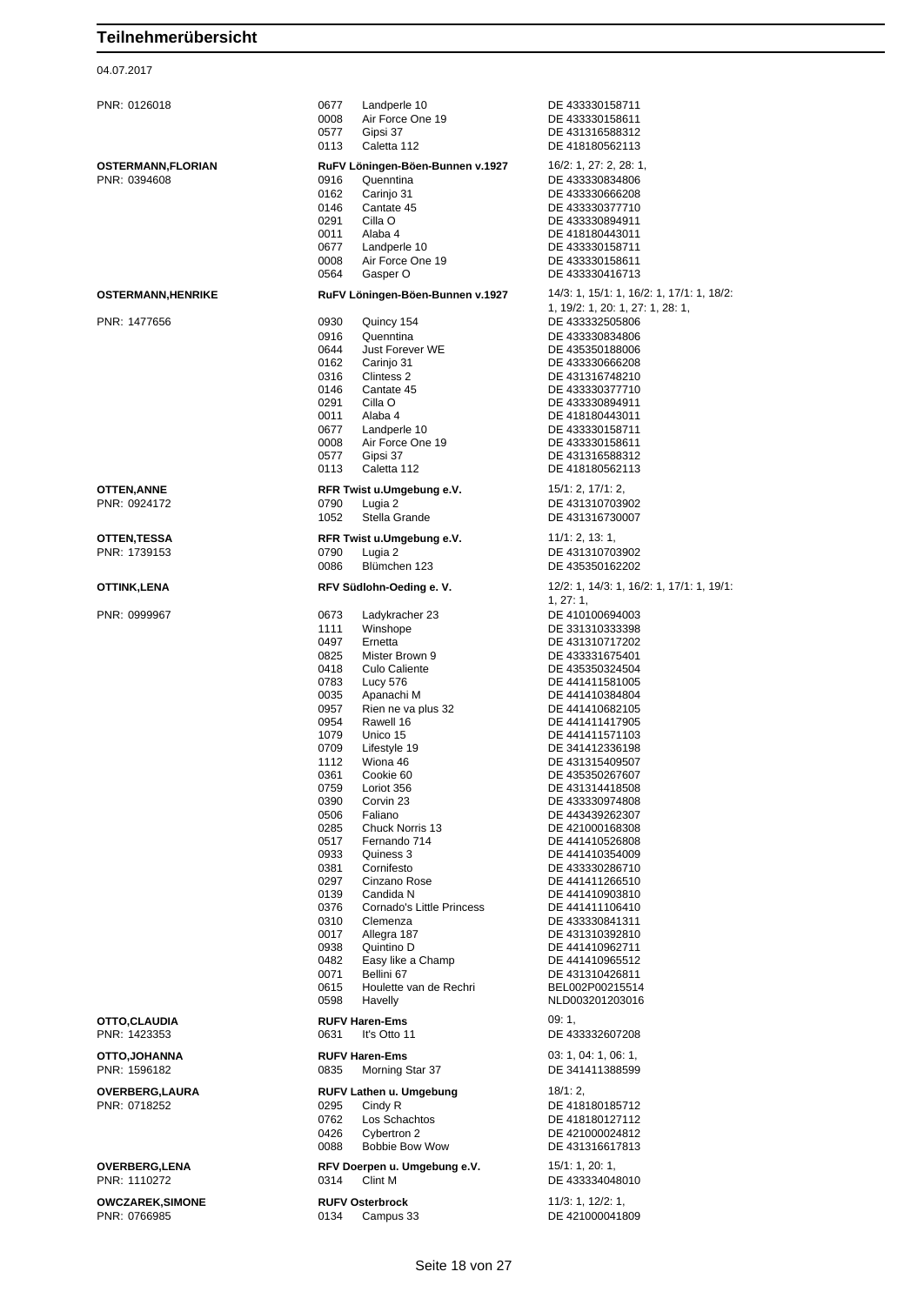# Teilnehmerübersicht

04.07.2017

| Teilnehmer | Verein / Pferd | Prüfungen / Lebensnummer |
|---|---|---|
| PNR: 0126018 | 0677 Landperle 10 | DE 433330158711 |
| | 0008 Air Force One 19 | DE 433330158611 |
| | 0577 Gipsi 37 | DE 431316588312 |
| | 0113 Caletta 112 | DE 418180562113 |
| **OSTERMANN,FLORIAN** | **RuFV Löningen-Böen-Bunnen v.1927** | 16/2: 1, 27: 2, 28: 1, |
| PNR: 0394608 | 0916 Quenntina | DE 433330834806 |
| | 0162 Carinjo 31 | DE 433330666208 |
| | 0146 Cantate 45 | DE 433330377710 |
| | 0291 Cilla O | DE 433330894911 |
| | 0011 Alaba 4 | DE 418180443011 |
| | 0677 Landperle 10 | DE 433330158711 |
| | 0008 Air Force One 19 | DE 433330158611 |
| | 0564 Gasper O | DE 433330416713 |
| **OSTERMANN,HENRIKE** | **RuFV Löningen-Böen-Bunnen v.1927** | 14/3: 1, 15/1: 1, 16/2: 1, 17/1: 1, 18/2: 1, 19/2: 1, 20: 1, 27: 1, 28: 1, |
| PNR: 1477656 | 0930 Quincy 154 | DE 433332505806 |
| | 0916 Quenntina | DE 433330834806 |
| | 0644 Just Forever WE | DE 435350188006 |
| | 0162 Carinjo 31 | DE 433330666208 |
| | 0316 Clintess 2 | DE 431316748210 |
| | 0146 Cantate 45 | DE 433330377710 |
| | 0291 Cilla O | DE 433330894911 |
| | 0011 Alaba 4 | DE 418180443011 |
| | 0677 Landperle 10 | DE 433330158711 |
| | 0008 Air Force One 19 | DE 433330158611 |
| | 0577 Gipsi 37 | DE 431316588312 |
| | 0113 Caletta 112 | DE 418180562113 |
| **OTTEN,ANNE** | **RFR Twist u.Umgebung e.V.** | 15/1: 2, 17/1: 2, |
| PNR: 0924172 | 0790 Lugia 2 | DE 431310703902 |
| | 1052 Stella Grande | DE 431316730007 |
| **OTTEN,TESSA** | **RFR Twist u.Umgebung e.V.** | 11/1: 2, 13: 1, |
| PNR: 1739153 | 0790 Lugia 2 | DE 431310703902 |
| | 0086 Blümchen 123 | DE 435350162202 |
| **OTTINK,LENA** | **RFV Südlohn-Oeding e. V.** | 12/2: 1, 14/3: 1, 16/2: 1, 17/1: 1, 19/1: 1, 27: 1, |
| PNR: 0999967 | 0673 Ladykracher 23 | DE 410100694003 |
| | 1111 Winshope | DE 331310333398 |
| | 0497 Ernetta | DE 431310717202 |
| | 0825 Mister Brown 9 | DE 433331675401 |
| | 0418 Culo Caliente | DE 435350324504 |
| | 0783 Lucy 576 | DE 441411581005 |
| | 0035 Apanachi M | DE 441410384804 |
| | 0957 Rien ne va plus 32 | DE 441410682105 |
| | 0954 Rawell 16 | DE 441411417905 |
| | 1079 Unico 15 | DE 441411571103 |
| | 0709 Lifestyle 19 | DE 341412336198 |
| | 1112 Wiona 46 | DE 431315409507 |
| | 0361 Cookie 60 | DE 435350267607 |
| | 0759 Loriot 356 | DE 431314418508 |
| | 0390 Corvin 23 | DE 433330974808 |
| | 0506 Faliano | DE 443439262307 |
| | 0285 Chuck Norris 13 | DE 421000168308 |
| | 0517 Fernando 714 | DE 441410526808 |
| | 0933 Quiness 3 | DE 441410354009 |
| | 0381 Cornifesto | DE 433330286710 |
| | 0297 Cinzano Rose | DE 441411266510 |
| | 0139 Candida N | DE 441410903810 |
| | 0376 Cornado's Little Princess | DE 441411106410 |
| | 0310 Clemenza | DE 433330841311 |
| | 0017 Allegra 187 | DE 431310392810 |
| | 0938 Quintino D | DE 441410962711 |
| | 0482 Easy like a Champ | DE 441410965512 |
| | 0071 Bellini 67 | DE 431310426811 |
| | 0615 Houlette van de Rechri | BEL002P00215514 |
| | 0598 Havelly | NLD003201203016 |
| **OTTO,CLAUDIA** | **RUFV Haren-Ems** | 09: 1, |
| PNR: 1423353 | 0631 It's Otto 11 | DE 433332607208 |
| **OTTO,JOHANNA** | **RUFV Haren-Ems** | 03: 1, 04: 1, 06: 1, |
| PNR: 1596182 | 0835 Morning Star 37 | DE 341411388599 |
| **OVERBERG,LAURA** | **RUFV Lathen u. Umgebung** | 18/1: 2, |
| PNR: 0718252 | 0295 Cindy R | DE 418180185712 |
| | 0762 Los Schachtos | DE 418180127112 |
| | 0426 Cybertron 2 | DE 421000024812 |
| | 0088 Bobbie Bow Wow | DE 431316617813 |
| **OVERBERG,LENA** | **RFV Doerpen u. Umgebung e.V.** | 15/1: 1, 20: 1, |
| PNR: 1110272 | 0314 Clint M | DE 433334048010 |
| **OWCZAREK,SIMONE** | **RUFV Osterbrock** | 11/3: 1, 12/2: 1, |
| PNR: 0766985 | 0134 Campus 33 | DE 421000041809 |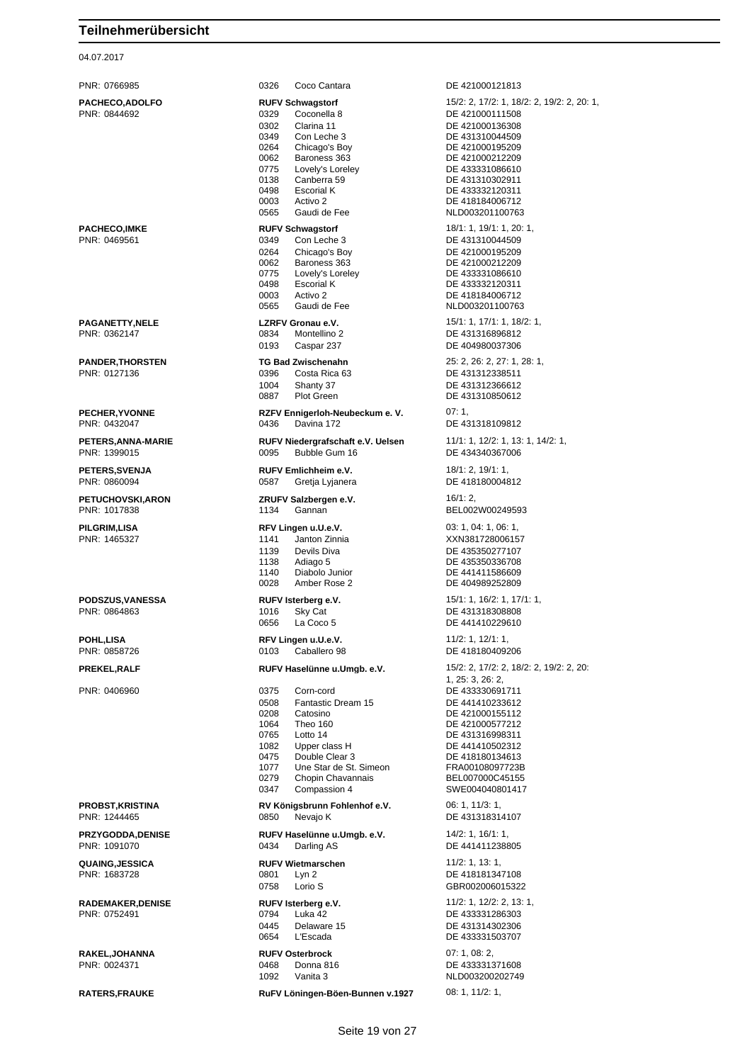# Teilnehmerübersicht

04.07.2017

| Teilnehmer | Verein / Nr. | Pferd | Lebensnummer / Prüfungen |
|---|---|---|---|
| PNR: 0766985 | 0326 | Coco Cantara | DE 421000121813 |
| **PACHECO,ADOLFO** | **RUFV Schwagstorf** | | 15/2: 2, 17/2: 1, 18/2: 2, 19/2: 2, 20: 1, |
| PNR: 0844692 | 0329 | Coconella 8 | DE 421000111508 |
| | 0302 | Clarina 11 | DE 421000136308 |
| | 0349 | Con Leche 3 | DE 431310044509 |
| | 0264 | Chicago's Boy | DE 421000195209 |
| | 0062 | Baroness 363 | DE 421000212209 |
| | 0775 | Lovely's Loreley | DE 433331086610 |
| | 0138 | Canberra 59 | DE 431310302911 |
| | 0498 | Escorial K | DE 433332120311 |
| | 0003 | Activo 2 | DE 418184006712 |
| | 0565 | Gaudi de Fee | NLD003201100763 |
| **PACHECO,IMKE** | **RUFV Schwagstorf** | | 18/1: 1, 19/1: 1, 20: 1, |
| PNR: 0469561 | 0349 | Con Leche 3 | DE 431310044509 |
| | 0264 | Chicago's Boy | DE 421000195209 |
| | 0062 | Baroness 363 | DE 421000212209 |
| | 0775 | Lovely's Loreley | DE 433331086610 |
| | 0498 | Escorial K | DE 433332120311 |
| | 0003 | Activo 2 | DE 418184006712 |
| | 0565 | Gaudi de Fee | NLD003201100763 |
| **PAGANETTY,NELE** | **LZRFV Gronau e.V.** | | 15/1: 1, 17/1: 1, 18/2: 1, |
| PNR: 0362147 | 0834 | Montellino 2 | DE 431316896812 |
| | 0193 | Caspar 237 | DE 404980037306 |
| **PANDER,THORSTEN** | **TG Bad Zwischenahn** | | 25: 2, 26: 2, 27: 1, 28: 1, |
| PNR: 0127136 | 0396 | Costa Rica 63 | DE 431312338511 |
| | 1004 | Shanty 37 | DE 431312366612 |
| | 0887 | Plot Green | DE 431310850612 |
| **PECHER,YVONNE** | **RZFV Ennigerloh-Neubeckum e. V.** | | 07: 1, |
| PNR: 0432047 | 0436 | Davina 172 | DE 431318109812 |
| **PETERS,ANNA-MARIE** | **RUFV Niedergrafschaft e.V. Uelsen** | | 11/1: 1, 12/2: 1, 13: 1, 14/2: 1, |
| PNR: 1399015 | 0095 | Bubble Gum 16 | DE 434340367006 |
| **PETERS,SVENJA** | **RUFV Emlichheim e.V.** | | 18/1: 2, 19/1: 1, |
| PNR: 0860094 | 0587 | Gretja Lyjanera | DE 418180004812 |
| **PETUCHOVSKI,ARON** | **ZRUFV Salzbergen e.V.** | | 16/1: 2, |
| PNR: 1017838 | 1134 | Gannan | BEL002W00249593 |
| **PILGRIM,LISA** | **RFV Lingen u.U.e.V.** | | 03: 1, 04: 1, 06: 1, |
| PNR: 1465327 | 1141 | Janton Zinnia | XXN381728006157 |
| | 1139 | Devils Diva | DE 435350277107 |
| | 1138 | Adiago 5 | DE 435350336708 |
| | 1140 | Diabolo Junior | DE 441411586609 |
| | 0028 | Amber Rose 2 | DE 404989252809 |
| **PODSZUS,VANESSA** | **RUFV Isterberg e.V.** | | 15/1: 1, 16/2: 1, 17/1: 1, |
| PNR: 0864863 | 1016 | Sky Cat | DE 431318308808 |
| | 0656 | La Coco 5 | DE 441410229610 |
| **POHL,LISA** | **RFV Lingen u.U.e.V.** | | 11/2: 1, 12/1: 1, |
| PNR: 0858726 | 0103 | Caballero 98 | DE 418180409206 |
| **PREKEL,RALF** | **RUFV Haselünne u.Umgb. e.V.** | | 15/2: 2, 17/2: 2, 18/2: 2, 19/2: 2, 20: 1, 25: 3, 26: 2, |
| PNR: 0406960 | 0375 | Corn-cord | DE 433330691711 |
| | 0508 | Fantastic Dream 15 | DE 441410233612 |
| | 0208 | Catosino | DE 421000155112 |
| | 1064 | Theo 160 | DE 421000577212 |
| | 0765 | Lotto 14 | DE 431316998311 |
| | 1082 | Upper class H | DE 441410502312 |
| | 0475 | Double Clear 3 | DE 418180134613 |
| | 1077 | Une Star de St. Simeon | FRA00108097723B |
| | 0279 | Chopin Chavannais | BEL007000C45155 |
| | 0347 | Compassion 4 | SWE004040801417 |
| **PROBST,KRISTINA** | **RV Königsbrunn Fohlenhof e.V.** | | 06: 1, 11/3: 1, |
| PNR: 1244465 | 0850 | Nevajo K | DE 431318314107 |
| **PRZYGODDA,DENISE** | **RUFV Haselünne u.Umgb. e.V.** | | 14/2: 1, 16/1: 1, |
| PNR: 1091070 | 0434 | Darling AS | DE 441411238805 |
| **QUAING,JESSICA** | **RUFV Wietmarschen** | | 11/2: 1, 13: 1, |
| PNR: 1683728 | 0801 | Lyn 2 | DE 418181347108 |
| | 0758 | Lorio S | GBR002006015322 |
| **RADEMAKER,DENISE** | **RUFV Isterberg e.V.** | | 11/2: 1, 12/2: 2, 13: 1, |
| PNR: 0752491 | 0794 | Luka 42 | DE 433331286303 |
| | 0445 | Delaware 15 | DE 431314302306 |
| | 0654 | L'Escada | DE 433331503707 |
| **RAKEL,JOHANNA** | **RUFV Osterbrock** | | 07: 1, 08: 2, |
| PNR: 0024371 | 0468 | Donna 816 | DE 433331371608 |
| | 1092 | Vanita 3 | NLD003200202749 |
| **RATERS,FRAUKE** | **RuFV Löningen-Böen-Bunnen v.1927** | | 08: 1, 11/2: 1, |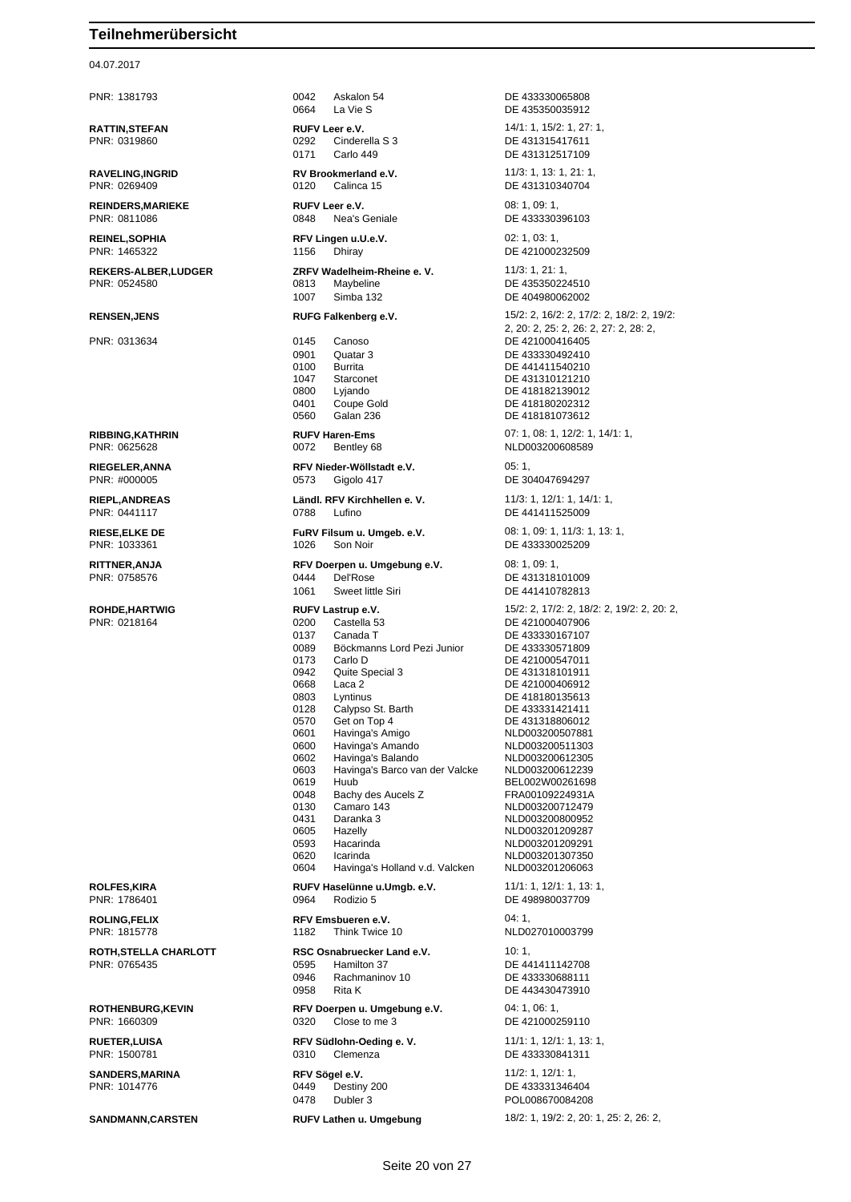## Teilnehmerübersicht

04.07.2017

| Teilnehmer | Verein / Nr. | Pferd | Prüfungen / Lebensnummer |
|---|---|---|---|
| PNR: 1381793 | 0042 | Askalon 54 | DE 433330065808 |
| | 0664 | La Vie S | DE 435350035912 |
| **RATTIN,STEFAN** | **RUFV Leer e.V.** | | 14/1: 1, 15/2: 1, 27: 1, |
| PNR: 0319860 | 0292 | Cinderella S 3 | DE 431315417611 |
| | 0171 | Carlo 449 | DE 431312517109 |
| **RAVELING,INGRID** | **RV Brookmerland e.V.** | | 11/3: 1, 13: 1, 21: 1, |
| PNR: 0269409 | 0120 | Calinca 15 | DE 431310340704 |
| **REINDERS,MARIEKE** | **RUFV Leer e.V.** | | 08: 1, 09: 1, |
| PNR: 0811086 | 0848 | Nea's Geniale | DE 433330396103 |
| **REINEL,SOPHIA** | **RFV Lingen u.U.e.V.** | | 02: 1, 03: 1, |
| PNR: 1465322 | 1156 | Dhiray | DE 421000232509 |
| **REKERS-ALBER,LUDGER** | **ZRFV Wadelheim-Rheine e. V.** | | 11/3: 1, 21: 1, |
| PNR: 0524580 | 0813 | Maybeline | DE 435350224510 |
| | 1007 | Simba 132 | DE 404980062002 |
| **RENSEN,JENS** | **RUFG Falkenberg e.V.** | | 15/2: 2, 16/2: 2, 17/2: 2, 18/2: 2, 19/2: 2, 20: 2, 25: 2, 26: 2, 27: 2, 28: 2, |
| PNR: 0313634 | 0145 | Canoso | DE 421000416405 |
| | 0901 | Quatar 3 | DE 433330492410 |
| | 0100 | Burrita | DE 441411540210 |
| | 1047 | Starconet | DE 431310121210 |
| | 0800 | Lyjando | DE 418182139012 |
| | 0401 | Coupe Gold | DE 418180202312 |
| | 0560 | Galan 236 | DE 418181073612 |
| **RIBBING,KATHRIN** | **RUFV Haren-Ems** | | 07: 1, 08: 1, 12/2: 1, 14/1: 1, |
| PNR: 0625628 | 0072 | Bentley 68 | NLD003200608589 |
| **RIEGELER,ANNA** | **RFV Nieder-Wöllstadt e.V.** | | 05: 1, |
| PNR: #000005 | 0573 | Gigolo 417 | DE 304047694297 |
| **RIEPL,ANDREAS** | **Ländl. RFV Kirchhellen e. V.** | | 11/3: 1, 12/1: 1, 14/1: 1, |
| PNR: 0441117 | 0788 | Lufino | DE 441411525009 |
| **RIESE,ELKE DE** | **FuRV Filsum u. Umgeb. e.V.** | | 08: 1, 09: 1, 11/3: 1, 13: 1, |
| PNR: 1033361 | 1026 | Son Noir | DE 433330025209 |
| **RITTNER,ANJA** | **RFV Doerpen u. Umgebung e.V.** | | 08: 1, 09: 1, |
| PNR: 0758576 | 0444 | Del'Rose | DE 431318101009 |
| | 1061 | Sweet little Siri | DE 441410782813 |
| **ROHDE,HARTWIG** | **RUFV Lastrup e.V.** | | 15/2: 2, 17/2: 2, 18/2: 2, 19/2: 2, 20: 2, |
| PNR: 0218164 | 0200 | Castella 53 | DE 421000407906 |
| | 0137 | Canada T | DE 433330167107 |
| | 0089 | Böckmanns Lord Pezi Junior | DE 433330571809 |
| | 0173 | Carlo D | DE 421000547011 |
| | 0942 | Quite Special 3 | DE 431318101911 |
| | 0668 | Laca 2 | DE 421000406912 |
| | 0803 | Lyntinus | DE 418180135613 |
| | 0128 | Calypso St. Barth | DE 433331421411 |
| | 0570 | Get on Top 4 | DE 431318806012 |
| | 0601 | Havinga's Amigo | NLD003200507881 |
| | 0600 | Havinga's Amando | NLD003200511303 |
| | 0602 | Havinga's Balando | NLD003200612305 |
| | 0603 | Havinga's Barco van der Valcke | NLD003200612239 |
| | 0619 | Huub | BEL002W00261698 |
| | 0048 | Bachy des Aucels Z | FRA00109224931A |
| | 0130 | Camaro 143 | NLD003200712479 |
| | 0431 | Daranka 3 | NLD003200800952 |
| | 0605 | Hazelly | NLD003201209287 |
| | 0593 | Hacarinda | NLD003201209291 |
| | 0620 | Icarinda | NLD003201307350 |
| | 0604 | Havinga's Holland v.d. Valcken | NLD003201206063 |
| **ROLFES,KIRA** | **RUFV Haselünne u.Umgb. e.V.** | | 11/1: 1, 12/1: 1, 13: 1, |
| PNR: 1786401 | 0964 | Rodizio 5 | DE 498980037709 |
| **ROLING,FELIX** | **RFV Emsbueren e.V.** | | 04: 1, |
| PNR: 1815778 | 1182 | Think Twice 10 | NLD027010003799 |
| **ROTH,STELLA CHARLOTT** | **RSC Osnabruecker Land e.V.** | | 10: 1, |
| PNR: 0765435 | 0595 | Hamilton 37 | DE 441411142708 |
| | 0946 | Rachmaninov 10 | DE 433330688111 |
| | 0958 | Rita K | DE 443430473910 |
| **ROTHENBURG,KEVIN** | **RFV Doerpen u. Umgebung e.V.** | | 04: 1, 06: 1, |
| PNR: 1660309 | 0320 | Close to me 3 | DE 421000259110 |
| **RUETER,LUISA** | **RFV Südlohn-Oeding e. V.** | | 11/1: 1, 12/1: 1, 13: 1, |
| PNR: 1500781 | 0310 | Clemenza | DE 433330841311 |
| **SANDERS,MARINA** | **RFV Sögel e.V.** | | 11/2: 1, 12/1: 1, |
| PNR: 1014776 | 0449 | Destiny 200 | DE 433331346404 |
| | 0478 | Dubler 3 | POL008670084208 |
| **SANDMANN,CARSTEN** | **RUFV Lathen u. Umgebung** | | 18/2: 1, 19/2: 2, 20: 1, 25: 2, 26: 2, |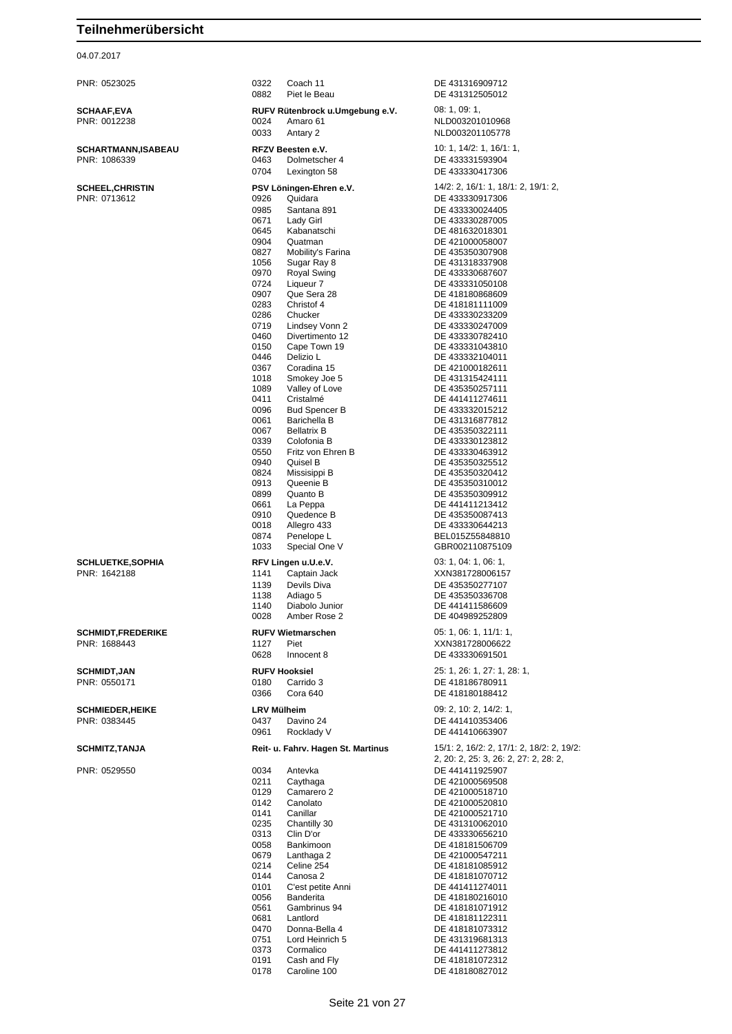# Teilnehmerübersicht

04.07.2017

| Teilnehmer | Nr. | Pferd / Verein | Lebensnr. / Prüfungen |
|---|---|---|---|
| PNR: 0523025 | 0322 | Coach 11 | DE 431316909712 |
| | 0882 | Piet le Beau | DE 431312505012 |
| **SCHAAF,EVA** | | **RUFV Rütenbrock u.Umgebung e.V.** | 08: 1, 09: 1, |
| PNR: 0012238 | 0024 | Amaro 61 | NLD003201010968 |
| | 0033 | Antary 2 | NLD003201105778 |
| **SCHARTMANN,ISABEAU** | | **RFZV Beesten e.V.** | 10: 1, 14/2: 1, 16/1: 1, |
| PNR: 1086339 | 0463 | Dolmetscher 4 | DE 433331593904 |
| | 0704 | Lexington 58 | DE 433330417306 |
| **SCHEEL,CHRISTIN** | | **PSV Löningen-Ehren e.V.** | 14/2: 2, 16/1: 1, 18/1: 2, 19/1: 2, |
| PNR: 0713612 | 0926 | Quidara | DE 433330917306 |
| | 0985 | Santana 891 | DE 433330024405 |
| | 0671 | Lady Girl | DE 433330287005 |
| | 0645 | Kabanatschi | DE 481632018301 |
| | 0904 | Quatman | DE 421000058007 |
| | 0827 | Mobility's Farina | DE 435350307908 |
| | 1056 | Sugar Ray 8 | DE 431318337908 |
| | 0970 | Royal Swing | DE 433330687607 |
| | 0724 | Liqueur 7 | DE 433331050108 |
| | 0907 | Que Sera 28 | DE 418180868609 |
| | 0283 | Christof 4 | DE 418181111009 |
| | 0286 | Chucker | DE 433330233209 |
| | 0719 | Lindsey Vonn 2 | DE 433330247009 |
| | 0460 | Divertimento 12 | DE 433330782410 |
| | 0150 | Cape Town 19 | DE 433331043810 |
| | 0446 | Delizio L | DE 433332104011 |
| | 0367 | Coradina 15 | DE 421000182611 |
| | 1018 | Smokey Joe 5 | DE 431315424111 |
| | 1089 | Valley of Love | DE 435350257111 |
| | 0411 | Cristalmé | DE 441411274611 |
| | 0096 | Bud Spencer B | DE 433332015212 |
| | 0061 | Barichella B | DE 431316877812 |
| | 0067 | Bellatrix B | DE 435350322111 |
| | 0339 | Colofonia B | DE 433330123812 |
| | 0550 | Fritz von Ehren B | DE 433330463912 |
| | 0940 | Quisel B | DE 435350325512 |
| | 0824 | Missisippi B | DE 435350320412 |
| | 0913 | Queenie B | DE 435350310012 |
| | 0899 | Quanto B | DE 435350309912 |
| | 0661 | La Peppa | DE 441411213412 |
| | 0910 | Quedence B | DE 435350087413 |
| | 0018 | Allegro 433 | DE 433330644213 |
| | 0874 | Penelope L | BEL015Z55848810 |
| | 1033 | Special One V | GBR002110875109 |
| **SCHLUETKE,SOPHIA** | | **RFV Lingen u.U.e.V.** | 03: 1, 04: 1, 06: 1, |
| PNR: 1642188 | 1141 | Captain Jack | XXN381728006157 |
| | 1139 | Devils Diva | DE 435350277107 |
| | 1138 | Adiago 5 | DE 435350336708 |
| | 1140 | Diabolo Junior | DE 441411586609 |
| | 0028 | Amber Rose 2 | DE 404989252809 |
| **SCHMIDT,FREDERIKE** | | **RUFV Wietmarschen** | 05: 1, 06: 1, 11/1: 1, |
| PNR: 1688443 | 1127 | Piet | XXN381728006622 |
| | 0628 | Innocent 8 | DE 433330691501 |
| **SCHMIDT,JAN** | | **RUFV Hooksiel** | 25: 1, 26: 1, 27: 1, 28: 1, |
| PNR: 0550171 | 0180 | Carrido 3 | DE 418186780911 |
| | 0366 | Cora 640 | DE 418180188412 |
| **SCHMIEDER,HEIKE** | | **LRV Mülheim** | 09: 2, 10: 2, 14/2: 1, |
| PNR: 0383445 | 0437 | Davino 24 | DE 441410353406 |
| | 0961 | Rocklady V | DE 441410663907 |
| **SCHMITZ,TANJA** | | **Reit- u. Fahrv. Hagen St. Martinus** | 15/1: 2, 16/2: 2, 17/1: 2, 18/2: 2, 19/2: 2, 20: 2, 25: 3, 26: 2, 27: 2, 28: 2, |
| PNR: 0529550 | 0034 | Antevka | DE 441411925907 |
| | 0211 | Caythaga | DE 421000569508 |
| | 0129 | Camarero 2 | DE 421000518710 |
| | 0142 | Canolato | DE 421000520810 |
| | 0141 | Canillar | DE 421000521710 |
| | 0235 | Chantilly 30 | DE 431310062010 |
| | 0313 | Clin D'or | DE 433330656210 |
| | 0058 | Bankimoon | DE 418181506709 |
| | 0679 | Lanthaga 2 | DE 421000547211 |
| | 0214 | Celine 254 | DE 418181085912 |
| | 0144 | Canosa 2 | DE 418181070712 |
| | 0101 | C'est petite Anni | DE 441411274011 |
| | 0056 | Banderita | DE 418180216010 |
| | 0561 | Gambrinus 94 | DE 418181071912 |
| | 0681 | Lantlord | DE 418181122311 |
| | 0470 | Donna-Bella 4 | DE 418181073312 |
| | 0751 | Lord Heinrich 5 | DE 431319681313 |
| | 0373 | Cormalico | DE 441411273812 |
| | 0191 | Cash and Fly | DE 418181072312 |
| | 0178 | Caroline 100 | DE 418180827012 |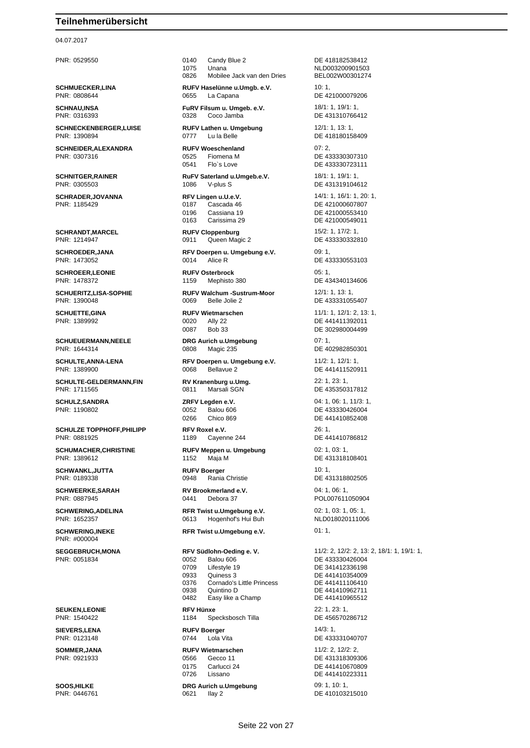# Teilnehmerübersicht

04.07.2017

| Teilnehmer | Verein / Pferd | Prüfungen / Lebensnr. |
|---|---|---|
| PNR: 0529550 | 0140 Candy Blue 2 | DE 418182538412 |
| | 1075 Unana | NLD003200901503 |
| | 0826 Mobilee Jack van den Dries | BEL002W00301274 |
| **SCHMUECKER,LINA** | **RUFV Haselünne u.Umgb. e.V.** | 10: 1, |
| PNR: 0808644 | 0655 La Capana | DE 421000079206 |
| **SCHNAU,INSA** | **FuRV Filsum u. Umgeb. e.V.** | 18/1: 1, 19/1: 1, |
| PNR: 0316393 | 0328 Coco Jamba | DE 431310766412 |
| **SCHNECKENBERGER,LUISE** | **RUFV Lathen u. Umgebung** | 12/1: 1, 13: 1, |
| PNR: 1390894 | 0777 Lu la Belle | DE 418180158409 |
| **SCHNEIDER,ALEXANDRA** | **RUFV Woeschenland** | 07: 2, |
| PNR: 0307316 | 0525 Fiomena M | DE 433330307310 |
| | 0541 Flo`s Love | DE 433330723111 |
| **SCHNITGER,RAINER** | **RuFV Saterland u.Umgeb.e.V.** | 18/1: 1, 19/1: 1, |
| PNR: 0305503 | 1086 V-plus S | DE 431319104612 |
| **SCHRADER,JOVANNA** | **RFV Lingen u.U.e.V.** | 14/1: 1, 16/1: 1, 20: 1, |
| PNR: 1185429 | 0187 Cascada 46 | DE 421000607807 |
| | 0196 Cassiana 19 | DE 421000553410 |
| | 0163 Carissima 29 | DE 421000549011 |
| **SCHRANDT,MARCEL** | **RUFV Cloppenburg** | 15/2: 1, 17/2: 1, |
| PNR: 1214947 | 0911 Queen Magic 2 | DE 433330332810 |
| **SCHROEDER,JANA** | **RFV Doerpen u. Umgebung e.V.** | 09: 1, |
| PNR: 1473052 | 0014 Alice R | DE 433330553103 |
| **SCHROEER,LEONIE** | **RUFV Osterbrock** | 05: 1, |
| PNR: 1478372 | 1159 Mephisto 380 | DE 434340134606 |
| **SCHUERITZ,LISA-SOPHIE** | **RUFV Walchum -Sustrum-Moor** | 12/1: 1, 13: 1, |
| PNR: 1390048 | 0069 Belle Jolie 2 | DE 433331055407 |
| **SCHUETTE,GINA** | **RUFV Wietmarschen** | 11/1: 1, 12/1: 2, 13: 1, |
| PNR: 1389992 | 0020 Ally 22 | DE 441411392011 |
| | 0087 Bob 33 | DE 302980004499 |
| **SCHUEUERMANN,NEELE** | **DRG Aurich u.Umgebung** | 07: 1, |
| PNR: 1644314 | 0808 Magic 235 | DE 402982850301 |
| **SCHULTE,ANNA-LENA** | **RFV Doerpen u. Umgebung e.V.** | 11/2: 1, 12/1: 1, |
| PNR: 1389900 | 0068 Bellavue 2 | DE 441411520911 |
| **SCHULTE-GELDERMANN,FIN** | **RV Kranenburg u.Umg.** | 22: 1, 23: 1, |
| PNR: 1711565 | 0811 Marsali SGN | DE 435350317812 |
| **SCHULZ,SANDRA** | **ZRFV Legden e.V.** | 04: 1, 06: 1, 11/3: 1, |
| PNR: 1190802 | 0052 Balou 606 | DE 433330426004 |
| | 0266 Chico 869 | DE 441410852408 |
| **SCHULZE TOPPHOFF,PHILIPP** | **RFV Roxel e.V.** | 26: 1, |
| PNR: 0881925 | 1189 Cayenne 244 | DE 441410786812 |
| **SCHUMACHER,CHRISTINE** | **RUFV Meppen u. Umgebung** | 02: 1, 03: 1, |
| PNR: 1389612 | 1152 Maja M | DE 431318108401 |
| **SCHWANKL,JUTTA** | **RUFV Boerger** | 10: 1, |
| PNR: 0189338 | 0948 Rania Christie | DE 431318802505 |
| **SCHWEERKE,SARAH** | **RV Brookmerland e.V.** | 04: 1, 06: 1, |
| PNR: 0887945 | 0441 Debora 37 | POL007611050904 |
| **SCHWERING,ADELINA** | **RFR Twist u.Umgebung e.V.** | 02: 1, 03: 1, 05: 1, |
| PNR: 1652357 | 0613 Hogenhof's Hui Buh | NLD018020111006 |
| **SCHWERING,INEKE** | **RFR Twist u.Umgebung e.V.** | 01: 1, |
| PNR: #000004 | | |
| **SEGGEBRUCH,MONA** | **RFV Südlohn-Oeding e. V.** | 11/2: 2, 12/2: 2, 13: 2, 18/1: 1, 19/1: 1, |
| PNR: 0051834 | 0052 Balou 606 | DE 433330426004 |
| | 0709 Lifestyle 19 | DE 341412336198 |
| | 0933 Quiness 3 | DE 441410354009 |
| | 0376 Cornado's Little Princess | DE 441411106410 |
| | 0938 Quintino D | DE 441410962711 |
| | 0482 Easy like a Champ | DE 441410965512 |
| **SEUKEN,LEONIE** | **RFV Hünxe** | 22: 1, 23: 1, |
| PNR: 1540422 | 1184 Specksbosch Tilla | DE 456570286712 |
| **SIEVERS,LENA** | **RUFV Boerger** | 14/3: 1, |
| PNR: 0123148 | 0744 Lola Vita | DE 433331040707 |
| **SOMMER,JANA** | **RUFV Wietmarschen** | 11/2: 2, 12/2: 2, |
| PNR: 0921933 | 0566 Gecco 11 | DE 431318309306 |
| | 0175 Carlucci 24 | DE 441410670809 |
| | 0726 Lissano | DE 441410223311 |
| **SOOS,HILKE** | **DRG Aurich u.Umgebung** | 09: 1, 10: 1, |
| PNR: 0446761 | 0621 Ilay 2 | DE 410103215010 |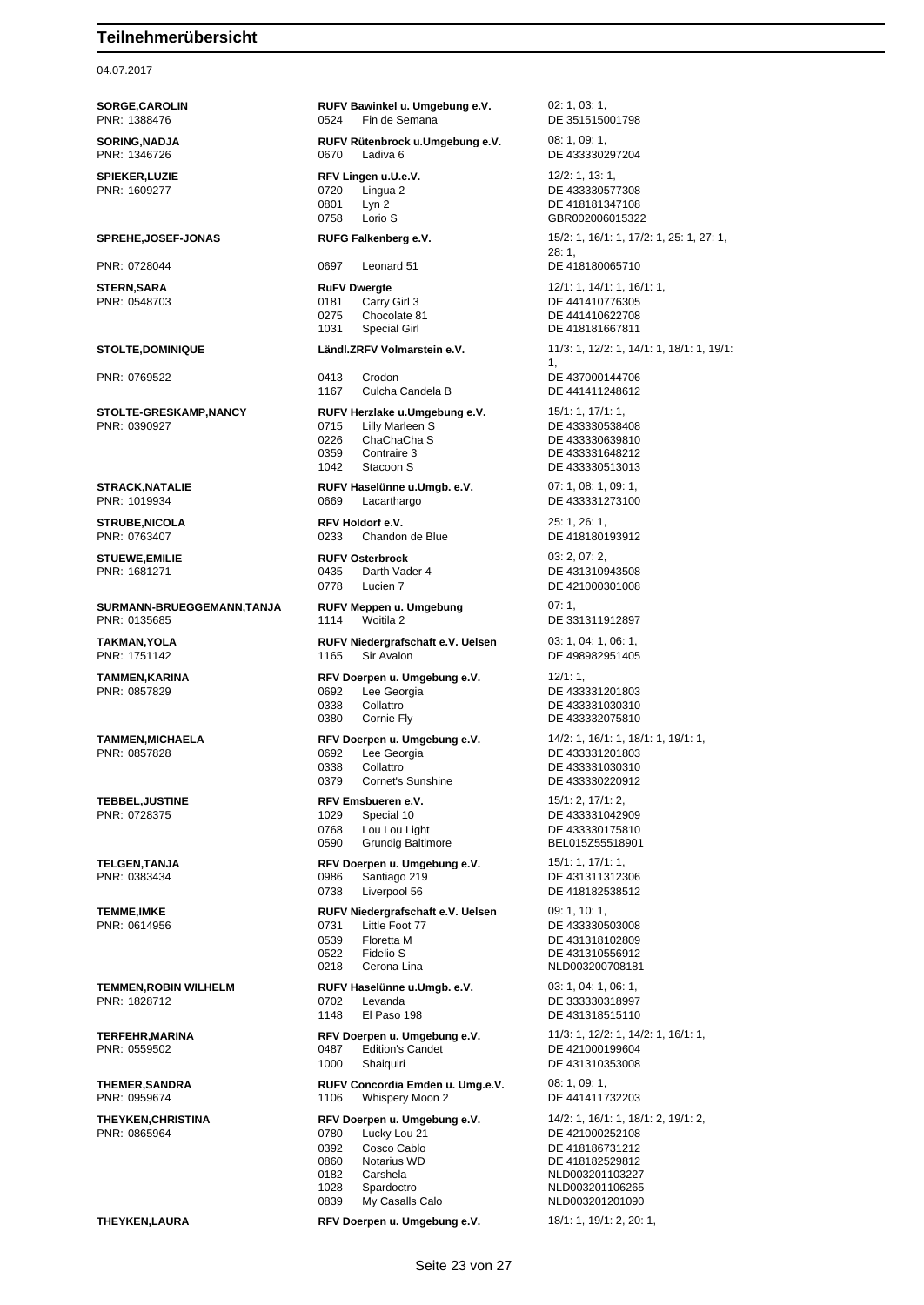# Teilnehmerübersicht

04.07.2017

| Teilnehmer | Verein / Pferd | Prüfungen / Lebensnummer |
|---|---|---|
| **SORGE,CAROLIN** | **RUFV Bawinkel u. Umgebung e.V.** | 02: 1, 03: 1, |
| PNR: 1388476 | 0524 Fin de Semana | DE 351515001798 |
| **SORING,NADJA** | **RUFV Rütenbrock u.Umgebung e.V.** | 08: 1, 09: 1, |
| PNR: 1346726 | 0670 Ladiva 6 | DE 433330297204 |
| **SPIEKER,LUZIE** | **RFV Lingen u.U.e.V.** | 12/2: 1, 13: 1, |
| PNR: 1609277 | 0720 Lingua 2 | DE 433330577308 |
| | 0801 Lyn 2 | DE 418181347108 |
| | 0758 Lorio S | GBR002006015322 |
| **SPREHE,JOSEF-JONAS** | **RUFG Falkenberg e.V.** | 15/2: 1, 16/1: 1, 17/2: 1, 25: 1, 27: 1, 28: 1, |
| PNR: 0728044 | 0697 Leonard 51 | DE 418180065710 |
| **STERN,SARA** | **RuFV Dwergte** | 12/1: 1, 14/1: 1, 16/1: 1, |
| PNR: 0548703 | 0181 Carry Girl 3 | DE 441410776305 |
| | 0275 Chocolate 81 | DE 441410622708 |
| | 1031 Special Girl | DE 418181667811 |
| **STOLTE,DOMINIQUE** | **Ländl.ZRFV Volmarstein e.V.** | 11/3: 1, 12/2: 1, 14/1: 1, 18/1: 1, 19/1: 1, |
| PNR: 0769522 | 0413 Crodon | DE 437000144706 |
| | 1167 Culcha Candela B | DE 441411248612 |
| **STOLTE-GRESKAMP,NANCY** | **RUFV Herzlake u.Umgebung e.V.** | 15/1: 1, 17/1: 1, |
| PNR: 0390927 | 0715 Lilly Marleen S | DE 433330538408 |
| | 0226 ChaChaCha S | DE 433330639810 |
| | 0359 Contraire 3 | DE 433331648212 |
| | 1042 Stacoon S | DE 433330513013 |
| **STRACK,NATALIE** | **RUFV Haselünne u.Umgb. e.V.** | 07: 1, 08: 1, 09: 1, |
| PNR: 1019934 | 0669 Lacarthargo | DE 433331273100 |
| **STRUBE,NICOLA** | **RFV Holdorf e.V.** | 25: 1, 26: 1, |
| PNR: 0763407 | 0233 Chandon de Blue | DE 418180193912 |
| **STUEWE,EMILIE** | **RUFV Osterbrock** | 03: 2, 07: 2, |
| PNR: 1681271 | 0435 Darth Vader 4 | DE 431310943508 |
| | 0778 Lucien 7 | DE 421000301008 |
| **SURMANN-BRUEGGEMANN,TANJA** | **RUFV Meppen u. Umgebung** | 07: 1, |
| PNR: 0135685 | 1114 Woitila 2 | DE 331311912897 |
| **TAKMAN,YOLA** | **RUFV Niedergrafschaft e.V. Uelsen** | 03: 1, 04: 1, 06: 1, |
| PNR: 1751142 | 1165 Sir Avalon | DE 498982951405 |
| **TAMMEN,KARINA** | **RFV Doerpen u. Umgebung e.V.** | 12/1: 1, |
| PNR: 0857829 | 0692 Lee Georgia | DE 433331201803 |
| | 0338 Collattro | DE 433331030310 |
| | 0380 Cornie Fly | DE 433332075810 |
| **TAMMEN,MICHAELA** | **RFV Doerpen u. Umgebung e.V.** | 14/2: 1, 16/1: 1, 18/1: 1, 19/1: 1, |
| PNR: 0857828 | 0692 Lee Georgia | DE 433331201803 |
| | 0338 Collattro | DE 433331030310 |
| | 0379 Cornet's Sunshine | DE 433330220912 |
| **TEBBEL,JUSTINE** | **RFV Emsbueren e.V.** | 15/1: 2, 17/1: 2, |
| PNR: 0728375 | 1029 Special 10 | DE 433331042909 |
| | 0768 Lou Lou Light | DE 433330175810 |
| | 0590 Grundig Baltimore | BEL015Z55518901 |
| **TELGEN,TANJA** | **RFV Doerpen u. Umgebung e.V.** | 15/1: 1, 17/1: 1, |
| PNR: 0383434 | 0986 Santiago 219 | DE 431311312306 |
| | 0738 Liverpool 56 | DE 418182538512 |
| **TEMME,IMKE** | **RUFV Niedergrafschaft e.V. Uelsen** | 09: 1, 10: 1, |
| PNR: 0614956 | 0731 Little Foot 77 | DE 433330503008 |
| | 0539 Floretta M | DE 431318102809 |
| | 0522 Fidelio S | DE 431310556912 |
| | 0218 Cerona Lina | NLD003200708181 |
| **TEMMEN,ROBIN WILHELM** | **RUFV Haselünne u.Umgb. e.V.** | 03: 1, 04: 1, 06: 1, |
| PNR: 1828712 | 0702 Levanda | DE 333330318997 |
| | 1148 El Paso 198 | DE 431318515110 |
| **TERFEHR,MARINA** | **RFV Doerpen u. Umgebung e.V.** | 11/3: 1, 12/2: 1, 14/2: 1, 16/1: 1, |
| PNR: 0559502 | 0487 Edition's Candet | DE 421000199604 |
| | 1000 Shaiquiri | DE 431310353008 |
| **THEMER,SANDRA** | **RUFV Concordia Emden u. Umg.e.V.** | 08: 1, 09: 1, |
| PNR: 0959674 | 1106 Whispery Moon 2 | DE 441411732203 |
| **THEYKEN,CHRISTINA** | **RFV Doerpen u. Umgebung e.V.** | 14/2: 1, 16/1: 1, 18/1: 2, 19/1: 2, |
| PNR: 0865964 | 0780 Lucky Lou 21 | DE 421000252108 |
| | 0392 Cosco Cablo | DE 418186731212 |
| | 0860 Notarius WD | DE 418182529812 |
| | 0182 Carshela | NLD003201103227 |
| | 1028 Spardoctro | NLD003201106265 |
| | 0839 My Casalls Calo | NLD003201201090 |
| **THEYKEN,LAURA** | **RFV Doerpen u. Umgebung e.V.** | 18/1: 1, 19/1: 2, 20: 1, |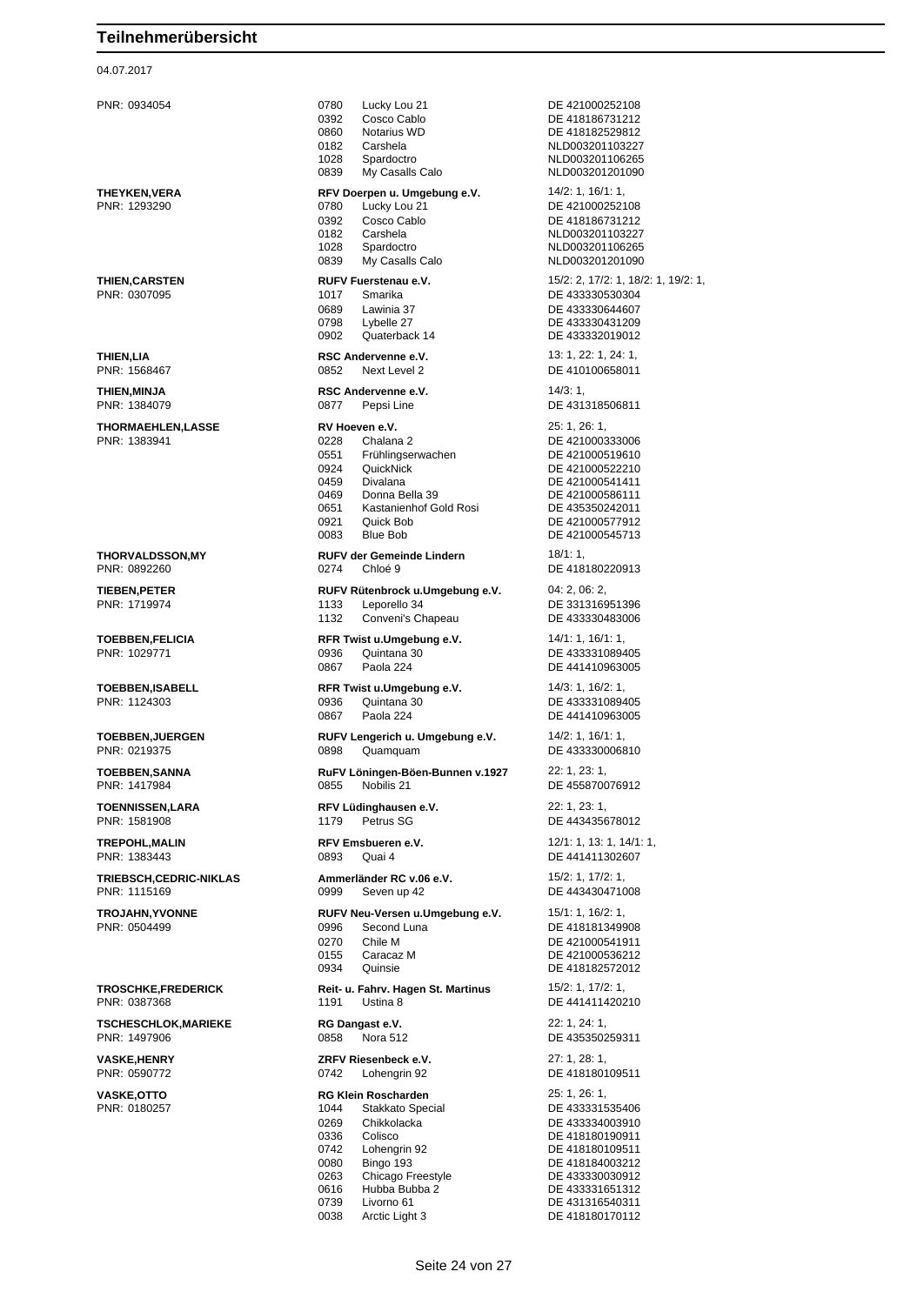# Teilnehmerübersicht

04.07.2017

| Teilnehmer | Nr. | Pferd / Verein | Prüfungen / Lebensnr. |
|---|---|---|---|
| PNR: 0934054 | 0780 | Lucky Lou 21 | DE 421000252108 |
| | 0392 | Cosco Cablo | DE 418186731212 |
| | 0860 | Notarius WD | DE 418182529812 |
| | 0182 | Carshela | NLD003201103227 |
| | 1028 | Spardoctro | NLD003201106265 |
| | 0839 | My Casalls Calo | NLD003201201090 |
| **THEYKEN,VERA** | | **RFV Doerpen u. Umgebung e.V.** | 14/2: 1, 16/1: 1, |
| PNR: 1293290 | 0780 | Lucky Lou 21 | DE 421000252108 |
| | 0392 | Cosco Cablo | DE 418186731212 |
| | 0182 | Carshela | NLD003201103227 |
| | 1028 | Spardoctro | NLD003201106265 |
| | 0839 | My Casalls Calo | NLD003201201090 |
| **THIEN,CARSTEN** | | **RUFV Fuerstenau e.V.** | 15/2: 2, 17/2: 1, 18/2: 1, 19/2: 1, |
| PNR: 0307095 | 1017 | Smarika | DE 433330530304 |
| | 0689 | Lawinia 37 | DE 433330644607 |
| | 0798 | Lybelle 27 | DE 433330431209 |
| | 0902 | Quaterback 14 | DE 433332019012 |
| **THIEN,LIA** | | **RSC Andervenne e.V.** | 13: 1, 22: 1, 24: 1, |
| PNR: 1568467 | 0852 | Next Level 2 | DE 410100658011 |
| **THIEN,MINJA** | | **RSC Andervenne e.V.** | 14/3: 1, |
| PNR: 1384079 | 0877 | Pepsi Line | DE 431318506811 |
| **THORMAEHLEN,LASSE** | | **RV Hoeven e.V.** | 25: 1, 26: 1, |
| PNR: 1383941 | 0228 | Chalana 2 | DE 421000333006 |
| | 0551 | Frühlingserwachen | DE 421000519610 |
| | 0924 | QuickNick | DE 421000522210 |
| | 0459 | Divalana | DE 421000541411 |
| | 0469 | Donna Bella 39 | DE 421000586111 |
| | 0651 | Kastanienhof Gold Rosi | DE 435350242011 |
| | 0921 | Quick Bob | DE 421000577912 |
| | 0083 | Blue Bob | DE 421000545713 |
| **THORVALDSSON,MY** | | **RUFV der Gemeinde Lindern** | 18/1: 1, |
| PNR: 0892260 | 0274 | Chloé 9 | DE 418180220913 |
| **TIEBEN,PETER** | | **RUFV Rütenbrock u.Umgebung e.V.** | 04: 2, 06: 2, |
| PNR: 1719974 | 1133 | Leporello 34 | DE 331316951396 |
| | 1132 | Conveni's Chapeau | DE 433330483006 |
| **TOEBBEN,FELICIA** | | **RFR Twist u.Umgebung e.V.** | 14/1: 1, 16/1: 1, |
| PNR: 1029771 | 0936 | Quintana 30 | DE 433331089405 |
| | 0867 | Paola 224 | DE 441410963005 |
| **TOEBBEN,ISABELL** | | **RFR Twist u.Umgebung e.V.** | 14/3: 1, 16/2: 1, |
| PNR: 1124303 | 0936 | Quintana 30 | DE 433331089405 |
| | 0867 | Paola 224 | DE 441410963005 |
| **TOEBBEN,JUERGEN** | | **RUFV Lengerich u. Umgebung e.V.** | 14/2: 1, 16/1: 1, |
| PNR: 0219375 | 0898 | Quamquam | DE 433330006810 |
| **TOEBBEN,SANNA** | | **RuFV Löningen-Böen-Bunnen v.1927** | 22: 1, 23: 1, |
| PNR: 1417984 | 0855 | Nobilis 21 | DE 455870076912 |
| **TOENNISSEN,LARA** | | **RFV Lüdinghausen e.V.** | 22: 1, 23: 1, |
| PNR: 1581908 | 1179 | Petrus SG | DE 443435678012 |
| **TREPOHL,MALIN** | | **RFV Emsbueren e.V.** | 12/1: 1, 13: 1, 14/1: 1, |
| PNR: 1383443 | 0893 | Quai 4 | DE 441411302607 |
| **TRIEBSCH,CEDRIC-NIKLAS** | | **Ammerländer RC v.06 e.V.** | 15/2: 1, 17/2: 1, |
| PNR: 1115169 | 0999 | Seven up 42 | DE 443430471008 |
| **TROJAHN,YVONNE** | | **RUFV Neu-Versen u.Umgebung e.V.** | 15/1: 1, 16/2: 1, |
| PNR: 0504499 | 0996 | Second Luna | DE 418181349908 |
| | 0270 | Chile M | DE 421000541911 |
| | 0155 | Caracaz M | DE 421000536212 |
| | 0934 | Quinsie | DE 418182572012 |
| **TROSCHKE,FREDERICK** | | **Reit- u. Fahrv. Hagen St. Martinus** | 15/2: 1, 17/2: 1, |
| PNR: 0387368 | 1191 | Ustina 8 | DE 441411420210 |
| **TSCHESCHLOK,MARIEKE** | | **RG Dangast e.V.** | 22: 1, 24: 1, |
| PNR: 1497906 | 0858 | Nora 512 | DE 435350259311 |
| **VASKE,HENRY** | | **ZRFV Riesenbeck e.V.** | 27: 1, 28: 1, |
| PNR: 0590772 | 0742 | Lohengrin 92 | DE 418180109511 |
| **VASKE,OTTO** | | **RG Klein Roscharden** | 25: 1, 26: 1, |
| PNR: 0180257 | 1044 | Stakkato Special | DE 433331535406 |
| | 0269 | Chikkolacka | DE 433334003910 |
| | 0336 | Colisco | DE 418180190911 |
| | 0742 | Lohengrin 92 | DE 418180109511 |
| | 0080 | Bingo 193 | DE 418184003212 |
| | 0263 | Chicago Freestyle | DE 433330030912 |
| | 0616 | Hubba Bubba 2 | DE 433331651312 |
| | 0739 | Livorno 61 | DE 431316540311 |
| | 0038 | Arctic Light 3 | DE 418180170112 |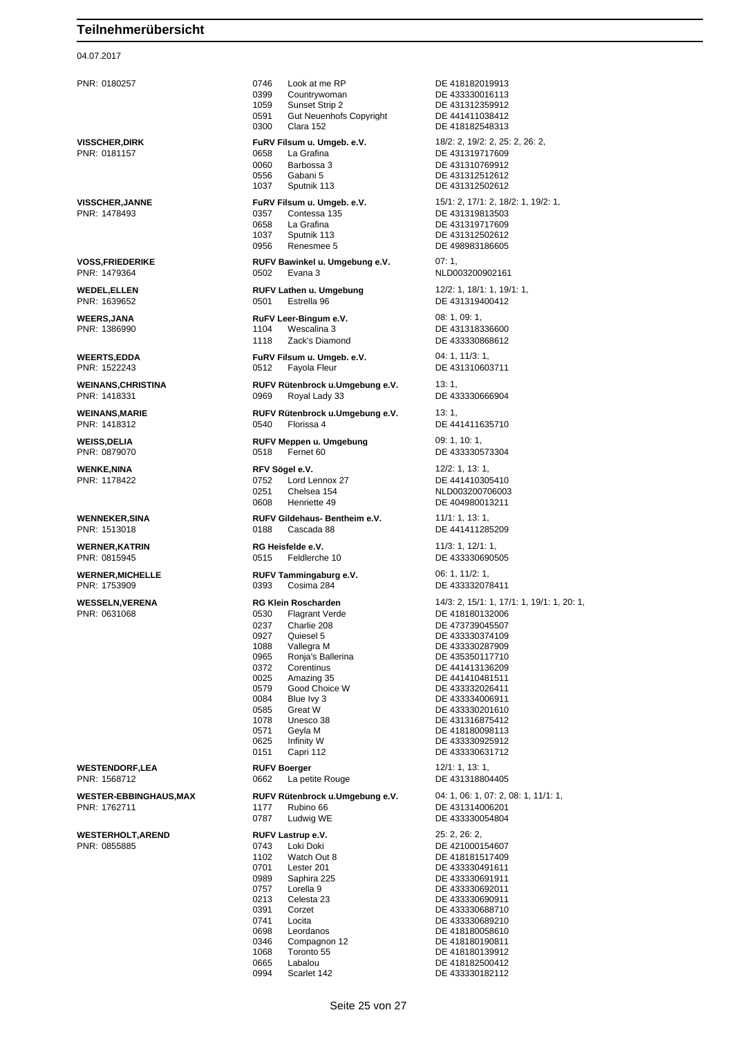# Teilnehmerübersicht

04.07.2017

| Reiter | Verein / Pferd | | Prüfungen / Lebensnummer |
|---|---|---|---|
| PNR: 0180257 | 0746 | Look at me RP | DE 418182019913 |
| | 0399 | Countrywoman | DE 433330016113 |
| | 1059 | Sunset Strip 2 | DE 431312359912 |
| | 0591 | Gut Neuenhofs Copyright | DE 441411038412 |
| | 0300 | Clara 152 | DE 418182548313 |
| **VISSCHER,DIRK** | **FuRV Filsum u. Umgeb. e.V.** | | 18/2: 2, 19/2: 2, 25: 2, 26: 2, |
| PNR: 0181157 | 0658 | La Grafina | DE 431319717609 |
| | 0060 | Barbossa 3 | DE 431310769912 |
| | 0556 | Gabani 5 | DE 431312512612 |
| | 1037 | Sputnik 113 | DE 431312502612 |
| **VISSCHER,JANNE** | **FuRV Filsum u. Umgeb. e.V.** | | 15/1: 2, 17/1: 2, 18/2: 1, 19/2: 1, |
| PNR: 1478493 | 0357 | Contessa 135 | DE 431319813503 |
| | 0658 | La Grafina | DE 431319717609 |
| | 1037 | Sputnik 113 | DE 431312502612 |
| | 0956 | Renesmee 5 | DE 498983186605 |
| **VOSS,FRIEDERIKE** | **RUFV Bawinkel u. Umgebung e.V.** | | 07: 1, |
| PNR: 1479364 | 0502 | Evana 3 | NLD003200902161 |
| **WEDEL,ELLEN** | **RUFV Lathen u. Umgebung** | | 12/2: 1, 18/1: 1, 19/1: 1, |
| PNR: 1639652 | 0501 | Estrella 96 | DE 431319400412 |
| **WEERS,JANA** | **RuFV Leer-Bingum e.V.** | | 08: 1, 09: 1, |
| PNR: 1386990 | 1104 | Wescalina 3 | DE 431318336600 |
| | 1118 | Zack's Diamond | DE 433330868612 |
| **WEERTS,EDDA** | **FuRV Filsum u. Umgeb. e.V.** | | 04: 1, 11/3: 1, |
| PNR: 1522243 | 0512 | Fayola Fleur | DE 431310603711 |
| **WEINANS,CHRISTINA** | **RUFV Rütenbrock u.Umgebung e.V.** | | 13: 1, |
| PNR: 1418331 | 0969 | Royal Lady 33 | DE 433330666904 |
| **WEINANS,MARIE** | **RUFV Rütenbrock u.Umgebung e.V.** | | 13: 1, |
| PNR: 1418312 | 0540 | Florissa 4 | DE 441411635710 |
| **WEISS,DELIA** | **RUFV Meppen u. Umgebung** | | 09: 1, 10: 1, |
| PNR: 0879070 | 0518 | Fernet 60 | DE 433330573304 |
| **WENKE,NINA** | **RFV Sögel e.V.** | | 12/2: 1, 13: 1, |
| PNR: 1178422 | 0752 | Lord Lennox 27 | DE 441410305410 |
| | 0251 | Chelsea 154 | NLD003200706003 |
| | 0608 | Henriette 49 | DE 404980013211 |
| **WENNEKER,SINA** | **RUFV Gildehaus- Bentheim e.V.** | | 11/1: 1, 13: 1, |
| PNR: 1513018 | 0188 | Cascada 88 | DE 441411285209 |
| **WERNER,KATRIN** | **RG Heisfelde e.V.** | | 11/3: 1, 12/1: 1, |
| PNR: 0815945 | 0515 | Feldlerche 10 | DE 433330690505 |
| **WERNER,MICHELLE** | **RUFV Tammingaburg e.V.** | | 06: 1, 11/2: 1, |
| PNR: 1753909 | 0393 | Cosima 284 | DE 433332078411 |
| **WESSELN,VERENA** | **RG Klein Roscharden** | | 14/3: 2, 15/1: 1, 17/1: 1, 19/1: 1, 20: 1, |
| PNR: 0631068 | 0530 | Flagrant Verde | DE 418180132006 |
| | 0237 | Charlie 208 | DE 473739045507 |
| | 0927 | Quiesel 5 | DE 433330374109 |
| | 1088 | Vallegra M | DE 433330287909 |
| | 0965 | Ronja's Ballerina | DE 435350117710 |
| | 0372 | Corentinus | DE 441413136209 |
| | 0025 | Amazing 35 | DE 441410481511 |
| | 0579 | Good Choice W | DE 433332026411 |
| | 0084 | Blue Ivy 3 | DE 433334006911 |
| | 0585 | Great W | DE 433330201610 |
| | 1078 | Unesco 38 | DE 431316875412 |
| | 0571 | Geyla M | DE 418180098113 |
| | 0625 | Infinity W | DE 433330925912 |
| | 0151 | Capri 112 | DE 433330631712 |
| **WESTENDORF,LEA** | **RUFV Boerger** | | 12/1: 1, 13: 1, |
| PNR: 1568712 | 0662 | La petite Rouge | DE 431318804405 |
| **WESTER-EBBINGHAUS,MAX** | **RUFV Rütenbrock u.Umgebung e.V.** | | 04: 1, 06: 1, 07: 2, 08: 1, 11/1: 1, |
| PNR: 1762711 | 1177 | Rubino 66 | DE 431314006201 |
| | 0787 | Ludwig WE | DE 433330054804 |
| **WESTERHOLT,AREND** | **RUFV Lastrup e.V.** | | 25: 2, 26: 2, |
| PNR: 0855885 | 0743 | Loki Doki | DE 421000154607 |
| | 1102 | Watch Out 8 | DE 418181517409 |
| | 0701 | Lester 201 | DE 433330491611 |
| | 0989 | Saphira 225 | DE 433330691911 |
| | 0757 | Lorella 9 | DE 433330692011 |
| | 0213 | Celesta 23 | DE 433330690911 |
| | 0391 | Corzet | DE 433330688710 |
| | 0741 | Locita | DE 433330689210 |
| | 0698 | Leordanos | DE 418180058610 |
| | 0346 | Compagnon 12 | DE 418180190811 |
| | 1068 | Toronto 55 | DE 418180139912 |
| | 0665 | Labalou | DE 418182500412 |
| | 0994 | Scarlet 142 | DE 433330182112 |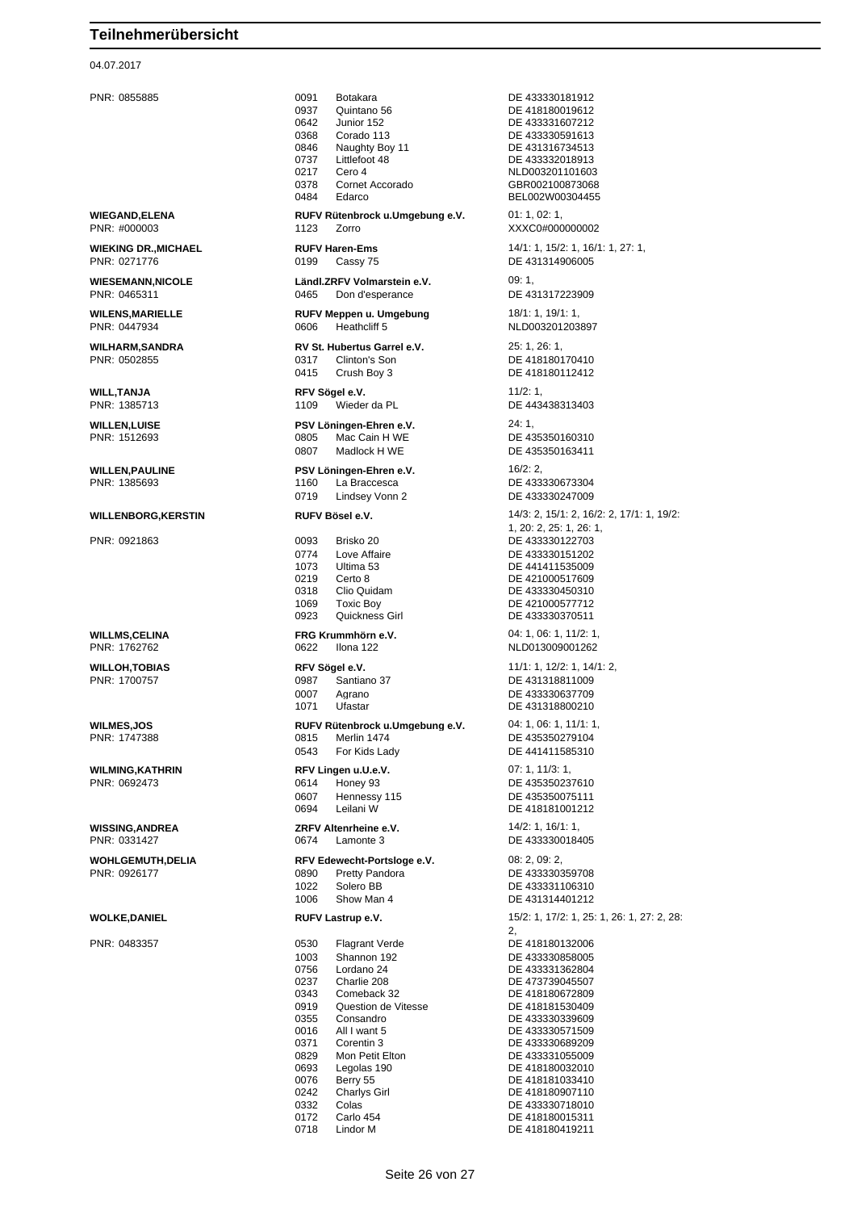## Teilnehmerübersicht

04.07.2017

| Teilnehmer | Verein / Pferd | Prüfungen / Lebensnummer |
|---|---|---|
| PNR: 0855885 | 0091 Botakara | DE 433330181912 |
| | 0937 Quintano 56 | DE 418180019612 |
| | 0642 Junior 152 | DE 433331607212 |
| | 0368 Corado 113 | DE 433330591613 |
| | 0846 Naughty Boy 11 | DE 431316734513 |
| | 0737 Littlefoot 48 | DE 433332018913 |
| | 0217 Cero 4 | NLD003201101603 |
| | 0378 Cornet Accorado | GBR002100873068 |
| | 0484 Edarco | BEL002W00304455 |
| **WIEGAND,ELENA** | **RUFV Rütenbrock u.Umgebung e.V.** | 01: 1, 02: 1, |
| PNR: #000003 | 1123 Zorro | XXXC0#000000002 |
| **WIEKING DR.,MICHAEL** | **RUFV Haren-Ems** | 14/1: 1, 15/2: 1, 16/1: 1, 27: 1, |
| PNR: 0271776 | 0199 Cassy 75 | DE 431314906005 |
| **WIESEMANN,NICOLE** | **Ländl.ZRFV Volmarstein e.V.** | 09: 1, |
| PNR: 0465311 | 0465 Don d'esperance | DE 431317223909 |
| **WILENS,MARIELLE** | **RUFV Meppen u. Umgebung** | 18/1: 1, 19/1: 1, |
| PNR: 0447934 | 0606 Heathcliff 5 | NLD003201203897 |
| **WILHARM,SANDRA** | **RV St. Hubertus Garrel e.V.** | 25: 1, 26: 1, |
| PNR: 0502855 | 0317 Clinton's Son | DE 418180170410 |
| | 0415 Crush Boy 3 | DE 418180112412 |
| **WILL,TANJA** | **RFV Sögel e.V.** | 11/2: 1, |
| PNR: 1385713 | 1109 Wieder da PL | DE 443438313403 |
| **WILLEN,LUISE** | **PSV Löningen-Ehren e.V.** | 24: 1, |
| PNR: 1512693 | 0805 Mac Cain H WE | DE 435350160310 |
| | 0807 Madlock H WE | DE 435350163411 |
| **WILLEN,PAULINE** | **PSV Löningen-Ehren e.V.** | 16/2: 2, |
| PNR: 1385693 | 1160 La Braccesca | DE 433330673304 |
| | 0719 Lindsey Vonn 2 | DE 433330247009 |
| **WILLENBORG,KERSTIN** | **RUFV Bösel e.V.** | 14/3: 2, 15/1: 2, 16/2: 2, 17/1: 1, 19/2: 1, 20: 2, 25: 1, 26: 1, |
| PNR: 0921863 | 0093 Brisko 20 | DE 433330122703 |
| | 0774 Love Affaire | DE 433330151202 |
| | 1073 Ultima 53 | DE 441411535009 |
| | 0219 Certo 8 | DE 421000517609 |
| | 0318 Clio Quidam | DE 433330450310 |
| | 1069 Toxic Boy | DE 421000577712 |
| | 0923 Quickness Girl | DE 433330370511 |
| **WILLMS,CELINA** | **FRG Krummhörn e.V.** | 04: 1, 06: 1, 11/2: 1, |
| PNR: 1762762 | 0622 Ilona 122 | NLD013009001262 |
| **WILLOH,TOBIAS** | **RFV Sögel e.V.** | 11/1: 1, 12/2: 1, 14/1: 2, |
| PNR: 1700757 | 0987 Santiano 37 | DE 431318811009 |
| | 0007 Agrano | DE 433330637709 |
| | 1071 Ufastar | DE 431318800210 |
| **WILMES,JOS** | **RUFV Rütenbrock u.Umgebung e.V.** | 04: 1, 06: 1, 11/1: 1, |
| PNR: 1747388 | 0815 Merlin 1474 | DE 435350279104 |
| | 0543 For Kids Lady | DE 441411585310 |
| **WILMING,KATHRIN** | **RFV Lingen u.U.e.V.** | 07: 1, 11/3: 1, |
| PNR: 0692473 | 0614 Honey 93 | DE 435350237610 |
| | 0607 Hennessy 115 | DE 435350075111 |
| | 0694 Leilani W | DE 418181001212 |
| **WISSING,ANDREA** | **ZRFV Altenrheine e.V.** | 14/2: 1, 16/1: 1, |
| PNR: 0331427 | 0674 Lamonte 3 | DE 433330018405 |
| **WOHLGEMUTH,DELIA** | **RFV Edewecht-Portsloge e.V.** | 08: 2, 09: 2, |
| PNR: 0926177 | 0890 Pretty Pandora | DE 433330359708 |
| | 1022 Solero BB | DE 433331106310 |
| | 1006 Show Man 4 | DE 431314401212 |
| **WOLKE,DANIEL** | **RUFV Lastrup e.V.** | 15/2: 1, 17/2: 1, 25: 1, 26: 1, 27: 2, 28: 2, |
| PNR: 0483357 | 0530 Flagrant Verde | DE 418180132006 |
| | 1003 Shannon 192 | DE 433330858005 |
| | 0756 Lordano 24 | DE 433331362804 |
| | 0237 Charlie 208 | DE 473739045507 |
| | 0343 Comeback 32 | DE 418180672809 |
| | 0919 Question de Vitesse | DE 418181530409 |
| | 0355 Consandro | DE 433330339609 |
| | 0016 All I want 5 | DE 433330571509 |
| | 0371 Corentin 3 | DE 433330689209 |
| | 0829 Mon Petit Elton | DE 433331055009 |
| | 0693 Legolas 190 | DE 418180032010 |
| | 0076 Berry 55 | DE 418181033410 |
| | 0242 Charlys Girl | DE 418180907110 |
| | 0332 Colas | DE 433330718010 |
| | 0172 Carlo 454 | DE 418180015311 |
| | 0718 Lindor M | DE 418180419211 |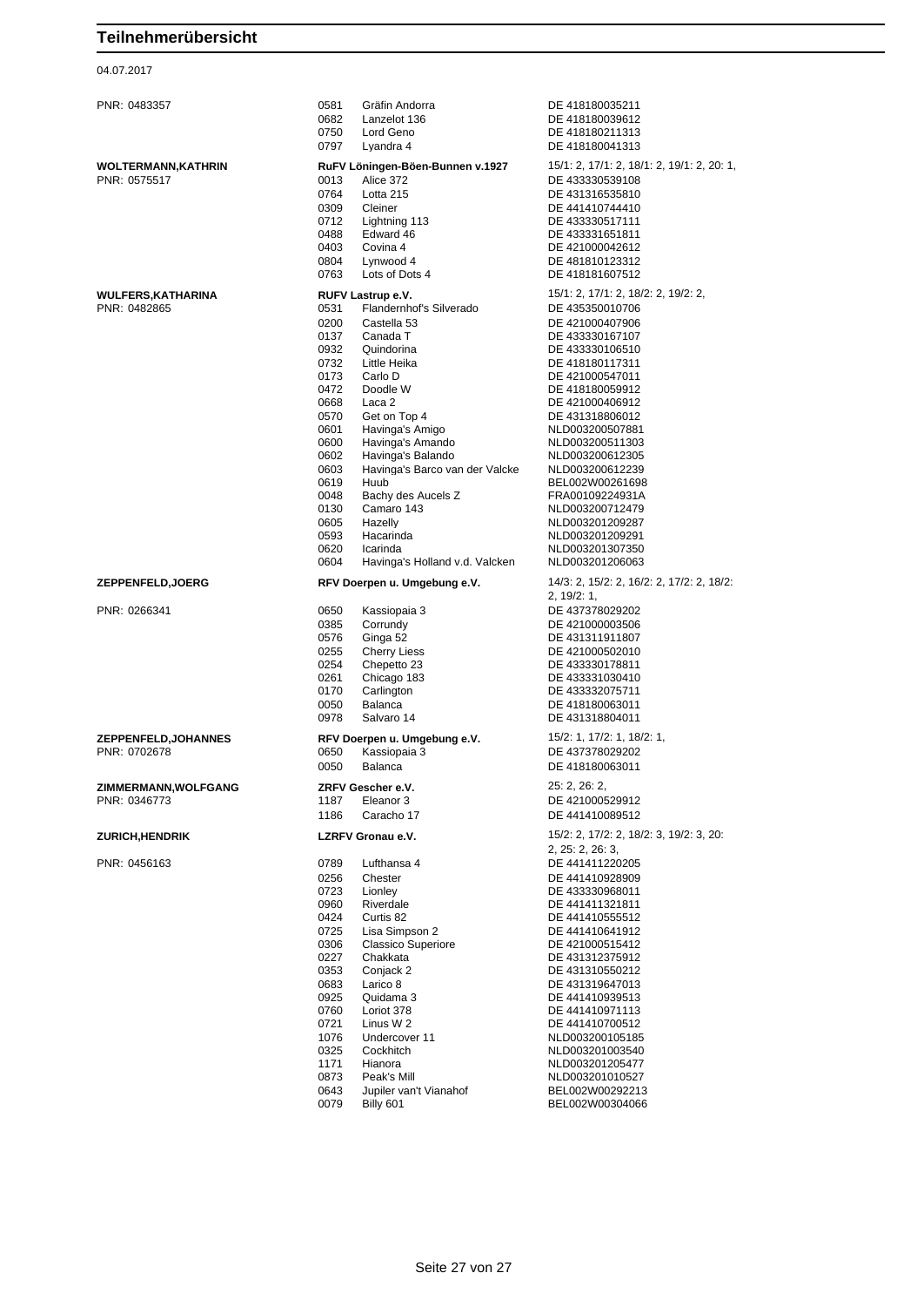# Teilnehmerübersicht

04.07.2017

PNR: 0483357

| | | | |
|---|---|---|---|
| 0581 | Gräfin Andorra | DE 418180035211 |
| 0682 | Lanzelot 136 | DE 418180039612 |
| 0750 | Lord Geno | DE 418180211313 |
| 0797 | Lyandra 4 | DE 418180041313 |

**WOLTERMANN,KATHRIN** — **RuFV Löningen-Böen-Bunnen v.1927** — 15/1: 2, 17/1: 2, 18/1: 2, 19/1: 2, 20: 1,

PNR: 0575517

| | | |
|---|---|---|
| 0013 | Alice 372 | DE 433330539108 |
| 0764 | Lotta 215 | DE 431316535810 |
| 0309 | Cleiner | DE 441410744410 |
| 0712 | Lightning 113 | DE 433330517111 |
| 0488 | Edward 46 | DE 433331651811 |
| 0403 | Covina 4 | DE 421000042612 |
| 0804 | Lynwood 4 | DE 481810123312 |
| 0763 | Lots of Dots 4 | DE 418181607512 |

**WULFERS,KATHARINA** — **RUFV Lastrup e.V.** — 15/1: 2, 17/1: 2, 18/2: 2, 19/2: 2,

PNR: 0482865

| | | |
|---|---|---|
| 0531 | Flandernhof's Silverado | DE 435350010706 |
| 0200 | Castella 53 | DE 421000407906 |
| 0137 | Canada T | DE 433330167107 |
| 0932 | Quindorina | DE 433330106510 |
| 0732 | Little Heika | DE 418180117311 |
| 0173 | Carlo D | DE 421000547011 |
| 0472 | Doodle W | DE 418180059912 |
| 0668 | Laca 2 | DE 421000406912 |
| 0570 | Get on Top 4 | DE 431318806012 |
| 0601 | Havinga's Amigo | NLD003200507881 |
| 0600 | Havinga's Amando | NLD003200511303 |
| 0602 | Havinga's Balando | NLD003200612305 |
| 0603 | Havinga's Barco van der Valcke | NLD003200612239 |
| 0619 | Huub | BEL002W00261698 |
| 0048 | Bachy des Aucels Z | FRA00109224931A |
| 0130 | Camaro 143 | NLD003200712479 |
| 0605 | Hazelly | NLD003201209287 |
| 0593 | Hacarinda | NLD003201209291 |
| 0620 | Icarinda | NLD003201307350 |
| 0604 | Havinga's Holland v.d. Valcken | NLD003201206063 |

**ZEPPENFELD,JOERG** — **RFV Doerpen u. Umgebung e.V.** — 14/3: 2, 15/2: 2, 16/2: 2, 17/2: 2, 18/2: 2, 19/2: 1,

PNR: 0266341

| | | |
|---|---|---|
| 0650 | Kassiopaia 3 | DE 437378029202 |
| 0385 | Corrundy | DE 421000003506 |
| 0576 | Ginga 52 | DE 431311911807 |
| 0255 | Cherry Liess | DE 421000502010 |
| 0254 | Chepetto 23 | DE 433330178811 |
| 0261 | Chicago 183 | DE 433331030410 |
| 0170 | Carlington | DE 433332075711 |
| 0050 | Balanca | DE 418180063011 |
| 0978 | Salvaro 14 | DE 431318804011 |

**ZEPPENFELD,JOHANNES** — **RFV Doerpen u. Umgebung e.V.** — 15/2: 1, 17/2: 1, 18/2: 1,

PNR: 0702678

| | | |
|---|---|---|
| 0650 | Kassiopaia 3 | DE 437378029202 |
| 0050 | Balanca | DE 418180063011 |

**ZIMMERMANN,WOLFGANG** — **ZRFV Gescher e.V.** — 25: 2, 26: 2,

PNR: 0346773

| | | |
|---|---|---|
| 1187 | Eleanor 3 | DE 421000529912 |
| 1186 | Caracho 17 | DE 441410089512 |

**ZURICH,HENDRIK** — **LZRFV Gronau e.V.** — 15/2: 2, 17/2: 2, 18/2: 3, 19/2: 3, 20: 2, 25: 2, 26: 3,

PNR: 0456163

| | | |
|---|---|---|
| 0789 | Lufthansa 4 | DE 441411220205 |
| 0256 | Chester | DE 441410928909 |
| 0723 | Lionley | DE 433330968011 |
| 0960 | Riverdale | DE 441411321811 |
| 0424 | Curtis 82 | DE 441410555512 |
| 0725 | Lisa Simpson 2 | DE 441410641912 |
| 0306 | Classico Superiore | DE 421000515412 |
| 0227 | Chakkata | DE 431312375912 |
| 0353 | Conjack 2 | DE 431310550212 |
| 0683 | Larico 8 | DE 431319647013 |
| 0925 | Quidama 3 | DE 441410939513 |
| 0760 | Loriot 378 | DE 441410971113 |
| 0721 | Linus W 2 | DE 441410700512 |
| 1076 | Undercover 11 | NLD003200105185 |
| 0325 | Cockhitch | NLD003201003540 |
| 1171 | Hianora | NLD003201205477 |
| 0873 | Peak's Mill | NLD003201010527 |
| 0643 | Jupiler van't Vianahof | BEL002W00292213 |
| 0079 | Billy 601 | BEL002W00304066 |